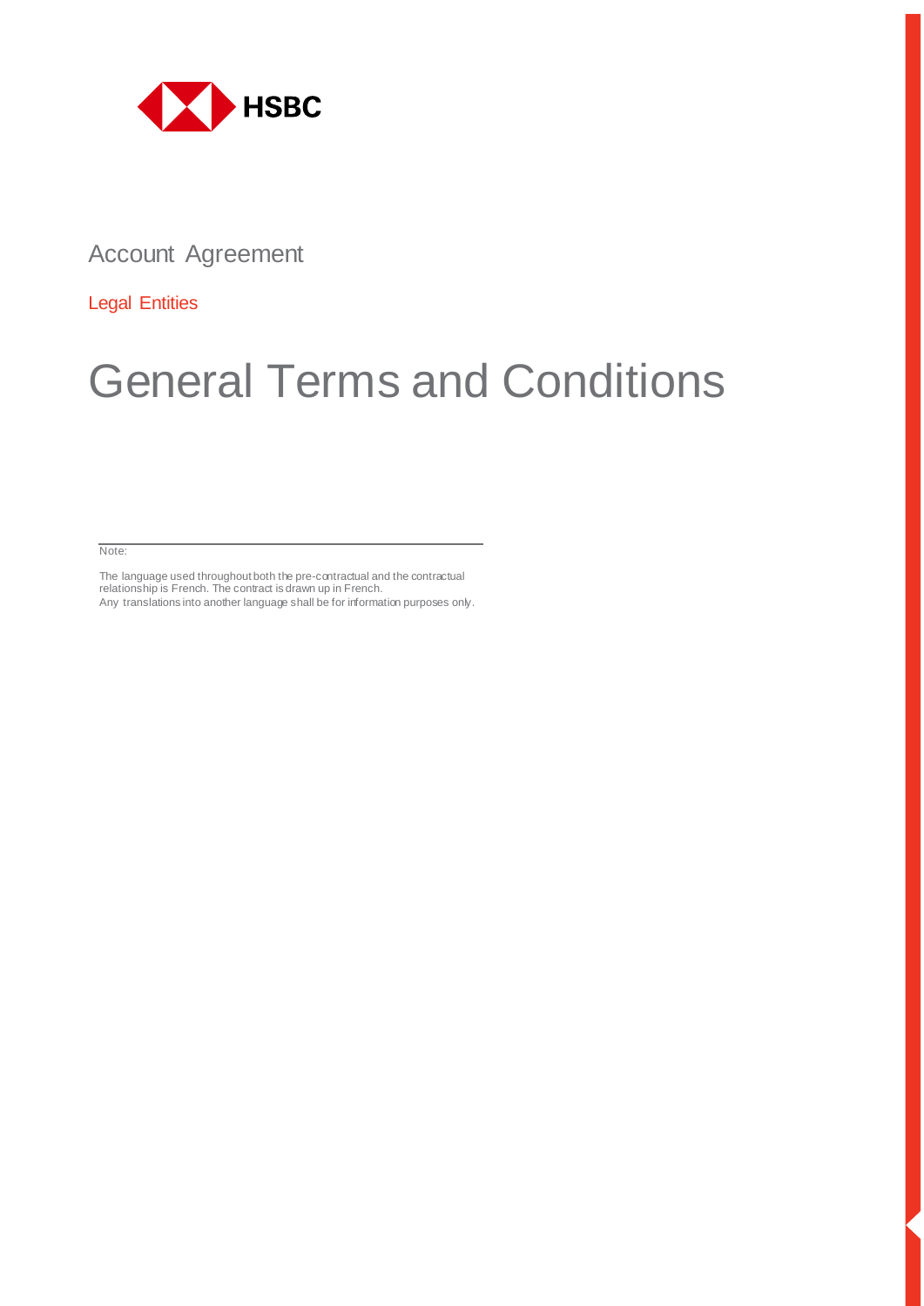HSBC

Account Agreement

Legal Entities

# General Terms and Conditions

Note:

The language used throughout both the pre-contractual and the contractual relationship is French. The contract is drawn up in French.
Any translations into another language shall be for information purposes only.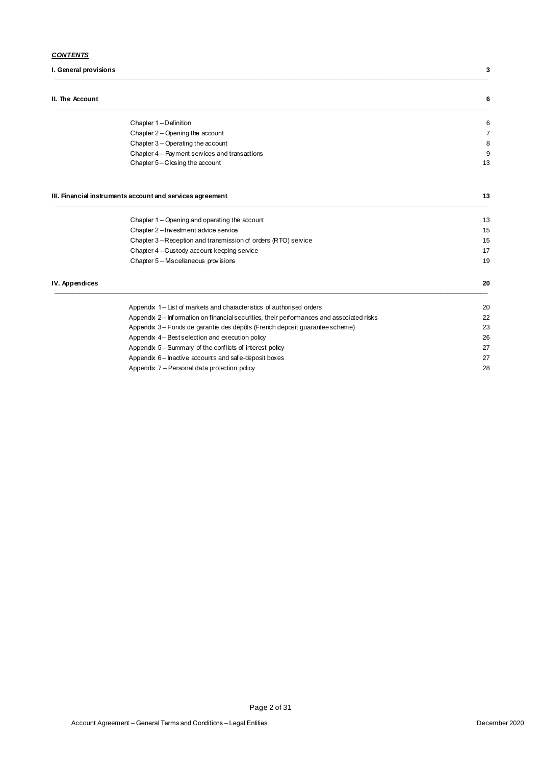***CONTENTS***

| | |
|---|---|
| **I. General provisions** | **3** |
| **II. The Account** | **6** |
| Chapter 1 – Definition | 6 |
| Chapter 2 – Opening the account | 7 |
| Chapter 3 – Operating the account | 8 |
| Chapter 4 – Payment services and transactions | 9 |
| Chapter 5 – Closing the account | 13 |
| **III. Financial instruments account and services agreement** | **13** |
| Chapter 1 – Opening and operating the account | 13 |
| Chapter 2 – Investment advice service | 15 |
| Chapter 3 – Reception and transmission of orders (RTO) service | 15 |
| Chapter 4 – Custody account keeping service | 17 |
| Chapter 5 – Miscellaneous provisions | 19 |
| **IV. Appendices** | **20** |
| Appendix 1 – List of markets and characteristics of authorised orders | 20 |
| Appendix 2 – Information on financial securities, their performances and associated risks | 22 |
| Appendix 3 – Fonds de garantie des dépôts (French deposit guarantee scheme) | 23 |
| Appendix 4 – Best selection and execution policy | 26 |
| Appendix 5 – Summary of the conflicts of interest policy | 27 |
| Appendix 6 – Inactive accounts and safe-deposit boxes | 27 |
| Appendix 7 – Personal data protection policy | 28 |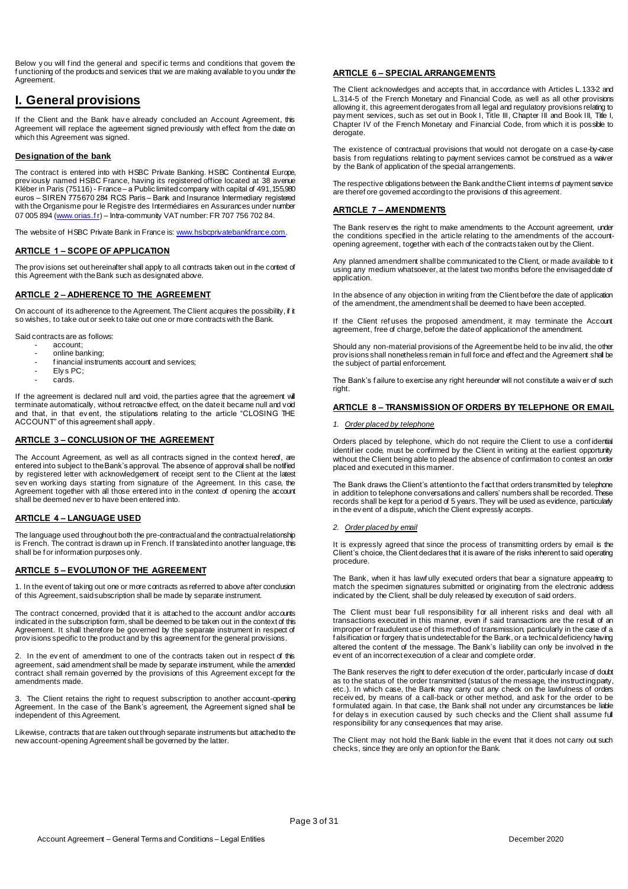Below you will find the general and specific terms and conditions that govern the functioning of the products and services that we are making available to you under the Agreement.

# I. General provisions

If the Client and the Bank have already concluded an Account Agreement, this Agreement will replace the agreement signed previously with effect from the date on which this Agreement was signed.

### Designation of the bank

The contract is entered into with HSBC Private Banking. HSBC Continental Europe, previously named HSBC France, having its registered office located at 38 avenue Kléber in Paris (75116) - France – a Public limited company with capital of 491,155,980 euros – SIREN 775 670 284 RCS Paris – Bank and Insurance Intermediary registered with the Organisme pour le Registre des Intermédiaires en Assurances under number 07 005 894 (www.orias.fr) – Intra-community VAT number: FR 707 756 702 84.

The website of HSBC Private Bank in France is: www.hsbcprivatebankfrance.com.

### ARTICLE 1 – SCOPE OF APPLICATION

The provisions set out hereinafter shall apply to all contracts taken out in the context of this Agreement with the Bank such as designated above.

### ARTICLE 2 – ADHERENCE TO THE AGREEMENT

On account of its adherence to the Agreement. The Client acquires the possibility, if it so wishes, to take out or seek to take out one or more contracts with the Bank.

Said contracts are as follows:

- account;
- online banking;
- financial instruments account and services;
- Elys PC;
- cards.

If the agreement is declared null and void, the parties agree that the agreement will terminate automatically, without retroactive effect, on the date it became null and void and that, in that event, the stipulations relating to the article "CLOSING THE ACCOUNT" of this agreement shall apply.

### ARTICLE 3 – CONCLUSION OF THE AGREEMENT

The Account Agreement, as well as all contracts signed in the context hereof, are entered into subject to the Bank's approval. The absence of approval shall be notified by registered letter with acknowledgement of receipt sent to the Client at the latest seven working days starting from signature of the Agreement. In this case, the Agreement together with all those entered into in the context of opening the account shall be deemed never to have been entered into.

### ARTICLE 4 – LANGUAGE USED

The language used throughout both the pre-contractual and the contractual relationship is French. The contract is drawn up in French. If translated into another language, this shall be for information purposes only.

### ARTICLE 5 – EVOLUTION OF THE AGREEMENT

1. In the event of taking out one or more contracts as referred to above after conclusion of this Agreement, said subscription shall be made by separate instrument.

The contract concerned, provided that it is attached to the account and/or accounts indicated in the subscription form, shall be deemed to be taken out in the context of this Agreement. It shall therefore be governed by the separate instrument in respect of provisions specific to the product and by this agreement for the general provisions.

2. In the event of amendment to one of the contracts taken out in respect of this agreement, said amendment shall be made by separate instrument, while the amended contract shall remain governed by the provisions of this Agreement except for the amendments made.

3. The Client retains the right to request subscription to another account-opening Agreement. In the case of the Bank's agreement, the Agreement signed shall be independent of this Agreement.

Likewise, contracts that are taken out through separate instruments but attached to the new account-opening Agreement shall be governed by the latter.

### ARTICLE 6 – SPECIAL ARRANGEMENTS

The Client acknowledges and accepts that, in accordance with Articles L.133-2 and L.314-5 of the French Monetary and Financial Code, as well as all other provisions allowing it, this agreement derogates from all legal and regulatory provisions relating to payment services, such as set out in Book I, Title III, Chapter III and Book III, Title I, Chapter IV of the French Monetary and Financial Code, from which it is possible to derogate.

The existence of contractual provisions that would not derogate on a case-by-case basis from regulations relating to payment services cannot be construed as a waiver by the Bank of application of the special arrangements.

The respective obligations between the Bank and the Client in terms of payment service are therefore governed according to the provisions of this agreement.

### ARTICLE 7 – AMENDMENTS

The Bank reserves the right to make amendments to the Account agreement, under the conditions specified in the article relating to the amendments of the account-opening agreement, together with each of the contracts taken out by the Client.

Any planned amendment shall be communicated to the Client, or made available to it using any medium whatsoever, at the latest two months before the envisaged date of application.

In the absence of any objection in writing from the Client before the date of application of the amendment, the amendment shall be deemed to have been accepted.

If the Client refuses the proposed amendment, it may terminate the Account agreement, free of charge, before the date of application of the amendment.

Should any non-material provisions of the Agreement be held to be invalid, the other provisions shall nonetheless remain in full force and effect and the Agreement shall be the subject of partial enforcement.

The Bank's failure to exercise any right hereunder will not constitute a waiver of such right.

### ARTICLE 8 – TRANSMISSION OF ORDERS BY TELEPHONE OR EMAIL

*1. Order placed by telephone*

Orders placed by telephone, which do not require the Client to use a confidential identifier code, must be confirmed by the Client in writing at the earliest opportunity without the Client being able to plead the absence of confirmation to contest an order placed and executed in this manner.

The Bank draws the Client's attention to the fact that orders transmitted by telephone in addition to telephone conversations and callers' numbers shall be recorded. These records shall be kept for a period of 5 years. They will be used as evidence, particularly in the event of a dispute, which the Client expressly accepts.

*2. Order placed by email*

It is expressly agreed that since the process of transmitting orders by email is the Client's choice, the Client declares that it is aware of the risks inherent to said operating procedure.

The Bank, when it has lawfully executed orders that bear a signature appearing to match the specimen signatures submitted or originating from the electronic address indicated by the Client, shall be duly released by execution of said orders.

The Client must bear full responsibility for all inherent risks and deal with all transactions executed in this manner, even if said transactions are the result of an improper or fraudulent use of this method of transmission, particularly in the case of a falsification or forgery that is undetectable for the Bank, or a technical deficiency having altered the content of the message. The Bank's liability can only be involved in the event of an incorrect execution of a clear and complete order.

The Bank reserves the right to defer execution of the order, particularly in case of doubt as to the status of the order transmitted (status of the message, the instructing party, etc.). In which case, the Bank may carry out any check on the lawfulness of orders received, by means of a call-back or other method, and ask for the order to be formulated again. In that case, the Bank shall not under any circumstances be liable for delays in execution caused by such checks and the Client shall assume full responsibility for any consequences that may arise.

The Client may not hold the Bank liable in the event that it does not carry out such checks, since they are only an option for the Bank.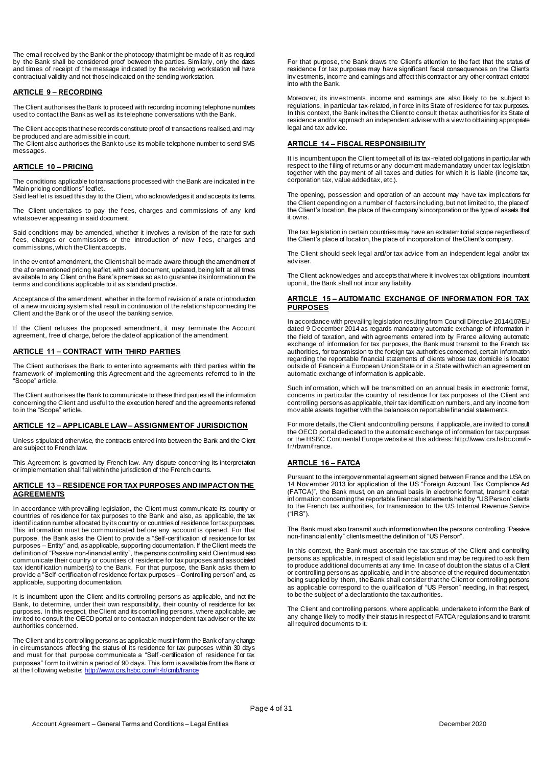The email received by the Bank or the photocopy that might be made of it as required by the Bank shall be considered proof between the parties. Similarly, only the dates and times of receipt of the message indicated by the receiving workstation will have contractual validity and not those indicated on the sending workstation.

## ARTICLE 9 – RECORDING

The Client authorises the Bank to proceed with recording incoming telephone numbers used to contact the Bank as well as its telephone conversations with the Bank.

The Client accepts that these records constitute proof of transactions realised, and may be produced and are admissible in court.
The Client also authorises the Bank to use its mobile telephone number to send SMS messages.

## ARTICLE 10 – PRICING

The conditions applicable to transactions processed with the Bank are indicated in the "Main pricing conditions" leaflet.
Said leaflet is issued this day to the Client, who acknowledges it and accepts its terms.

The Client undertakes to pay the fees, charges and commissions of any kind whatsoever appearing in said document.

Said conditions may be amended, whether it involves a revision of the rate for such fees, charges or commissions or the introduction of new fees, charges and commissions, which the Client accepts.

In the event of amendment, the Client shall be made aware through the amendment of the aforementioned pricing leaflet, with said document, updated, being left at all times available to any Client on the Bank's premises so as to guarantee its information on the terms and conditions applicable to it as standard practice.

Acceptance of the amendment, whether in the form of revision of a rate or introduction of a new invoicing system shall result in continuation of the relationship connecting the Client and the Bank or of the use of the banking service.

If the Client refuses the proposed amendment, it may terminate the Account agreement, free of charge, before the date of application of the amendment.

## ARTICLE 11 – CONTRACT WITH THIRD PARTIES

The Client authorises the Bank to enter into agreements with third parties within the framework of implementing this Agreement and the agreements referred to in the "Scope" article.

The Client authorises the Bank to communicate to these third parties all the information concerning the Client and useful to the execution hereof and the agreements referred to in the "Scope" article.

## ARTICLE 12 – APPLICABLE LAW – ASSIGNMENT OF JURISDICTION

Unless stipulated otherwise, the contracts entered into between the Bank and the Client are subject to French law.

This Agreement is governed by French law. Any dispute concerning its interpretation or implementation shall fall within the jurisdiction of the French courts.

## ARTICLE 13 – RESIDENCE FOR TAX PURPOSES AND IMPACT ON THE AGREEMENTS

In accordance with prevailing legislation, the Client must communicate its country or countries of residence for tax purposes to the Bank and also, as applicable, the tax identification number allocated by its country or countries of residence for tax purposes. This information must be communicated before any account is opened. For that purpose, the Bank asks the Client to provide a "Self-certification of residence for tax purposes – Entity" and, as applicable, supporting documentation. If the Client meets the definition of "Passive non-financial entity", the persons controlling said Client must also communicate their country or countries of residence for tax purposes and associated tax identification number(s) to the Bank. For that purpose, the Bank asks them to provide a "Self-certification of residence for tax purposes – Controlling person" and, as applicable, supporting documentation.

It is incumbent upon the Client and its controlling persons as applicable, and not the Bank, to determine, under their own responsibility, their country of residence for tax purposes. In this respect, the Client and its controlling persons, where applicable, are invited to consult the OECD portal or to contact an independent tax adviser or the tax authorities concerned.

The Client and its controlling persons as applicable must inform the Bank of any change in circumstances affecting the status of its residence for tax purposes within 30 days and must for that purpose communicate a "Self-certification of residence for tax purposes" form to it within a period of 90 days. This form is available from the Bank or at the following website: http://www.crs.hsbc.com/fr-fr/cmb/france

For that purpose, the Bank draws the Client's attention to the fact that the status of residence for tax purposes may have significant fiscal consequences on the Client's investments, income and earnings and affect this contract or any other contract entered into with the Bank.

Moreover, its investments, income and earnings are also likely to be subject to regulations, in particular tax-related, in force in its State of residence for tax purposes. In this context, the Bank invites the Client to consult the tax authorities for its State of residence and/or approach an independent adviser with a view to obtaining appropriate legal and tax advice.

## ARTICLE 14 – FISCAL RESPONSIBILITY

It is incumbent upon the Client to meet all of its tax-related obligations in particular with respect to the filing of returns or any document made mandatory under tax legislation together with the payment of all taxes and duties for which it is liable (income tax, corporation tax, value added tax, etc.).

The opening, possession and operation of an account may have tax implications for the Client depending on a number of factors including, but not limited to, the place of the Client's location, the place of the company's incorporation or the type of assets that it owns.

The tax legislation in certain countries may have an extraterritorial scope regardless of the Client's place of location, the place of incorporation of the Client's company.

The Client should seek legal and/or tax advice from an independent legal and/or tax adviser.

The Client acknowledges and accepts that where it involves tax obligations incumbent upon it, the Bank shall not incur any liability.

## ARTICLE 15 – AUTOMATIC EXCHANGE OF INFORMATION FOR TAX PURPOSES

In accordance with prevailing legislation resulting from Council Directive 2014/107/EU dated 9 December 2014 as regards mandatory automatic exchange of information in the field of taxation, and with agreements entered into by France allowing automatic exchange of information for tax purposes, the Bank must transmit to the French tax authorities, for transmission to the foreign tax authorities concerned, certain information regarding the reportable financial statements of clients whose tax domicile is located outside of France in a European Union State or in a State with which an agreement on automatic exchange of information is applicable.

Such information, which will be transmitted on an annual basis in electronic format, concerns in particular the country of residence for tax purposes of the Client and controlling persons as applicable, their tax identification numbers, and any income from movable assets together with the balances on reportable financial statements.

For more details, the Client and controlling persons, if applicable, are invited to consult the OECD portal dedicated to the automatic exchange of information for tax purposes or the HSBC Continental Europe website at this address: http://www.crs.hsbc.com/fr-fr/rbwm/france.

## ARTICLE 16 – FATCA

Pursuant to the intergovernmental agreement signed between France and the USA on 14 November 2013 for application of the US "Foreign Account Tax Compliance Act (FATCA)", the Bank must, on an annual basis in electronic format, transmit certain information concerning the reportable financial statements held by "US Person" clients to the French tax authorities, for transmission to the US Internal Revenue Service ("IRS").

The Bank must also transmit such information when the persons controlling "Passive non-financial entity" clients meet the definition of "US Person".

In this context, the Bank must ascertain the tax status of the Client and controlling persons as applicable, in respect of said legislation and may be required to ask them to produce additional documents at any time. In case of doubt on the status of a Client or controlling persons as applicable, and in the absence of the required documentation being supplied by them, the Bank shall consider that the Client or controlling persons as applicable correspond to the qualification of "US Person" needing, in that respect, to be the subject of a declaration to the tax authorities.

The Client and controlling persons, where applicable, undertake to inform the Bank of any change likely to modify their status in respect of FATCA regulations and to transmit all required documents to it.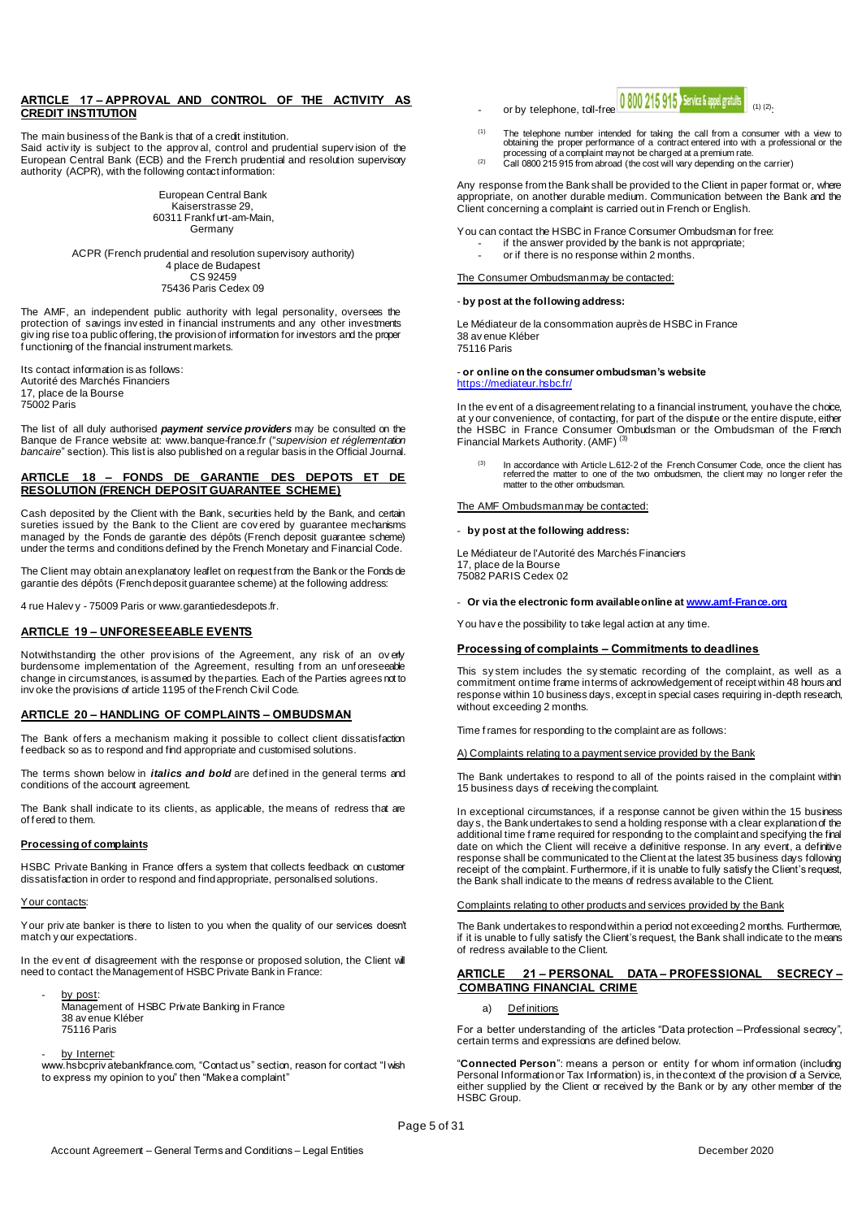## ARTICLE 17 – APPROVAL AND CONTROL OF THE ACTIVITY AS CREDIT INSTITUTION

The main business of the Bank is that of a credit institution.
Said activity is subject to the approval, control and prudential supervision of the European Central Bank (ECB) and the French prudential and resolution supervisory authority (ACPR), with the following contact information:

European Central Bank
Kaiserstrasse 29,
60311 Frankfurt-am-Main,
Germany

ACPR (French prudential and resolution supervisory authority)
4 place de Budapest
CS 92459
75436 Paris Cedex 09

The AMF, an independent public authority with legal personality, oversees the protection of savings invested in financial instruments and any other investments giving rise to a public offering, the provision of information for investors and the proper functioning of the financial instrument markets.

Its contact information is as follows:
Autorité des Marchés Financiers
17, place de la Bourse
75002 Paris

The list of all duly authorised ***payment service providers*** may be consulted on the Banque de France website at: www.banque-france.fr ("*supervision et réglementation bancaire*" section). This list is also published on a regular basis in the Official Journal.

## ARTICLE 18 – FONDS DE GARANTIE DES DEPOTS ET DE RESOLUTION (FRENCH DEPOSIT GUARANTEE SCHEME)

Cash deposited by the Client with the Bank, securities held by the Bank, and certain sureties issued by the Bank to the Client are covered by guarantee mechanisms managed by the Fonds de garantie des dépôts (French deposit guarantee scheme) under the terms and conditions defined by the French Monetary and Financial Code.

The Client may obtain an explanatory leaflet on request from the Bank or the Fonds de garantie des dépôts (French deposit guarantee scheme) at the following address:

4 rue Halevy - 75009 Paris or www.garantiedesdepots.fr.

## ARTICLE 19 – UNFORESEEABLE EVENTS

Notwithstanding the other provisions of the Agreement, any risk of an overly burdensome implementation of the Agreement, resulting from an unforeseeable change in circumstances, is assumed by the parties. Each of the Parties agrees not to invoke the provisions of article 1195 of the French Civil Code.

## ARTICLE 20 – HANDLING OF COMPLAINTS – OMBUDSMAN

The Bank offers a mechanism making it possible to collect client dissatisfaction feedback so as to respond and find appropriate and customised solutions.

The terms shown below in ***italics and bold*** are defined in the general terms and conditions of the account agreement.

The Bank shall indicate to its clients, as applicable, the means of redress that are offered to them.

### Processing of complaints

HSBC Private Banking in France offers a system that collects feedback on customer dissatisfaction in order to respond and find appropriate, personalised solutions.

Your contacts:

Your private banker is there to listen to you when the quality of our services doesn't match your expectations.

In the event of disagreement with the response or proposed solution, the Client will need to contact the Management of HSBC Private Bank in France:

- by post:
  Management of HSBC Private Banking in France
  38 avenue Kléber
  75116 Paris
- by Internet:
  www.hsbcprivatebankfrance.com, "Contact us" section, reason for contact "I wish to express my opinion to you" then "Make a complaint"
- or by telephone, toll-free 0 800 215 915 Service & appel gratuits [(1) (2)].

[(1)] The telephone number intended for taking the call from a consumer with a view to obtaining the proper performance of a contract entered into with a professional or the processing of a complaint may not be charged at a premium rate.
[(2)] Call 0800 215 915 from abroad (the cost will vary depending on the carrier)

Any response from the Bank shall be provided to the Client in paper format or, where appropriate, on another durable medium. Communication between the Bank and the Client concerning a complaint is carried out in French or English.

You can contact the HSBC in France Consumer Ombudsman for free:
- if the answer provided by the bank is not appropriate;
- or if there is no response within 2 months.

The Consumer Ombudsman may be contacted:

- **by post at the following address:**

Le Médiateur de la consommation auprès de HSBC in France
38 avenue Kléber
75116 Paris

- **or online on the consumer ombudsman's website**
https://mediateur.hsbc.fr/

In the event of a disagreement relating to a financial instrument, you have the choice, at your convenience, of contacting, for part of the dispute or the entire dispute, either the HSBC in France Consumer Ombudsman or the Ombudsman of the French Financial Markets Authority. (AMF) [(3)]

[(3)] In accordance with Article L.612-2 of the French Consumer Code, once the client has referred the matter to one of the two ombudsmen, the client may no longer refer the matter to the other ombudsman.

The AMF Ombudsman may be contacted:

- **by post at the following address:**

Le Médiateur de l'Autorité des Marchés Financiers
17, place de la Bourse
75082 PARIS Cedex 02

- **Or via the electronic form available online at www.amf-France.org**

You have the possibility to take legal action at any time.

### Processing of complaints – Commitments to deadlines

This system includes the systematic recording of the complaint, as well as a commitment on time frame in terms of acknowledgement of receipt within 48 hours and response within 10 business days, except in special cases requiring in-depth research, without exceeding 2 months.

Time frames for responding to the complaint are as follows:

A) Complaints relating to a payment service provided by the Bank

The Bank undertakes to respond to all of the points raised in the complaint within 15 business days of receiving the complaint.

In exceptional circumstances, if a response cannot be given within the 15 business days, the Bank undertakes to send a holding response with a clear explanation of the additional time frame required for responding to the complaint and specifying the final date on which the Client will receive a definitive response. In any event, a definitive response shall be communicated to the Client at the latest 35 business days following receipt of the complaint. Furthermore, if it is unable to fully satisfy the Client's request, the Bank shall indicate to the means of redress available to the Client.

Complaints relating to other products and services provided by the Bank

The Bank undertakes to respond within a period not exceeding 2 months. Furthermore, if it is unable to fully satisfy the Client's request, the Bank shall indicate to the means of redress available to the Client.

## ARTICLE 21 – PERSONAL DATA – PROFESSIONAL SECRECY – COMBATING FINANCIAL CRIME

a) Definitions

For a better understanding of the articles "Data protection – Professional secrecy", certain terms and expressions are defined below.

"**Connected Person**": means a person or entity for whom information (including Personal Information or Tax Information) is, in the context of the provision of a Service, either supplied by the Client or received by the Bank or by any other member of the HSBC Group.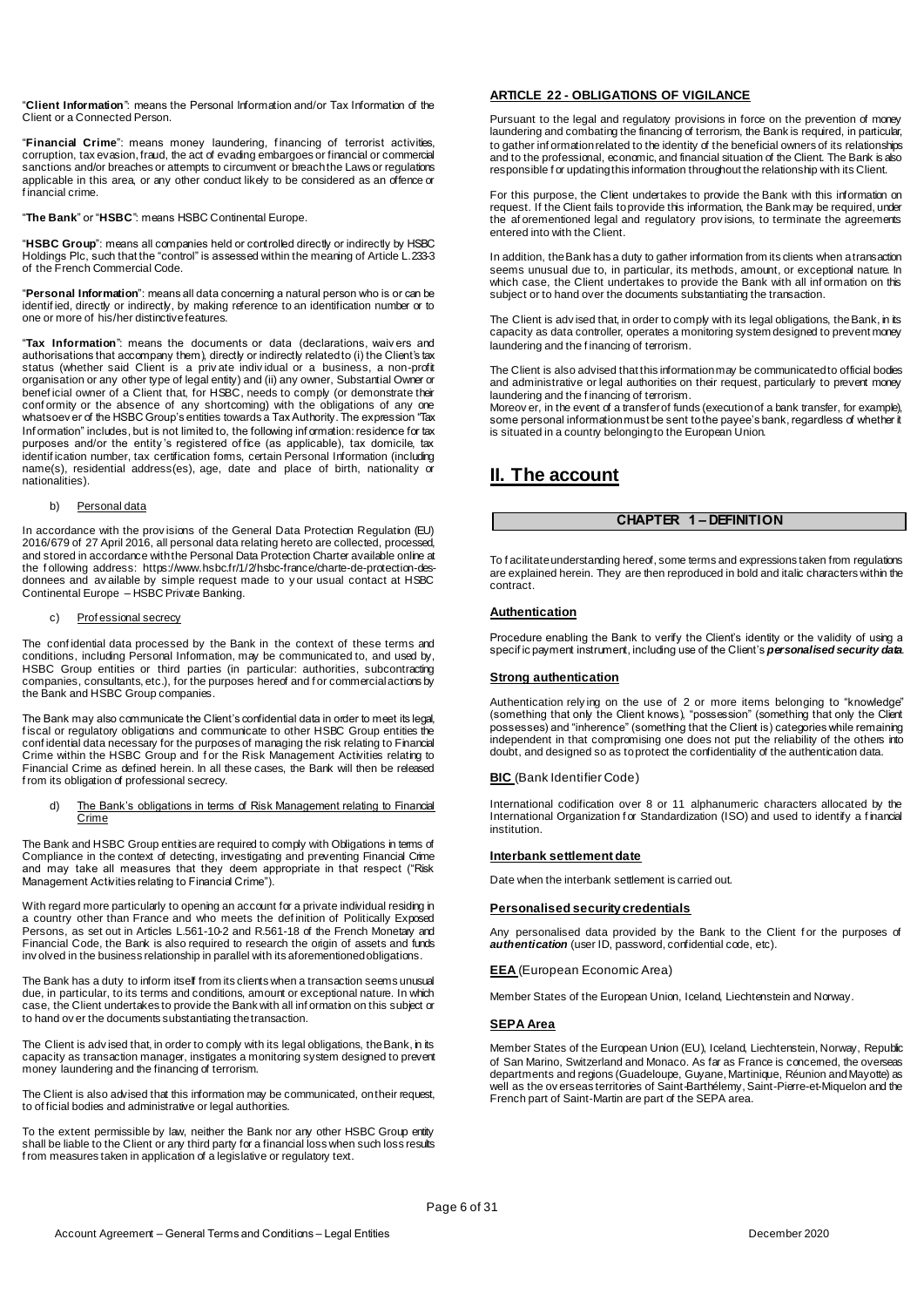"**Client Information**": means the Personal Information and/or Tax Information of the Client or a Connected Person.

"**Financial Crime**": means money laundering, financing of terrorist activities, corruption, tax evasion, fraud, the act of evading embargoes or financial or commercial sanctions and/or breaches or attempts to circumvent or breach the Laws or regulations applicable in this area, or any other conduct likely to be considered as an offence or financial crime.

"**The Bank**" or "**HSBC**": means HSBC Continental Europe.

"**HSBC Group**": means all companies held or controlled directly or indirectly by HSBC Holdings Plc, such that the "control" is assessed within the meaning of Article L.233-3 of the French Commercial Code.

"**Personal Information**": means all data concerning a natural person who is or can be identified, directly or indirectly, by making reference to an identification number or to one or more of his/her distinctive features.

"**Tax Information**": means the documents or data (declarations, waivers and authorisations that accompany them), directly or indirectly related to (i) the Client's tax status (whether said Client is a private individual or a business, a non-profit organisation or any other type of legal entity) and (ii) any owner, Substantial Owner or beneficial owner of a Client that, for HSBC, needs to comply (or demonstrate their conformity or the absence of any shortcoming) with the obligations of any one whatsoever of the HSBC Group's entities towards a Tax Authority. The expression "Tax Information" includes, but is not limited to, the following information: residence for tax purposes and/or the entity's registered office (as applicable), tax domicile, tax identification number, tax certification forms, certain Personal Information (including name(s), residential address(es), age, date and place of birth, nationality or nationalities).

b) Personal data

In accordance with the provisions of the General Data Protection Regulation (EU) 2016/679 of 27 April 2016, all personal data relating hereto are collected, processed, and stored in accordance with the Personal Data Protection Charter available online at the following address: https://www.hsbc.fr/1/2/hsbc-france/charte-de-protection-des-donnees and available by simple request made to your usual contact at HSBC Continental Europe – HSBC Private Banking.

c) Professional secrecy

The confidential data processed by the Bank in the context of these terms and conditions, including Personal Information, may be communicated to, and used by, HSBC Group entities or third parties (in particular: authorities, subcontracting companies, consultants, etc.), for the purposes hereof and for commercial actions by the Bank and HSBC Group companies.

The Bank may also communicate the Client's confidential data in order to meet its legal, fiscal or regulatory obligations and communicate to other HSBC Group entities the confidential data necessary for the purposes of managing the risk relating to Financial Crime within the HSBC Group and for the Risk Management Activities relating to Financial Crime as defined herein. In all these cases, the Bank will then be released from its obligation of professional secrecy.

d) The Bank's obligations in terms of Risk Management relating to Financial Crime

The Bank and HSBC Group entities are required to comply with Obligations in terms of Compliance in the context of detecting, investigating and preventing Financial Crime and may take all measures that they deem appropriate in that respect ("Risk Management Activities relating to Financial Crime").

With regard more particularly to opening an account for a private individual residing in a country other than France and who meets the definition of Politically Exposed Persons, as set out in Articles L.561-10-2 and R.561-18 of the French Monetary and Financial Code, the Bank is also required to research the origin of assets and funds involved in the business relationship in parallel with its aforementioned obligations.

The Bank has a duty to inform itself from its clients when a transaction seems unusual due, in particular, to its terms and conditions, amount or exceptional nature. In which case, the Client undertakes to provide the Bank with all information on this subject or to hand over the documents substantiating the transaction.

The Client is advised that, in order to comply with its legal obligations, the Bank, in its capacity as transaction manager, instigates a monitoring system designed to prevent money laundering and the financing of terrorism.

The Client is also advised that this information may be communicated, on their request, to official bodies and administrative or legal authorities.

To the extent permissible by law, neither the Bank nor any other HSBC Group entity shall be liable to the Client or any third party for a financial loss when such loss results from measures taken in application of a legislative or regulatory text.

### ARTICLE 22 - OBLIGATIONS OF VIGILANCE

Pursuant to the legal and regulatory provisions in force on the prevention of money laundering and combating the financing of terrorism, the Bank is required, in particular, to gather information related to the identity of the beneficial owners of its relationships and to the professional, economic, and financial situation of the Client. The Bank is also responsible for updating this information throughout the relationship with its Client.

For this purpose, the Client undertakes to provide the Bank with this information on request. If the Client fails to provide this information, the Bank may be required, under the aforementioned legal and regulatory provisions, to terminate the agreements entered into with the Client.

In addition, the Bank has a duty to gather information from its clients when a transaction seems unusual due to, in particular, its methods, amount, or exceptional nature. In which case, the Client undertakes to provide the Bank with all information on this subject or to hand over the documents substantiating the transaction.

The Client is advised that, in order to comply with its legal obligations, the Bank, in its capacity as data controller, operates a monitoring system designed to prevent money laundering and the financing of terrorism.

The Client is also advised that this information may be communicated to official bodies and administrative or legal authorities on their request, particularly to prevent money laundering and the financing of terrorism.
Moreover, in the event of a transfer of funds (execution of a bank transfer, for example), some personal information must be sent to the payee's bank, regardless of whether it is situated in a country belonging to the European Union.

# II. The account

## CHAPTER 1 – DEFINITION

To facilitate understanding hereof, some terms and expressions taken from regulations are explained herein. They are then reproduced in bold and italic characters within the contract.

**Authentication**

Procedure enabling the Bank to verify the Client's identity or the validity of using a specific payment instrument, including use of the Client's ***personalised security data***.

**Strong authentication**

Authentication relying on the use of 2 or more items belonging to "knowledge" (something that only the Client knows), "possession" (something that only the Client possesses) and "inherence" (something that the Client is) categories while remaining independent in that compromising one does not put the reliability of the others into doubt, and designed so as to protect the confidentiality of the authentication data.

**BIC** (Bank Identifier Code)

International codification over 8 or 11 alphanumeric characters allocated by the International Organization for Standardization (ISO) and used to identify a financial institution.

**Interbank settlement date**

Date when the interbank settlement is carried out.

**Personalised security credentials**

Any personalised data provided by the Bank to the Client for the purposes of ***authentication*** (user ID, password, confidential code, etc).

**EEA** (European Economic Area)

Member States of the European Union, Iceland, Liechtenstein and Norway.

**SEPA Area**

Member States of the European Union (EU), Iceland, Liechtenstein, Norway, Republic of San Marino, Switzerland and Monaco. As far as France is concerned, the overseas departments and regions (Guadeloupe, Guyane, Martinique, Réunion and Mayotte) as well as the overseas territories of Saint-Barthélemy, Saint-Pierre-et-Miquelon and the French part of Saint-Martin are part of the SEPA area.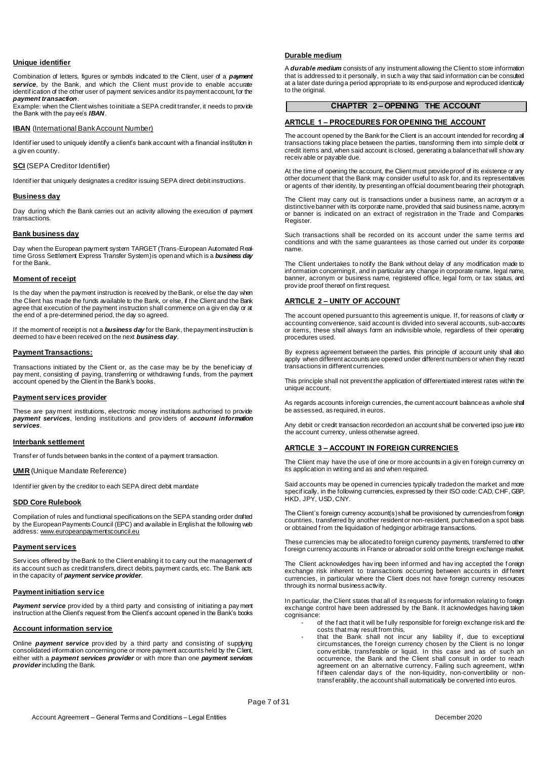### Unique identifier

Combination of letters, figures or symbols indicated to the Client, user of a ***payment service***, by the Bank, and which the Client must provide to enable accurate identification of the other user of payment services and/or its payment account, for the ***payment transaction***.

Example: when the Client wishes to initiate a SEPA credit transfer, it needs to provide the Bank with the payee's ***IBAN***.

### IBAN (International Bank Account Number)

Identifier used to uniquely identify a client's bank account with a financial institution in a given country.

### SCI (SEPA Creditor Identifier)

Identifier that uniquely designates a creditor issuing SEPA direct debit instructions.

### Business day

Day during which the Bank carries out an activity allowing the execution of payment transactions.

### Bank business day

Day when the European payment system TARGET (Trans-European Automated Real-time Gross Settlement Express Transfer System) is open and which is a ***business day*** for the Bank.

### Moment of receipt

Is the day when the payment instruction is received by the Bank, or else the day when the Client has made the funds available to the Bank, or else, if the Client and the Bank agree that execution of the payment instruction shall commence on a given day or at the end of a pre-determined period, the day so agreed.

If the moment of receipt is not a ***business day*** for the Bank, the payment instruction is deemed to have been received on the next ***business day***.

### Payment Transactions:

Transactions initiated by the Client or, as the case may be by the beneficiary of payment, consisting of paying, transferring or withdrawing funds, from the payment account opened by the Client in the Bank's books.

### Payment services provider

These are payment institutions, electronic money institutions authorised to provide ***payment services***, lending institutions and providers of ***account information services***.

### Interbank settlement

Transfer of funds between banks in the context of a payment transaction.

### UMR (Unique Mandate Reference)

Identifier given by the creditor to each SEPA direct debit mandate

### SDD Core Rulebook

Compilation of rules and functional specifications on the SEPA standing order drafted by the European Payments Council (EPC) and available in English at the following web address: www.europeanpaymentscouncil.eu

### Payment services

Services offered by the Bank to the Client enabling it to carry out the management of its account such as credit transfers, direct debits, payment cards, etc. The Bank acts in the capacity of ***payment service provider***.

### Payment initiation service

***Payment service*** provided by a third party and consisting of initiating a payment instruction at the Client's request from the Client's account opened in the Bank's books

### Account information service

Online ***payment service*** provided by a third party and consisting of supplying consolidated information concerning one or more payment accounts held by the Client, either with a ***payment services provider*** or with more than one ***payment services provider*** including the Bank.

### Durable medium

A ***durable medium*** consists of any instrument allowing the Client to store information that is addressed to it personally, in such a way that said information can be consulted at a later date during a period appropriate to its end-purpose and reproduced identically to the original.

## CHAPTER 2 – OPENING THE ACCOUNT

### ARTICLE 1 – PROCEDURES FOR OPENING THE ACCOUNT

The account opened by the Bank for the Client is an account intended for recording all transactions taking place between the parties, transforming them into simple debit or credit items and, when said account is closed, generating a balance that will show any receivable or payable due.

At the time of opening the account, the Client must provide proof of its existence or any other document that the Bank may consider useful to ask for, and its representatives or agents of their identity, by presenting an official document bearing their photograph.

The Client may carry out is transactions under a business name, an acronym or a distinctive banner with its corporate name, provided that said business name, acronym or banner is indicated on an extract of registration in the Trade and Companies Register.

Such transactions shall be recorded on its account under the same terms and conditions and with the same guarantees as those carried out under its corporate name.

The Client undertakes to notify the Bank without delay of any modification made to information concerning it, and in particular any change in corporate name, legal name, banner, acronym or business name, registered office, legal form, or tax status, and provide proof thereof on first request.

### ARTICLE 2 – UNITY OF ACCOUNT

The account opened pursuant to this agreement is unique. If, for reasons of clarity or accounting convenience, said account is divided into several accounts, sub-accounts or items, these shall always form an indivisible whole, regardless of their operating procedures used.

By express agreement between the parties, this principle of account unity shall also apply when different accounts are opened under different numbers or when they record transactions in different currencies.

This principle shall not prevent the application of differentiated interest rates within the unique account.

As regards accounts in foreign currencies, the current account balance as a whole shall be assessed, as required, in euros.

Any debit or credit transaction recorded on an account shall be converted ipso jure into the account currency, unless otherwise agreed.

### ARTICLE 3 – ACCOUNT IN FOREIGN CURRENCIES

The Client may have the use of one or more accounts in a given foreign currency on its application in writing and as and when required.

Said accounts may be opened in currencies typically traded on the market and more specifically, in the following currencies, expressed by their ISO code: CAD, CHF, GBP, HKD, JPY, USD, CNY.

The Client's foreign currency account(s) shall be provisioned by currencies from foreign countries, transferred by another resident or non-resident, purchased on a spot basis or obtained from the liquidation of hedging or arbitrage transactions.

These currencies may be allocated to foreign currency payments, transferred to other foreign currency accounts in France or abroad or sold on the foreign exchange market.

The Client acknowledges having been informed and having accepted the foreign exchange risk inherent to transactions occurring between accounts in different currencies, in particular where the Client does not have foreign currency resources through its normal business activity.

In particular, the Client states that all of its requests for information relating to foreign exchange control have been addressed by the Bank. It acknowledges having taken cognisance:

- of the fact that it will be fully responsible for foreign exchange risk and the costs that may result from this,
- that the Bank shall not incur any liability if, due to exceptional circumstances, the foreign currency chosen by the Client is no longer convertible, transferable or liquid. In this case and as of such an occurrence, the Bank and the Client shall consult in order to reach agreement on an alternative currency. Failing such agreement, within fifteen calendar days of the non-liquidity, non-convertibility or non-transferability, the account shall automatically be converted into euros.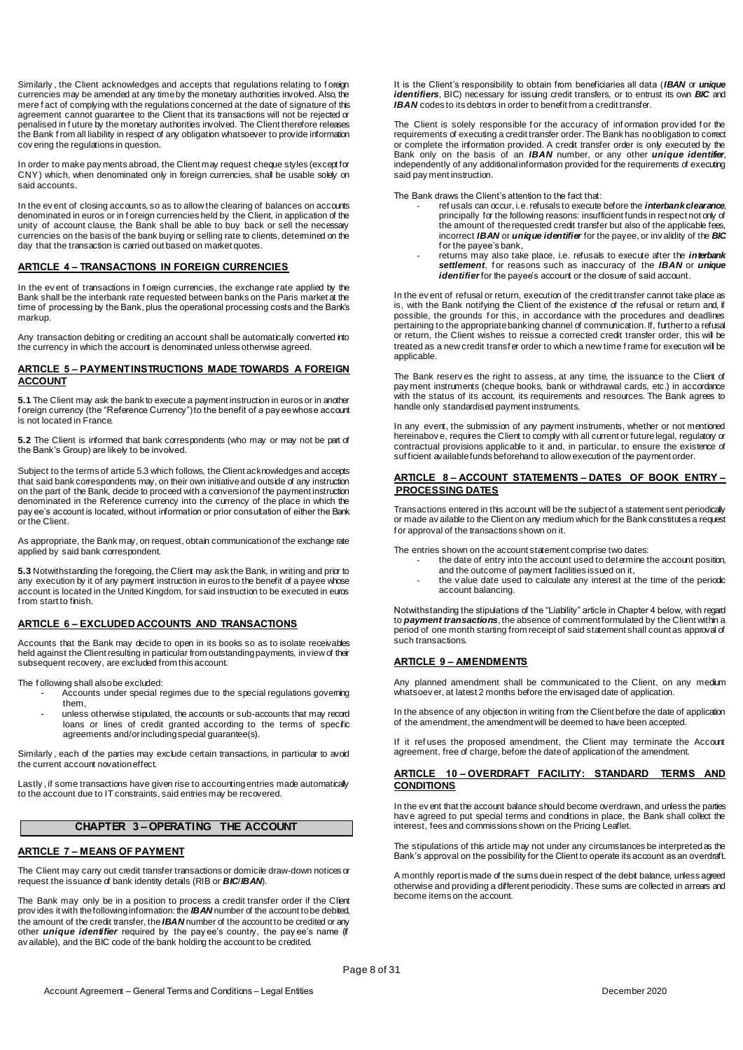Similarly, the Client acknowledges and accepts that regulations relating to foreign currencies may be amended at any time by the monetary authorities involved. Also, the mere fact of complying with the regulations concerned at the date of signature of this agreement cannot guarantee to the Client that its transactions will not be rejected or penalised in future by the monetary authorities involved. The Client therefore releases the Bank from all liability in respect of any obligation whatsoever to provide information covering the regulations in question.

In order to make payments abroad, the Client may request cheque styles (except for CNY) which, when denominated only in foreign currencies, shall be usable solely on said accounts.

In the event of closing accounts, so as to allow the clearing of balances on accounts denominated in euros or in foreign currencies held by the Client, in application of the unity of account clause, the Bank shall be able to buy back or sell the necessary currencies on the basis of the bank buying or selling rate to clients, determined on the day that the transaction is carried out based on market quotes.

## ARTICLE 4 – TRANSACTIONS IN FOREIGN CURRENCIES

In the event of transactions in foreign currencies, the exchange rate applied by the Bank shall be the interbank rate requested between banks on the Paris market at the time of processing by the Bank, plus the operational processing costs and the Bank's markup.

Any transaction debiting or crediting an account shall be automatically converted into the currency in which the account is denominated unless otherwise agreed.

## ARTICLE 5 – PAYMENT INSTRUCTIONS MADE TOWARDS A FOREIGN ACCOUNT

**5.1** The Client may ask the bank to execute a payment instruction in euros or in another foreign currency (the "Reference Currency") to the benefit of a payee whose account is not located in France.

**5.2** The Client is informed that bank correspondents (who may or may not be part of the Bank's Group) are likely to be involved.

Subject to the terms of article 5.3 which follows, the Client acknowledges and accepts that said bank correspondents may, on their own initiative and outside of any instruction on the part of the Bank, decide to proceed with a conversion of the payment instruction denominated in the Reference currency into the currency of the place in which the payee's account is located, without information or prior consultation of either the Bank or the Client.

As appropriate, the Bank may, on request, obtain communication of the exchange rate applied by said bank correspondent.

**5.3** Notwithstanding the foregoing, the Client may ask the Bank, in writing and prior to any execution by it of any payment instruction in euros to the benefit of a payee whose account is located in the United Kingdom, for said instruction to be executed in euros from start to finish.

## ARTICLE 6 – EXCLUDED ACCOUNTS AND TRANSACTIONS

Accounts that the Bank may decide to open in its books so as to isolate receivables held against the Client resulting in particular from outstanding payments, in view of their subsequent recovery, are excluded from this account.

The following shall also be excluded:

- Accounts under special regimes due to the special regulations governing them,
- unless otherwise stipulated, the accounts or sub-accounts that may record loans or lines of credit granted according to the terms of specific agreements and/or including special guarantee(s).

Similarly, each of the parties may exclude certain transactions, in particular to avoid the current account novation effect.

Lastly, if some transactions have given rise to accounting entries made automatically to the account due to IT constraints, said entries may be recovered.

# CHAPTER 3 – OPERATING THE ACCOUNT

## ARTICLE 7 – MEANS OF PAYMENT

The Client may carry out credit transfer transactions or domicile draw-down notices or request the issuance of bank identity details (RIB or ***BIC*/*IBAN***).

The Bank may only be in a position to process a credit transfer order if the Client provides it with the following information: the ***IBAN*** number of the account to be debited, the amount of the credit transfer, the ***IBAN*** number of the account to be credited or any other ***unique identifier*** required by the payee's country, the payee's name (if available), and the BIC code of the bank holding the account to be credited.

It is the Client's responsibility to obtain from beneficiaries all data (***IBAN*** or ***unique identifiers***, BIC) necessary for issuing credit transfers, or to entrust its own ***BIC*** and ***IBAN*** codes to its debtors in order to benefit from a credit transfer.

The Client is solely responsible for the accuracy of information provided for the requirements of executing a credit transfer order. The Bank has no obligation to correct or complete the information provided. A credit transfer order is only executed by the Bank only on the basis of an ***IBAN*** number, or any other ***unique identifier***, independently of any additional information provided for the requirements of executing said payment instruction.

The Bank draws the Client's attention to the fact that:

- refusals can occur, i.e. refusals to execute before the ***interbank clearance***, principally for the following reasons: insufficient funds in respect not only of the amount of the requested credit transfer but also of the applicable fees, incorrect ***IBAN*** or ***unique identifier*** for the payee, or invalidity of the ***BIC*** for the payee's bank,
- returns may also take place, i.e. refusals to execute after the ***interbank settlement***, for reasons such as inaccuracy of the ***IBAN*** or ***unique identifier*** for the payee's account or the closure of said account.

In the event of refusal or return, execution of the credit transfer cannot take place as is, with the Bank notifying the Client of the existence of the refusal or return and, if possible, the grounds for this, in accordance with the procedures and deadlines pertaining to the appropriate banking channel of communication. If, further to a refusal or return, the Client wishes to reissue a corrected credit transfer order, this will be treated as a new credit transfer order to which a new time frame for execution will be applicable.

The Bank reserves the right to assess, at any time, the issuance to the Client of payment instruments (cheque books, bank or withdrawal cards, etc.) in accordance with the status of its account, its requirements and resources. The Bank agrees to handle only standardised payment instruments.

In any event, the submission of any payment instruments, whether or not mentioned hereinabove, requires the Client to comply with all current or future legal, regulatory or contractual provisions applicable to it and, in particular, to ensure the existence of sufficient available funds beforehand to allow execution of the payment order.

## ARTICLE 8 – ACCOUNT STATEMENTS – DATES OF BOOK ENTRY – PROCESSING DATES

Transactions entered in this account will be the subject of a statement sent periodically or made available to the Client on any medium which for the Bank constitutes a request for approval of the transactions shown on it.

The entries shown on the account statement comprise two dates:

- the date of entry into the account used to determine the account position, and the outcome of payment facilities issued on it,
- the value date used to calculate any interest at the time of the periodic account balancing.

Notwithstanding the stipulations of the "Liability" article in Chapter 4 below, with regard to ***payment transactions***, the absence of comment formulated by the Client within a period of one month starting from receipt of said statement shall count as approval of such transactions.

## ARTICLE 9 – AMENDMENTS

Any planned amendment shall be communicated to the Client, on any medium whatsoever, at latest 2 months before the envisaged date of application.

In the absence of any objection in writing from the Client before the date of application of the amendment, the amendment will be deemed to have been accepted.

If it refuses the proposed amendment, the Client may terminate the Account agreement, free of charge, before the date of application of the amendment.

## ARTICLE 10 – OVERDRAFT FACILITY: STANDARD TERMS AND CONDITIONS

In the event that the account balance should become overdrawn, and unless the parties have agreed to put special terms and conditions in place, the Bank shall collect the interest, fees and commissions shown on the Pricing Leaflet.

The stipulations of this article may not under any circumstances be interpreted as the Bank's approval on the possibility for the Client to operate its account as an overdraft.

A monthly report is made of the sums due in respect of the debit balance, unless agreed otherwise and providing a different periodicity. These sums are collected in arrears and become items on the account.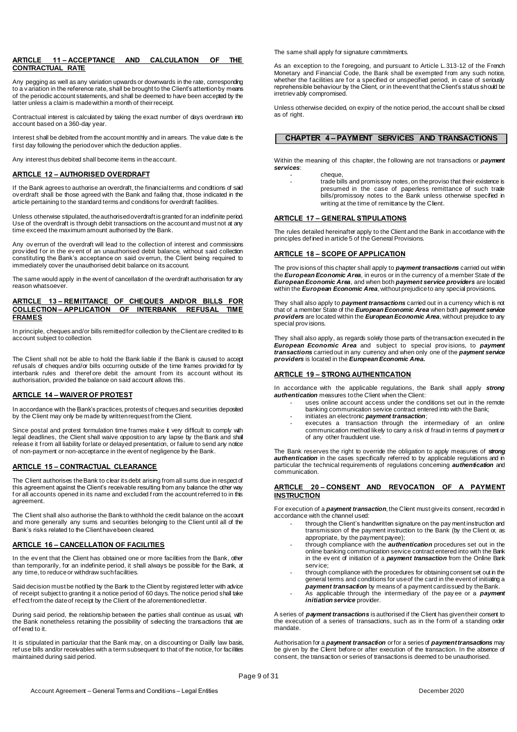## ARTICLE 11 – ACCEPTANCE AND CALCULATION OF THE CONTRACTUAL RATE

Any pegging as well as any variation upwards or downwards in the rate, corresponding to a variation in the reference rate, shall be brought to the Client's attention by means of the periodic account statements, and shall be deemed to have been accepted by the latter unless a claim is made within a month of their receipt.

Contractual interest is calculated by taking the exact number of days overdrawn into account based on a 360-day year.

Interest shall be debited from the account monthly and in arrears. The value date is the first day following the period over which the deduction applies.

Any interest thus debited shall become items in the account.

## ARTICLE 12 – AUTHORISED OVERDRAFT

If the Bank agrees to authorise an overdraft, the financial terms and conditions of said overdraft shall be those agreed with the Bank and failing that, those indicated in the article pertaining to the standard terms and conditions for overdraft facilities.

Unless otherwise stipulated, the authorised overdraft is granted for an indefinite period. Use of the overdraft is through debit transactions on the account and must not at any time exceed the maximum amount authorised by the Bank.

Any overrun of the overdraft will lead to the collection of interest and commissions provided for in the event of an unauthorised debit balance, without said collection constituting the Bank's acceptance on said overrun, the Client being required to immediately cover the unauthorised debit balance on its account.

The same would apply in the event of cancellation of the overdraft authorisation for any reason whatsoever.

## ARTICLE 13 – REMITTANCE OF CHEQUES AND/OR BILLS FOR COLLECTION – APPLICATION OF INTERBANK REFUSAL TIME FRAMES

In principle, cheques and/or bills remitted for collection by the Client are credited to its account subject to collection.

The Client shall not be able to hold the Bank liable if the Bank is caused to accept refusals of cheques and/or bills occurring outside of the time frames provided for by interbank rules and therefore debit the amount from its account without its authorisation, provided the balance on said account allows this.

## ARTICLE 14 – WAIVER OF PROTEST

In accordance with the Bank's practices, protests of cheques and securities deposited by the Client may only be made by written request from the Client.

Since postal and protest formulation time frames make it very difficult to comply with legal deadlines, the Client shall waive opposition to any lapse by the Bank and shall release it from all liability for late or delayed presentation, or failure to send any notice of non-payment or non-acceptance in the event of negligence by the Bank.

## ARTICLE 15 – CONTRACTUAL CLEARANCE

The Client authorises the Bank to clear its debt arising from all sums due in respect of this agreement against the Client's receivable resulting from any balance the other way for all accounts opened in its name and excluded from the account referred to in this agreement.

The Client shall also authorise the Bank to withhold the credit balance on the account and more generally any sums and securities belonging to the Client until all of the Bank's risks related to the Client have been cleared.

## ARTICLE 16 – CANCELLATION OF FACILITIES

In the event that the Client has obtained one or more facilities from the Bank, other than temporarily, for an indefinite period, it shall always be possible for the Bank, at any time, to reduce or withdraw such facilities.

Said decision must be notified by the Bank to the Client by registered letter with advice of receipt subject to granting it a notice period of 60 days. The notice period shall take effect from the date of receipt by the Client of the aforementioned letter.

During said period, the relationship between the parties shall continue as usual, with the Bank nonetheless retaining the possibility of selecting the transactions that are offered to it.

It is stipulated in particular that the Bank may, on a discounting or Dailly law basis, refuse bills and/or receivables with a term subsequent to that of the notice, for facilities maintained during said period.

The same shall apply for signature commitments.

As an exception to the foregoing, and pursuant to Article L.313-12 of the French Monetary and Financial Code, the Bank shall be exempted from any such notice, whether the facilities are for a specified or unspecified period, in case of seriously reprehensible behaviour by the Client, or in the event that the Client's status should be irretrievably compromised.

Unless otherwise decided, on expiry of the notice period, the account shall be closed as of right.

# CHAPTER 4 – PAYMENT SERVICES AND TRANSACTIONS

Within the meaning of this chapter, the following are not transactions or ***payment services***:

- cheque,
- trade bills and promissory notes, on the proviso that their existence is presumed in the case of paperless remittance of such trade bills/promissory notes to the Bank unless otherwise specified in writing at the time of remittance by the Client.

## ARTICLE 17 – GENERAL STIPULATIONS

The rules detailed hereinafter apply to the Client and the Bank in accordance with the principles defined in article 5 of the General Provisions.

## ARTICLE 18 – SCOPE OF APPLICATION

The provisions of this chapter shall apply to ***payment transactions*** carried out within the ***European Economic Area***, in euros or in the currency of a member State of the ***European Economic Area***, and when both ***payment service providers*** are located within the ***European Economic Area***, without prejudice to any special provisions.

They shall also apply to ***payment transactions*** carried out in a currency which is not that of a member State of the ***European Economic Area*** when both ***payment service providers*** are located within the ***European Economic Area***, without prejudice to any special provisions.

They shall also apply, as regards solely those parts of the transaction executed in the ***European Economic Area*** and subject to special provisions, to ***payment transactions*** carried out in any currency and when only one of the ***payment service providers*** is located in the ***European Economic Area.***

## ARTICLE 19 – STRONG AUTHENTICATION

In accordance with the applicable regulations, the Bank shall apply ***strong authentication*** measures to the Client when the Client:

- uses online account access under the conditions set out in the remote banking communication service contract entered into with the Bank;
- initiates an electronic ***payment transaction***;
- executes a transaction through the intermediary of an online communication method likely to carry a risk of fraud in terms of payment or of any other fraudulent use.

The Bank reserves the right to override the obligation to apply measures of ***strong authentication*** in the cases specifically referred to by applicable regulations and in particular the technical requirements of regulations concerning ***authentication*** and communication.

## ARTICLE 20 – CONSENT AND REVOCATION OF A PAYMENT INSTRUCTION

For execution of a ***payment transaction***, the Client must give its consent, recorded in accordance with the channel used:

- through the Client's handwritten signature on the payment instruction and transmission of the payment instruction to the Bank (by the Client or, as appropriate, by the payment payee);
- through compliance with the ***authentication*** procedures set out in the online banking communication service contract entered into with the Bank in the event of initiation of a ***payment transaction*** from the Online Bank service;
- through compliance with the procedures for obtaining consent set out in the general terms and conditions for use of the card in the event of initiating a ***payment transaction*** by means of a payment card issued by the Bank.
- As applicable through the intermediary of the payee or a ***payment initiation service*** provider.

A series of ***payment transactions*** is authorised if the Client has given their consent to the execution of a series of transactions, such as in the form of a standing order mandate.

Authorisation for a ***payment transaction*** or for a series of ***payment transactions*** may be given by the Client before or after execution of the transaction. In the absence of consent, the transaction or series of transactions is deemed to be unauthorised.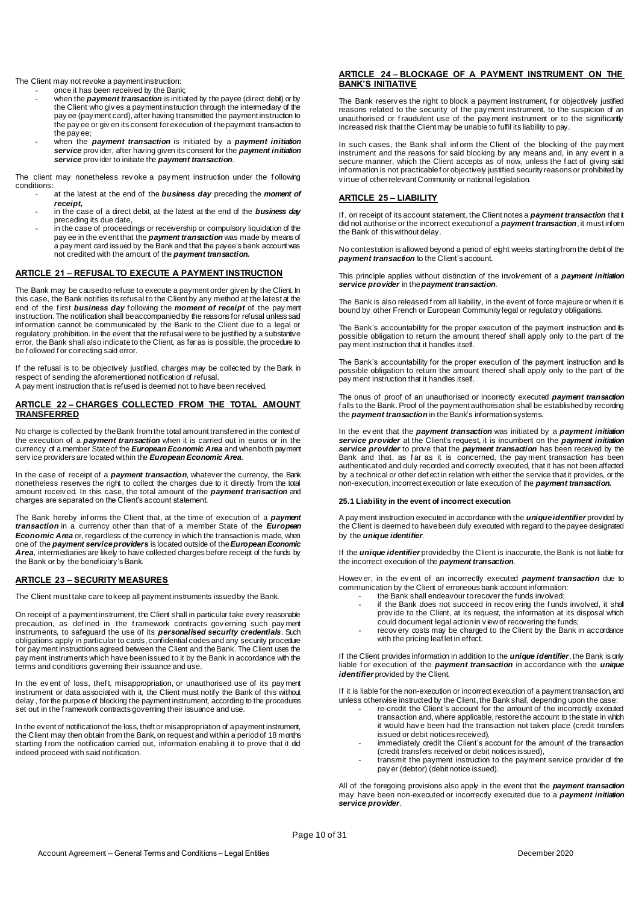The Client may not revoke a payment instruction:

- once it has been received by the Bank;
- when the ***payment transaction*** is initiated by the payee (direct debit) or by the Client who gives a payment instruction through the intermediary of the payee (payment card), after having transmitted the payment instruction to the payee or given its consent for execution of the payment transaction to the payee;
- when the ***payment transaction*** is initiated by a ***payment initiation service*** provider, after having given its consent for the ***payment initiation service*** provider to initiate the ***payment transaction***.

The client may nonetheless revoke a payment instruction under the following conditions:

- at the latest at the end of the ***business day*** preceding the ***moment of receipt,***
- in the case of a direct debit, at the latest at the end of the ***business day*** preceding its due date,
- in the case of proceedings or receivership or compulsory liquidation of the payee in the event that the ***payment transaction*** was made by means of a payment card issued by the Bank and that the payee's bank account was not credited with the amount of the ***payment transaction.***

## ARTICLE 21 – REFUSAL TO EXECUTE A PAYMENT INSTRUCTION

The Bank may be caused to refuse to execute a payment order given by the Client. In this case, the Bank notifies its refusal to the Client by any method at the latest at the end of the first ***business day*** following the ***moment of receipt*** of the payment instruction. The notification shall be accompanied by the reasons for refusal unless said information cannot be communicated by the Bank to the Client due to a legal or regulatory prohibition. In the event that the refusal were to be justified by a substantive error, the Bank shall also indicate to the Client, as far as is possible, the procedure to be followed for correcting said error.

If the refusal is to be objectively justified, charges may be collected by the Bank in respect of sending the aforementioned notification of refusal.
A payment instruction that is refused is deemed not to have been received.

## ARTICLE 22 – CHARGES COLLECTED FROM THE TOTAL AMOUNT TRANSFERRED

No charge is collected by the Bank from the total amount transferred in the context of the execution of a ***payment transaction*** when it is carried out in euros or in the currency of a member State of the ***European Economic Area*** and when both payment service providers are located within the ***European Economic Area***.

In the case of receipt of a ***payment transaction***, whatever the currency, the Bank nonetheless reserves the right to collect the charges due to it directly from the total amount received. In this case, the total amount of the ***payment transaction*** and charges are separated on the Client's account statement.

The Bank hereby informs the Client that, at the time of execution of a ***payment transaction*** in a currency other than that of a member State of the ***European Economic Area*** or, regardless of the currency in which the transaction is made, when one of the ***payment service providers*** is located outside of the ***European Economic Area***, intermediaries are likely to have collected charges before receipt of the funds by the Bank or by the beneficiary's Bank.

## ARTICLE 23 – SECURITY MEASURES

The Client must take care to keep all payment instruments issued by the Bank.

On receipt of a payment instrument, the Client shall in particular take every reasonable precaution, as defined in the framework contracts governing such payment instruments, to safeguard the use of its ***personalised security credentials***. Such obligations apply in particular to cards, confidential codes and any security procedure for payment instructions agreed between the Client and the Bank. The Client uses the payment instruments which have been issued to it by the Bank in accordance with the terms and conditions governing their issuance and use.

In the event of loss, theft, misappropriation, or unauthorised use of its payment instrument or data associated with it, the Client must notify the Bank of this without delay, for the purpose of blocking the payment instrument, according to the procedures set out in the framework contracts governing their issuance and use.

In the event of notification of the loss, theft or misappropriation of a payment instrument, the Client may then obtain from the Bank, on request and within a period of 18 months starting from the notification carried out, information enabling it to prove that it did indeed proceed with said notification.

## ARTICLE 24 – BLOCKAGE OF A PAYMENT INSTRUMENT ON THE BANK'S INITIATIVE

The Bank reserves the right to block a payment instrument, for objectively justified reasons related to the security of the payment instrument, to the suspicion of an unauthorised or fraudulent use of the payment instrument or to the significantly increased risk that the Client may be unable to fulfil its liability to pay.

In such cases, the Bank shall inform the Client of the blocking of the payment instrument and the reasons for said blocking by any means and, in any event in a secure manner, which the Client accepts as of now, unless the fact of giving said information is not practicable for objectively justified security reasons or prohibited by virtue of other relevant Community or national legislation.

## ARTICLE 25 – LIABILITY

If, on receipt of its account statement, the Client notes a ***payment transaction*** that it did not authorise or the incorrect execution of a ***payment transaction***, it must inform the Bank of this without delay.

No contestation is allowed beyond a period of eight weeks starting from the debit of the ***payment transaction*** to the Client's account.

This principle applies without distinction of the involvement of a ***payment initiation service provider*** in the ***payment transaction***.

The Bank is also released from all liability, in the event of force majeure or when it is bound by other French or European Community legal or regulatory obligations.

The Bank's accountability for the proper execution of the payment instruction and its possible obligation to return the amount thereof shall apply only to the part of the payment instruction that it handles itself.

The Bank's accountability for the proper execution of the payment instruction and its possible obligation to return the amount thereof shall apply only to the part of the payment instruction that it handles itself.

The onus of proof of an unauthorised or incorrectly executed ***payment transaction*** falls to the Bank. Proof of the payment authorisation shall be established by recording the ***payment transaction*** in the Bank's information systems.

In the event that the ***payment transaction*** was initiated by a ***payment initiation service provider*** at the Client's request, it is incumbent on the ***payment initiation service provider*** to prove that the ***payment transaction*** has been received by the Bank and that, as far as it is concerned, the payment transaction has been authenticated and duly recorded and correctly executed, that it has not been affected by a technical or other defect in relation with either the service that it provides, or the non-execution, incorrect execution or late execution of the ***payment transaction.***

#### 25.1 Liability in the event of incorrect execution

A payment instruction executed in accordance with the ***unique identifier*** provided by the Client is deemed to have been duly executed with regard to the payee designated by the ***unique identifier***.

If the ***unique identifier*** provided by the Client is inaccurate, the Bank is not liable for the incorrect execution of the ***payment transaction***.

However, in the event of an incorrectly executed ***payment transaction*** due to communication by the Client of erroneous bank account information:

- the Bank shall endeavour to recover the funds involved;
- if the Bank does not succeed in recovering the funds involved, it shall provide to the Client, at its request, the information at its disposal which could document legal action in view of recovering the funds;
- recovery costs may be charged to the Client by the Bank in accordance with the pricing leaflet in effect.

If the Client provides information in addition to the ***unique identifier***, the Bank is only liable for execution of the ***payment transaction*** in accordance with the ***unique identifier*** provided by the Client.

If it is liable for the non-execution or incorrect execution of a payment transaction, and unless otherwise instructed by the Client, the Bank shall, depending upon the case:

- re-credit the Client's account for the amount of the incorrectly executed transaction and, where applicable, restore the account to the state in which it would have been had the transaction not taken place (credit transfers issued or debit notices received),
- immediately credit the Client's account for the amount of the transaction (credit transfers received or debit notices issued),
- transmit the payment instruction to the payment service provider of the payer (debtor) (debit notice issued).

All of the foregoing provisions also apply in the event that the ***payment transaction*** may have been non-executed or incorrectly executed due to a ***payment initiation service provider***.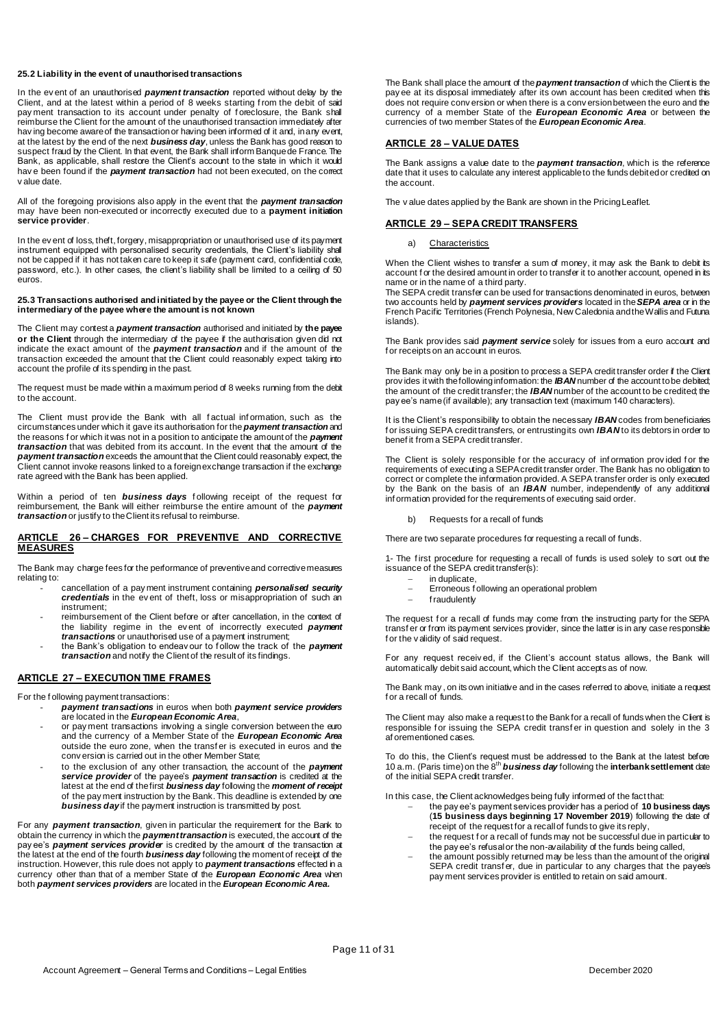#### 25.2 Liability in the event of unauthorised transactions

In the event of an unauthorised ***payment transaction*** reported without delay by the Client, and at the latest within a period of 8 weeks starting from the debit of said payment transaction to its account under penalty of foreclosure, the Bank shall reimburse the Client for the amount of the unauthorised transaction immediately after having become aware of the transaction or having been informed of it and, in any event, at the latest by the end of the next ***business day***, unless the Bank has good reason to suspect fraud by the Client. In that event, the Bank shall inform Banque de France. The Bank, as applicable, shall restore the Client's account to the state in which it would have been found if the ***payment transaction*** had not been executed, on the correct value date.

All of the foregoing provisions also apply in the event that the ***payment transaction*** may have been non-executed or incorrectly executed due to a **payment initiation service provider**.

In the event of loss, theft, forgery, misappropriation or unauthorised use of its payment instrument equipped with personalised security credentials, the Client's liability shall not be capped if it has not taken care to keep it safe (payment card, confidential code, password, etc.). In other cases, the client's liability shall be limited to a ceiling of 50 euros.

#### 25.3 Transactions authorised and initiated by the payee or the Client through the intermediary of the payee where the amount is not known

The Client may contest a ***payment transaction*** authorised and initiated by **the payee or the Client** through the intermediary of the payee if the authorisation given did not indicate the exact amount of the ***payment transaction*** and if the amount of the transaction exceeded the amount that the Client could reasonably expect taking into account the profile of its spending in the past.

The request must be made within a maximum period of 8 weeks running from the debit to the account.

The Client must provide the Bank with all factual information, such as the circumstances under which it gave its authorisation for the ***payment transaction*** and the reasons for which it was not in a position to anticipate the amount of the ***payment transaction*** that was debited from its account. In the event that the amount of the ***payment transaction*** exceeds the amount that the Client could reasonably expect, the Client cannot invoke reasons linked to a foreign exchange transaction if the exchange rate agreed with the Bank has been applied.

Within a period of ten ***business days*** following receipt of the request for reimbursement, the Bank will either reimburse the entire amount of the ***payment transaction*** or justify to the Client its refusal to reimburse.

## ARTICLE 26 – CHARGES FOR PREVENTIVE AND CORRECTIVE MEASURES

The Bank may charge fees for the performance of preventive and corrective measures relating to:

- cancellation of a payment instrument containing ***personalised security credentials*** in the event of theft, loss or misappropriation of such an instrument;
- reimbursement of the Client before or after cancellation, in the context of the liability regime in the event of incorrectly executed ***payment transactions*** or unauthorised use of a payment instrument;
- the Bank's obligation to endeavour to follow the track of the ***payment transaction*** and notify the Client of the result of its findings.

## ARTICLE 27 – EXECUTION TIME FRAMES

For the following payment transactions:

- ***payment transactions*** in euros when both ***payment service providers*** are located in the ***European Economic Area***,
- or payment transactions involving a single conversion between the euro and the currency of a Member State of the ***European Economic Area*** outside the euro zone, when the transfer is executed in euros and the conversion is carried out in the other Member State;
- to the exclusion of any other transaction, the account of the ***payment service provider*** of the payee's ***payment transaction*** is credited at the latest at the end of the first ***business day*** following the ***moment of receipt*** of the payment instruction by the Bank. This deadline is extended by one ***business day*** if the payment instruction is transmitted by post.

For any ***payment transaction***, given in particular the requirement for the Bank to obtain the currency in which the ***payment transaction*** is executed, the account of the payee's ***payment services provider*** is credited by the amount of the transaction at the latest at the end of the fourth ***business day*** following the moment of receipt of the instruction. However, this rule does not apply to ***payment transactions*** effected in a currency other than that of a member State of the ***European Economic Area*** when both ***payment services providers*** are located in the ***European Economic Area.***

The Bank shall place the amount of the ***payment transaction*** of which the Client is the payee at its disposal immediately after its own account has been credited when this does not require conversion or when there is a conversion between the euro and the currency of a member State of the ***European Economic Area*** or between the currencies of two member States of the ***European Economic Area***.

## ARTICLE 28 – VALUE DATES

The Bank assigns a value date to the ***payment transaction***, which is the reference date that it uses to calculate any interest applicable to the funds debited or credited on the account.

The value dates applied by the Bank are shown in the Pricing Leaflet.

## ARTICLE 29 – SEPA CREDIT TRANSFERS

a) Characteristics

When the Client wishes to transfer a sum of money, it may ask the Bank to debit its account for the desired amount in order to transfer it to another account, opened in its name or in the name of a third party.
The SEPA credit transfer can be used for transactions denominated in euros, between two accounts held by ***payment services providers*** located in the ***SEPA area*** or in the French Pacific Territories (French Polynesia, New Caledonia and the Wallis and Futuna islands).

The Bank provides said ***payment service*** solely for issues from a euro account and for receipts on an account in euros.

The Bank may only be in a position to process a SEPA credit transfer order if the Client provides it with the following information: the ***IBAN*** number of the account to be debited; the amount of the credit transfer; the ***IBAN*** number of the account to be credited; the payee's name (if available); any transaction text (maximum 140 characters).

It is the Client's responsibility to obtain the necessary ***IBAN*** codes from beneficiaries for issuing SEPA credit transfers, or entrusting its own ***IBAN*** to its debtors in order to benefit from a SEPA credit transfer.

The Client is solely responsible for the accuracy of information provided for the requirements of executing a SEPA credit transfer order. The Bank has no obligation to correct or complete the information provided. A SEPA transfer order is only executed by the Bank on the basis of an ***IBAN*** number, independently of any additional information provided for the requirements of executing said order.

b) Requests for a recall of funds

There are two separate procedures for requesting a recall of funds.

1- The first procedure for requesting a recall of funds is used solely to sort out the issuance of the SEPA credit transfer(s):

- in duplicate,
- Erroneous following an operational problem
- fraudulently

The request for a recall of funds may come from the instructing party for the SEPA transfer or from its payment services provider, since the latter is in any case responsible for the validity of said request.

For any request received, if the Client's account status allows, the Bank will automatically debit said account, which the Client accepts as of now.

The Bank may, on its own initiative and in the cases referred to above, initiate a request for a recall of funds.

The Client may also make a request to the Bank for a recall of funds when the Client is responsible for issuing the SEPA credit transfer in question and solely in the 3 aforementioned cases.

To do this, the Client's request must be addressed to the Bank at the latest before 10 a.m. (Paris time) on the 8th ***business day*** following the **interbank settlement** date of the initial SEPA credit transfer.

In this case, the Client acknowledges being fully informed of the fact that:

- the payee's payment services provider has a period of **10 business days** (**15 business days beginning 17 November 2019**) following the date of receipt of the request for a recall of funds to give its reply,
- the request for a recall of funds may not be successful due in particular to the payee's refusal or the non-availability of the funds being called,
- the amount possibly returned may be less than the amount of the original SEPA credit transfer, due in particular to any charges that the payee's payment services provider is entitled to retain on said amount.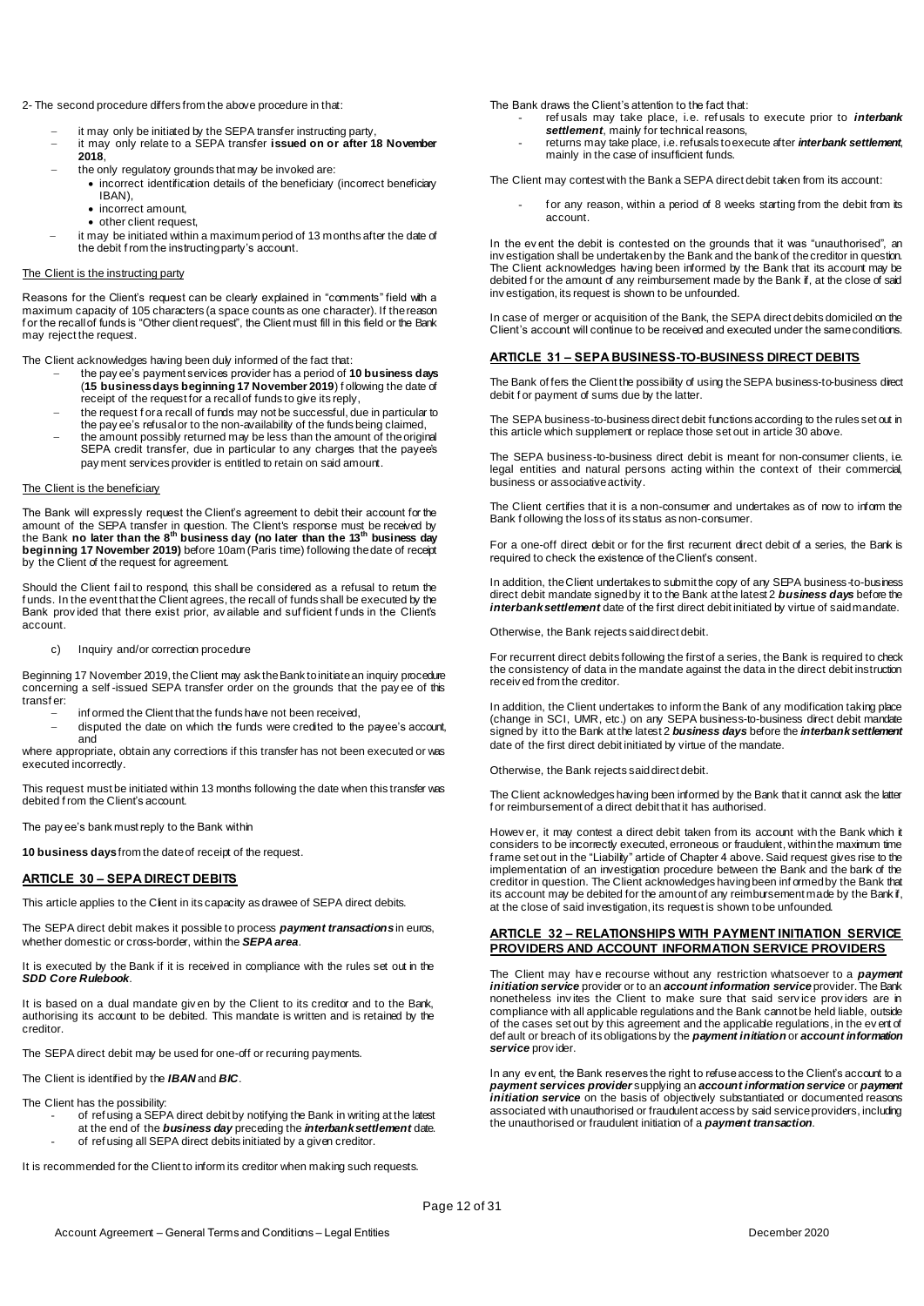2- The second procedure differs from the above procedure in that:

- it may only be initiated by the SEPA transfer instructing party,
- it may only relate to a SEPA transfer **issued on or after 18 November 2018**,
- the only regulatory grounds that may be invoked are:
  - incorrect identification details of the beneficiary (incorrect beneficiary IBAN),
  - incorrect amount,
  - other client request,
- it may be initiated within a maximum period of 13 months after the date of the debit from the instructing party's account.

The Client is the instructing party

Reasons for the Client's request can be clearly explained in "comments" field with a maximum capacity of 105 characters (a space counts as one character). If the reason for the recall of funds is "Other client request", the Client must fill in this field or the Bank may reject the request.

The Client acknowledges having been duly informed of the fact that:

- the payee's payment services provider has a period of **10 business days** (**15 business days beginning 17 November 2019**) following the date of receipt of the request for a recall of funds to give its reply,
- the request for a recall of funds may not be successful, due in particular to the payee's refusal or to the non-availability of the funds being claimed,
- the amount possibly returned may be less than the amount of the original SEPA credit transfer, due in particular to any charges that the payee's payment services provider is entitled to retain on said amount.

The Client is the beneficiary

The Bank will expressly request the Client's agreement to debit their account for the amount of the SEPA transfer in question. The Client's response must be received by the Bank **no later than the 8th business day (no later than the 13th business day beginning 17 November 2019)** before 10am (Paris time) following the date of receipt by the Client of the request for agreement.

Should the Client fail to respond, this shall be considered as a refusal to return the funds. In the event that the Client agrees, the recall of funds shall be executed by the Bank provided that there exist prior, available and sufficient funds in the Client's account.

c) Inquiry and/or correction procedure

Beginning 17 November 2019, the Client may ask the Bank to initiate an inquiry procedure concerning a self-issued SEPA transfer order on the grounds that the payee of this transfer:

- informed the Client that the funds have not been received,
- disputed the date on which the funds were credited to the payee's account, and

where appropriate, obtain any corrections if this transfer has not been executed or was executed incorrectly.

This request must be initiated within 13 months following the date when this transfer was debited from the Client's account.

The payee's bank must reply to the Bank within

**10 business days** from the date of receipt of the request.

## ARTICLE 30 – SEPA DIRECT DEBITS

This article applies to the Client in its capacity as drawee of SEPA direct debits.

The SEPA direct debit makes it possible to process ***payment transactions*** in euros, whether domestic or cross-border, within the ***SEPA area***.

It is executed by the Bank if it is received in compliance with the rules set out in the ***SDD Core Rulebook***.

It is based on a dual mandate given by the Client to its creditor and to the Bank, authorising its account to be debited. This mandate is written and is retained by the creditor.

The SEPA direct debit may be used for one-off or recurring payments.

The Client is identified by the ***IBAN*** and ***BIC***.

The Client has the possibility:

- of refusing a SEPA direct debit by notifying the Bank in writing at the latest at the end of the ***business day*** preceding the ***interbank settlement*** date.
- of refusing all SEPA direct debits initiated by a given creditor.

It is recommended for the Client to inform its creditor when making such requests.

The Bank draws the Client's attention to the fact that:

- refusals may take place, i.e. refusals to execute prior to ***interbank settlement***, mainly for technical reasons,
- returns may take place, i.e. refusals to execute after ***interbank settlement***, mainly in the case of insufficient funds.

The Client may contest with the Bank a SEPA direct debit taken from its account:

- for any reason, within a period of 8 weeks starting from the debit from its account.

In the event the debit is contested on the grounds that it was "unauthorised", an investigation shall be undertaken by the Bank and the bank of the creditor in question. The Client acknowledges having been informed by the Bank that its account may be debited for the amount of any reimbursement made by the Bank if, at the close of said investigation, its request is shown to be unfounded.

In case of merger or acquisition of the Bank, the SEPA direct debits domiciled on the Client's account will continue to be received and executed under the same conditions.

## ARTICLE 31 – SEPA BUSINESS-TO-BUSINESS DIRECT DEBITS

The Bank offers the Client the possibility of using the SEPA business-to-business direct debit for payment of sums due by the latter.

The SEPA business-to-business direct debit functions according to the rules set out in this article which supplement or replace those set out in article 30 above.

The SEPA business-to-business direct debit is meant for non-consumer clients, i.e. legal entities and natural persons acting within the context of their commercial, business or associative activity.

The Client certifies that it is a non-consumer and undertakes as of now to inform the Bank following the loss of its status as non-consumer.

For a one-off direct debit or for the first recurrent direct debit of a series, the Bank is required to check the existence of the Client's consent.

In addition, the Client undertakes to submit the copy of any SEPA business-to-business direct debit mandate signed by it to the Bank at the latest 2 ***business days*** before the ***interbank settlement*** date of the first direct debit initiated by virtue of said mandate.

Otherwise, the Bank rejects said direct debit.

For recurrent direct debits following the first of a series, the Bank is required to check the consistency of data in the mandate against the data in the direct debit instruction received from the creditor.

In addition, the Client undertakes to inform the Bank of any modification taking place (change in SCI, UMR, etc.) on any SEPA business-to-business direct debit mandate signed by it to the Bank at the latest 2 ***business days*** before the ***interbank settlement*** date of the first direct debit initiated by virtue of the mandate.

Otherwise, the Bank rejects said direct debit.

The Client acknowledges having been informed by the Bank that it cannot ask the latter for reimbursement of a direct debit that it has authorised.

However, it may contest a direct debit taken from its account with the Bank which it considers to be incorrectly executed, erroneous or fraudulent, within the maximum time frame set out in the "Liability" article of Chapter 4 above. Said request gives rise to the implementation of an investigation procedure between the Bank and the bank of the creditor in question. The Client acknowledges having been informed by the Bank that its account may be debited for the amount of any reimbursement made by the Bank if, at the close of said investigation, its request is shown to be unfounded.

## ARTICLE 32 – RELATIONSHIPS WITH PAYMENT INITIATION SERVICE PROVIDERS AND ACCOUNT INFORMATION SERVICE PROVIDERS

The Client may have recourse without any restriction whatsoever to a ***payment initiation service*** provider or to an ***account information service*** provider. The Bank nonetheless invites the Client to make sure that said service providers are in compliance with all applicable regulations and the Bank cannot be held liable, outside of the cases set out by this agreement and the applicable regulations, in the event of default or breach of its obligations by the ***payment initiation*** or ***account information service*** provider.

In any event, the Bank reserves the right to refuse access to the Client's account to a ***payment services provider*** supplying an ***account information service*** or ***payment initiation service*** on the basis of objectively substantiated or documented reasons associated with unauthorised or fraudulent access by said service providers, including the unauthorised or fraudulent initiation of a ***payment transaction***.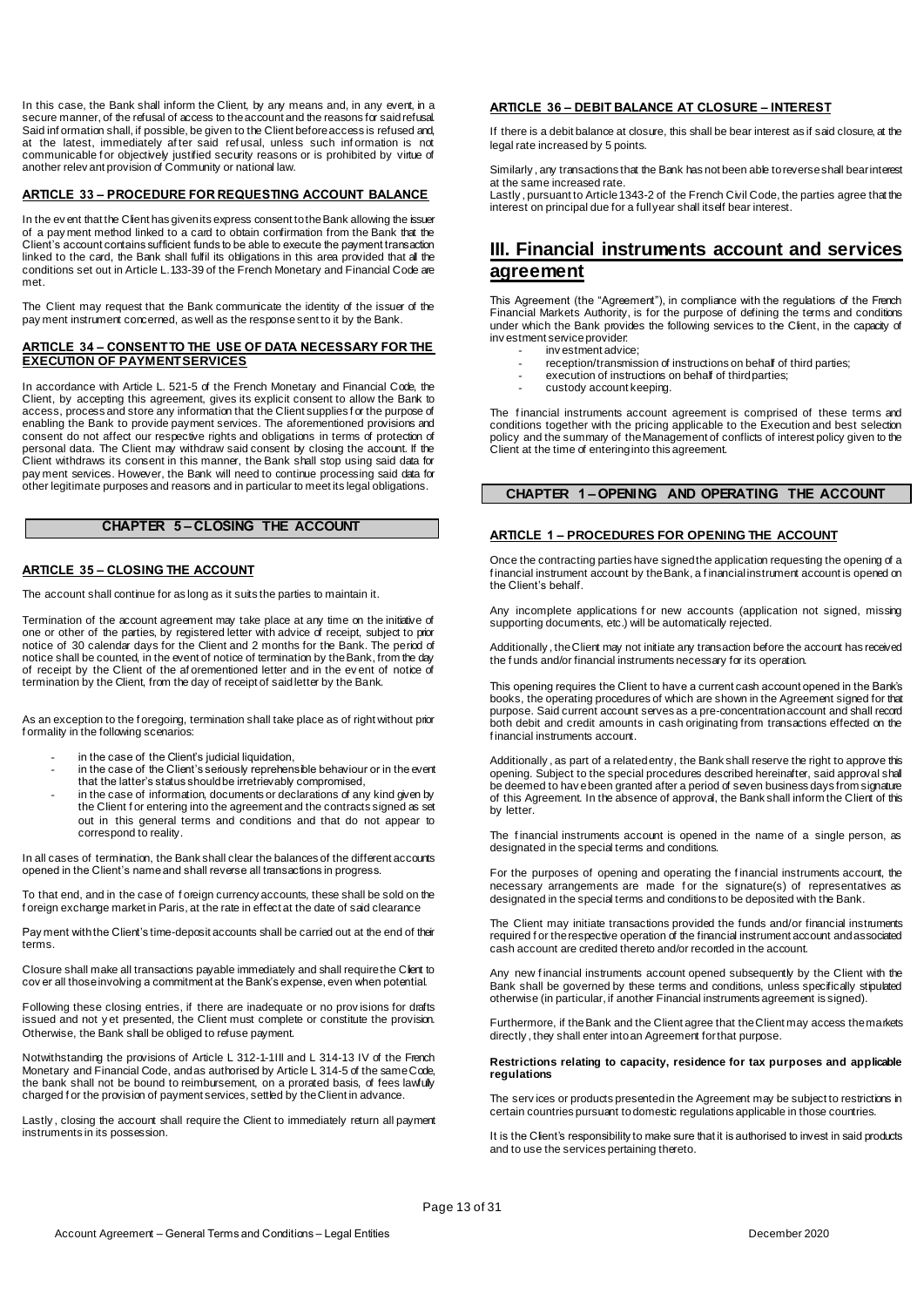In this case, the Bank shall inform the Client, by any means and, in any event, in a secure manner, of the refusal of access to the account and the reasons for said refusal. Said information shall, if possible, be given to the Client before access is refused and, at the latest, immediately after said refusal, unless such information is not communicable for objectively justified security reasons or is prohibited by virtue of another relevant provision of Community or national law.

#### ARTICLE 33 – PROCEDURE FOR REQUESTING ACCOUNT BALANCE

In the event that the Client has given its express consent to the Bank allowing the issuer of a payment method linked to a card to obtain confirmation from the Bank that the Client's account contains sufficient funds to be able to execute the payment transaction linked to the card, the Bank shall fulfil its obligations in this area provided that all the conditions set out in Article L.133-39 of the French Monetary and Financial Code are met.

The Client may request that the Bank communicate the identity of the issuer of the payment instrument concerned, as well as the response sent to it by the Bank.

#### ARTICLE 34 – CONSENT TO THE USE OF DATA NECESSARY FOR THE EXECUTION OF PAYMENT SERVICES

In accordance with Article L. 521-5 of the French Monetary and Financial Code, the Client, by accepting this agreement, gives its explicit consent to allow the Bank to access, process and store any information that the Client supplies for the purpose of enabling the Bank to provide payment services. The aforementioned provisions and consent do not affect our respective rights and obligations in terms of protection of personal data. The Client may withdraw said consent by closing the account. If the Client withdraws its consent in this manner, the Bank shall stop using said data for payment services. However, the Bank will need to continue processing said data for other legitimate purposes and reasons and in particular to meet its legal obligations.

### CHAPTER 5 – CLOSING THE ACCOUNT

#### ARTICLE 35 – CLOSING THE ACCOUNT

The account shall continue for as long as it suits the parties to maintain it.

Termination of the account agreement may take place at any time on the initiative of one or other of the parties, by registered letter with advice of receipt, subject to prior notice of 30 calendar days for the Client and 2 months for the Bank. The period of notice shall be counted, in the event of notice of termination by the Bank, from the day of receipt by the Client of the aforementioned letter and in the event of notice of termination by the Client, from the day of receipt of said letter by the Bank.

As an exception to the foregoing, termination shall take place as of right without prior formality in the following scenarios:

- in the case of the Client's judicial liquidation,
- in the case of the Client's seriously reprehensible behaviour or in the event that the latter's status should be irretrievably compromised,
- in the case of information, documents or declarations of any kind given by the Client for entering into the agreement and the contracts signed as set out in this general terms and conditions and that do not appear to correspond to reality.

In all cases of termination, the Bank shall clear the balances of the different accounts opened in the Client's name and shall reverse all transactions in progress.

To that end, and in the case of foreign currency accounts, these shall be sold on the foreign exchange market in Paris, at the rate in effect at the date of said clearance

Payment with the Client's time-deposit accounts shall be carried out at the end of their terms.

Closure shall make all transactions payable immediately and shall require the Client to cover all those involving a commitment at the Bank's expense, even when potential.

Following these closing entries, if there are inadequate or no provisions for drafts issued and not yet presented, the Client must complete or constitute the provision. Otherwise, the Bank shall be obliged to refuse payment.

Notwithstanding the provisions of Article L 312-1-1III and L 314-13 IV of the French Monetary and Financial Code, and as authorised by Article L 314-5 of the same Code, the bank shall not be bound to reimbursement, on a prorated basis, of fees lawfully charged for the provision of payment services, settled by the Client in advance.

Lastly, closing the account shall require the Client to immediately return all payment instruments in its possession.

#### ARTICLE 36 – DEBIT BALANCE AT CLOSURE – INTEREST

If there is a debit balance at closure, this shall be bear interest as if said closure, at the legal rate increased by 5 points.

Similarly, any transactions that the Bank has not been able to reverse shall bear interest at the same increased rate.
Lastly, pursuant to Article 1343-2 of the French Civil Code, the parties agree that the interest on principal due for a full year shall itself bear interest.

## III. Financial instruments account and services agreement

This Agreement (the "Agreement"), in compliance with the regulations of the French Financial Markets Authority, is for the purpose of defining the terms and conditions under which the Bank provides the following services to the Client, in the capacity of investment service provider:

- investment advice;
- reception/transmission of instructions on behalf of third parties;
- execution of instructions on behalf of third parties;
- custody account keeping.

The financial instruments account agreement is comprised of these terms and conditions together with the pricing applicable to the Execution and best selection policy and the summary of the Management of conflicts of interest policy given to the Client at the time of entering into this agreement.

### CHAPTER 1 – OPENING AND OPERATING THE ACCOUNT

#### ARTICLE 1 – PROCEDURES FOR OPENING THE ACCOUNT

Once the contracting parties have signed the application requesting the opening of a financial instrument account by the Bank, a financial instrument account is opened on the Client's behalf.

Any incomplete applications for new accounts (application not signed, missing supporting documents, etc.) will be automatically rejected.

Additionally, the Client may not initiate any transaction before the account has received the funds and/or financial instruments necessary for its operation.

This opening requires the Client to have a current cash account opened in the Bank's books, the operating procedures of which are shown in the Agreement signed for that purpose. Said current account serves as a pre-concentration account and shall record both debit and credit amounts in cash originating from transactions effected on the financial instruments account.

Additionally, as part of a related entry, the Bank shall reserve the right to approve this opening. Subject to the special procedures described hereinafter, said approval shall be deemed to have been granted after a period of seven business days from signature of this Agreement. In the absence of approval, the Bank shall inform the Client of this by letter.

The financial instruments account is opened in the name of a single person, as designated in the special terms and conditions.

For the purposes of opening and operating the financial instruments account, the necessary arrangements are made for the signature(s) of representatives as designated in the special terms and conditions to be deposited with the Bank.

The Client may initiate transactions provided the funds and/or financial instruments required for the respective operation of the financial instrument account and associated cash account are credited thereto and/or recorded in the account.

Any new financial instruments account opened subsequently by the Client with the Bank shall be governed by these terms and conditions, unless specifically stipulated otherwise (in particular, if another Financial instruments agreement is signed).

Furthermore, if the Bank and the Client agree that the Client may access the markets directly, they shall enter into an Agreement for that purpose.

**Restrictions relating to capacity, residence for tax purposes and applicable regulations**

The services or products presented in the Agreement may be subject to restrictions in certain countries pursuant to domestic regulations applicable in those countries.

It is the Client's responsibility to make sure that it is authorised to invest in said products and to use the services pertaining thereto.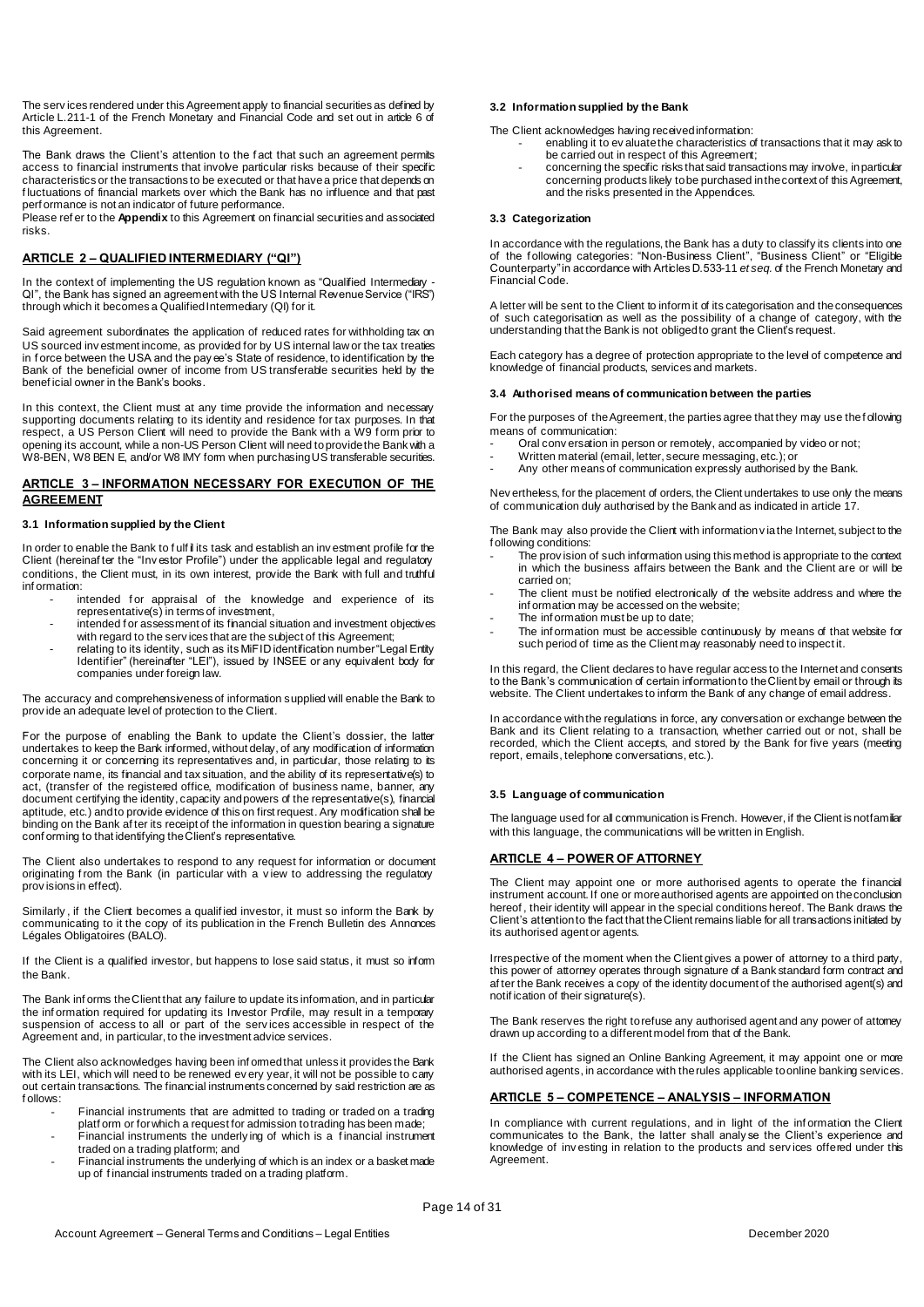The services rendered under this Agreement apply to financial securities as defined by Article L.211-1 of the French Monetary and Financial Code and set out in article 6 of this Agreement.

The Bank draws the Client's attention to the fact that such an agreement permits access to financial instruments that involve particular risks because of their specific characteristics or the transactions to be executed or that have a price that depends on fluctuations of financial markets over which the Bank has no influence and that past performance is not an indicator of future performance.

Please refer to the **Appendix** to this Agreement on financial securities and associated risks.

## ARTICLE 2 – QUALIFIED INTERMEDIARY ("QI")

In the context of implementing the US regulation known as "Qualified Intermediary - QI", the Bank has signed an agreement with the US Internal Revenue Service ("IRS") through which it becomes a Qualified Intermediary (QI) for it.

Said agreement subordinates the application of reduced rates for withholding tax on US sourced investment income, as provided for by US internal law or the tax treaties in force between the USA and the payee's State of residence, to identification by the Bank of the beneficial owner of income from US transferable securities held by the beneficial owner in the Bank's books.

In this context, the Client must at any time provide the information and necessary supporting documents relating to its identity and residence for tax purposes. In that respect, a US Person Client will need to provide the Bank with a W9 form prior to opening its account, while a non-US Person Client will need to provide the Bank with a W8-BEN, W8 BEN E, and/or W8 IMY form when purchasing US transferable securities.

## ARTICLE 3 – INFORMATION NECESSARY FOR EXECUTION OF THE AGREEMENT

### 3.1 Information supplied by the Client

In order to enable the Bank to fulfil its task and establish an investment profile for the Client (hereinafter the "Investor Profile") under the applicable legal and regulatory conditions, the Client must, in its own interest, provide the Bank with full and truthful information:

- intended for appraisal of the knowledge and experience of its representative(s) in terms of investment,
- intended for assessment of its financial situation and investment objectives with regard to the services that are the subject of this Agreement;
- relating to its identity, such as its MiFID identification number "Legal Entity Identifier" (hereinafter "LEI"), issued by INSEE or any equivalent body for companies under foreign law.

The accuracy and comprehensiveness of information supplied will enable the Bank to provide an adequate level of protection to the Client.

For the purpose of enabling the Bank to update the Client's dossier, the latter undertakes to keep the Bank informed, without delay, of any modification of information concerning it or concerning its representatives and, in particular, those relating to its corporate name, its financial and tax situation, and the ability of its representative(s) to act, (transfer of the registered office, modification of business name, banner, any document certifying the identity, capacity and powers of the representative(s), financial aptitude, etc.) and to provide evidence of this on first request. Any modification shall be binding on the Bank after its receipt of the information in question bearing a signature conforming to that identifying the Client's representative.

The Client also undertakes to respond to any request for information or document originating from the Bank (in particular with a view to addressing the regulatory provisions in effect).

Similarly, if the Client becomes a qualified investor, it must so inform the Bank by communicating to it the copy of its publication in the French Bulletin des Annonces Légales Obligatoires (BALO).

If the Client is a qualified investor, but happens to lose said status, it must so inform the Bank.

The Bank informs the Client that any failure to update its information, and in particular the information required for updating its Investor Profile, may result in a temporary suspension of access to all or part of the services accessible in respect of the Agreement and, in particular, to the investment advice services.

The Client also acknowledges having been informed that unless it provides the Bank with its LEI, which will need to be renewed every year, it will not be possible to carry out certain transactions. The financial instruments concerned by said restriction are as follows:

- Financial instruments that are admitted to trading or traded on a trading platform or for which a request for admission to trading has been made;
- Financial instruments the underlying of which is a financial instrument traded on a trading platform; and
- Financial instruments the underlying of which is an index or a basket made up of financial instruments traded on a trading platform.

### 3.2 Information supplied by the Bank

The Client acknowledges having received information:

- enabling it to evaluate the characteristics of transactions that it may ask to be carried out in respect of this Agreement;
- concerning the specific risks that said transactions may involve, in particular concerning products likely to be purchased in the context of this Agreement, and the risks presented in the Appendices.

### 3.3 Categorization

In accordance with the regulations, the Bank has a duty to classify its clients into one of the following categories: "Non-Business Client", "Business Client" or "Eligible Counterparty" in accordance with Articles D.533-11 *et seq.* of the French Monetary and Financial Code.

A letter will be sent to the Client to inform it of its categorisation and the consequences of such categorisation as well as the possibility of a change of category, with the understanding that the Bank is not obliged to grant the Client's request.

Each category has a degree of protection appropriate to the level of competence and knowledge of financial products, services and markets.

### 3.4 Authorised means of communication between the parties

For the purposes of the Agreement, the parties agree that they may use the following means of communication:

- Oral conversation in person or remotely, accompanied by video or not;
- Written material (email, letter, secure messaging, etc.); or
- Any other means of communication expressly authorised by the Bank.

Nevertheless, for the placement of orders, the Client undertakes to use only the means of communication duly authorised by the Bank and as indicated in article 17.

The Bank may also provide the Client with information via the Internet, subject to the following conditions:

- The provision of such information using this method is appropriate to the context in which the business affairs between the Bank and the Client are or will be carried on;
- The client must be notified electronically of the website address and where the information may be accessed on the website;
- The information must be up to date;
- The information must be accessible continuously by means of that website for such period of time as the Client may reasonably need to inspect it.

In this regard, the Client declares to have regular access to the Internet and consents to the Bank's communication of certain information to the Client by email or through its website. The Client undertakes to inform the Bank of any change of email address.

In accordance with the regulations in force, any conversation or exchange between the Bank and its Client relating to a transaction, whether carried out or not, shall be recorded, which the Client accepts, and stored by the Bank for five years (meeting report, emails, telephone conversations, etc.).

### 3.5 Language of communication

The language used for all communication is French. However, if the Client is not familiar with this language, the communications will be written in English.

## ARTICLE 4 – POWER OF ATTORNEY

The Client may appoint one or more authorised agents to operate the financial instrument account. If one or more authorised agents are appointed on the conclusion hereof, their identity will appear in the special conditions hereof. The Bank draws the Client's attention to the fact that the Client remains liable for all transactions initiated by its authorised agent or agents.

Irrespective of the moment when the Client gives a power of attorney to a third party, this power of attorney operates through signature of a Bank standard form contract and after the Bank receives a copy of the identity document of the authorised agent(s) and notification of their signature(s).

The Bank reserves the right to refuse any authorised agent and any power of attorney drawn up according to a different model from that of the Bank.

If the Client has signed an Online Banking Agreement, it may appoint one or more authorised agents, in accordance with the rules applicable to online banking services.

## ARTICLE 5 – COMPETENCE – ANALYSIS – INFORMATION

In compliance with current regulations, and in light of the information the Client communicates to the Bank, the latter shall analyse the Client's experience and knowledge of investing in relation to the products and services offered under this Agreement.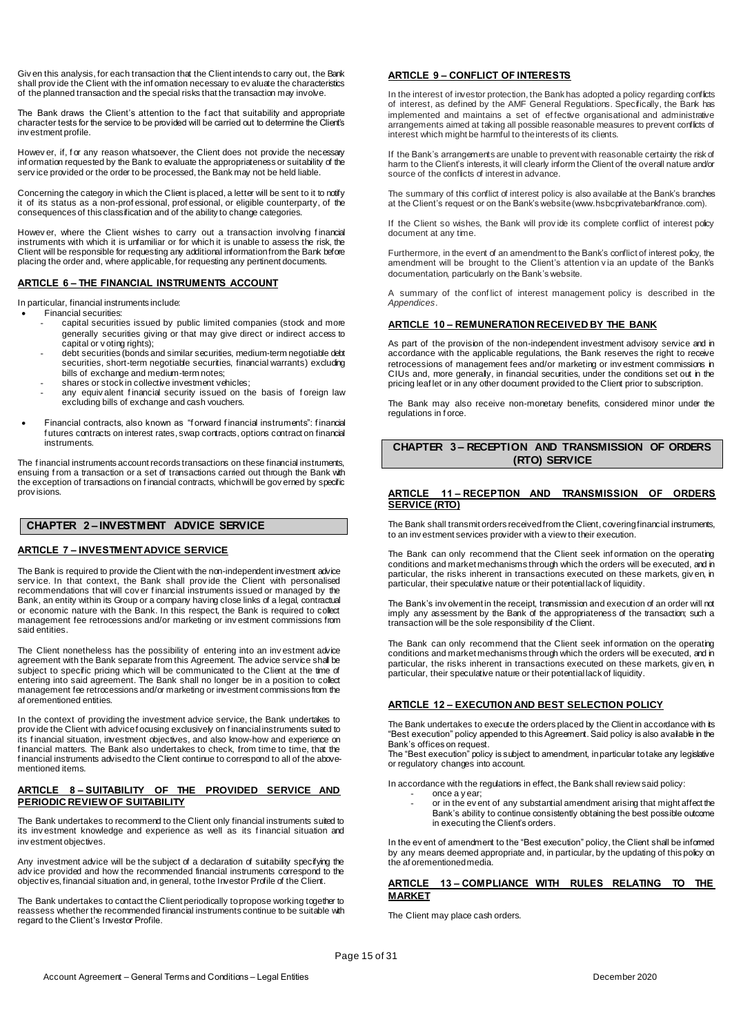Given this analysis, for each transaction that the Client intends to carry out, the Bank shall provide the Client with the information necessary to evaluate the characteristics of the planned transaction and the special risks that the transaction may involve.

The Bank draws the Client's attention to the fact that suitability and appropriate character tests for the service to be provided will be carried out to determine the Client's investment profile.

However, if, for any reason whatsoever, the Client does not provide the necessary information requested by the Bank to evaluate the appropriateness or suitability of the service provided or the order to be processed, the Bank may not be held liable.

Concerning the category in which the Client is placed, a letter will be sent to it to notify it of its status as a non-professional, professional, or eligible counterparty, of the consequences of this classification and of the ability to change categories.

However, where the Client wishes to carry out a transaction involving financial instruments with which it is unfamiliar or for which it is unable to assess the risk, the Client will be responsible for requesting any additional information from the Bank before placing the order and, where applicable, for requesting any pertinent documents.

### ARTICLE 6 – THE FINANCIAL INSTRUMENTS ACCOUNT

In particular, financial instruments include:

- Financial securities:
  - capital securities issued by public limited companies (stock and more generally securities giving or that may give direct or indirect access to capital or voting rights);
  - debt securities (bonds and similar securities, medium-term negotiable debt securities, short-term negotiable securities, financial warrants) excluding bills of exchange and medium-term notes;
  - shares or stock in collective investment vehicles;
  - any equivalent financial security issued on the basis of foreign law excluding bills of exchange and cash vouchers.
- Financial contracts, also known as "forward financial instruments": financial futures contracts on interest rates, swap contracts, options contract on financial instruments.

The financial instruments account records transactions on these financial instruments, ensuing from a transaction or a set of transactions carried out through the Bank with the exception of transactions on financial contracts, which will be governed by specific provisions.

## CHAPTER 2 – INVESTMENT ADVICE SERVICE

### ARTICLE 7 – INVESTMENT ADVICE SERVICE

The Bank is required to provide the Client with the non-independent investment advice service. In that context, the Bank shall provide the Client with personalised recommendations that will cover financial instruments issued or managed by the Bank, an entity within its Group or a company having close links of a legal, contractual or economic nature with the Bank. In this respect, the Bank is required to collect management fee retrocessions and/or marketing or investment commissions from said entities.

The Client nonetheless has the possibility of entering into an investment advice agreement with the Bank separate from this Agreement. The advice service shall be subject to specific pricing which will be communicated to the Client at the time of entering into said agreement. The Bank shall no longer be in a position to collect management fee retrocessions and/or marketing or investment commissions from the aforementioned entities.

In the context of providing the investment advice service, the Bank undertakes to provide the Client with advice focusing exclusively on financial instruments suited to its financial situation, investment objectives, and also know-how and experience on financial matters. The Bank also undertakes to check, from time to time, that the financial instruments advised to the Client continue to correspond to all of the above-mentioned items.

### ARTICLE 8 – SUITABILITY OF THE PROVIDED SERVICE AND PERIODIC REVIEW OF SUITABILITY

The Bank undertakes to recommend to the Client only financial instruments suited to its investment knowledge and experience as well as its financial situation and investment objectives.

Any investment advice will be the subject of a declaration of suitability specifying the advice provided and how the recommended financial instruments correspond to the objectives, financial situation and, in general, to the Investor Profile of the Client.

The Bank undertakes to contact the Client periodically to propose working together to reassess whether the recommended financial instruments continue to be suitable with regard to the Client's Investor Profile.

### ARTICLE 9 – CONFLICT OF INTERESTS

In the interest of investor protection, the Bank has adopted a policy regarding conflicts of interest, as defined by the AMF General Regulations. Specifically, the Bank has implemented and maintains a set of effective organisational and administrative arrangements aimed at taking all possible reasonable measures to prevent conflicts of interest which might be harmful to the interests of its clients.

If the Bank's arrangements are unable to prevent with reasonable certainty the risk of harm to the Client's interests, it will clearly inform the Client of the overall nature and/or source of the conflicts of interest in advance.

The summary of this conflict of interest policy is also available at the Bank's branches at the Client's request or on the Bank's website (www.hsbcprivatebankfrance.com).

If the Client so wishes, the Bank will provide its complete conflict of interest policy document at any time.

Furthermore, in the event of an amendment to the Bank's conflict of interest policy, the amendment will be brought to the Client's attention via an update of the Bank's documentation, particularly on the Bank's website.

A summary of the conflict of interest management policy is described in the *Appendices*.

### ARTICLE 10 – REMUNERATION RECEIVED BY THE BANK

As part of the provision of the non-independent investment advisory service and in accordance with the applicable regulations, the Bank reserves the right to receive retrocessions of management fees and/or marketing or investment commissions in CIUs and, more generally, in financial securities, under the conditions set out in the pricing leaflet or in any other document provided to the Client prior to subscription.

The Bank may also receive non-monetary benefits, considered minor under the regulations in force.

## CHAPTER 3 – RECEPTION AND TRANSMISSION OF ORDERS (RTO) SERVICE

### ARTICLE 11 – RECEPTION AND TRANSMISSION OF ORDERS SERVICE (RTO)

The Bank shall transmit orders received from the Client, covering financial instruments, to an investment services provider with a view to their execution.

The Bank can only recommend that the Client seek information on the operating conditions and market mechanisms through which the orders will be executed, and in particular, the risks inherent in transactions executed on these markets, given, in particular, their speculative nature or their potential lack of liquidity.

The Bank's involvement in the receipt, transmission and execution of an order will not imply any assessment by the Bank of the appropriateness of the transaction; such a transaction will be the sole responsibility of the Client.

The Bank can only recommend that the Client seek information on the operating conditions and market mechanisms through which the orders will be executed, and in particular, the risks inherent in transactions executed on these markets, given, in particular, their speculative nature or their potential lack of liquidity.

### ARTICLE 12 – EXECUTION AND BEST SELECTION POLICY

The Bank undertakes to execute the orders placed by the Client in accordance with its "Best execution" policy appended to this Agreement. Said policy is also available in the Bank's offices on request.

The "Best execution" policy is subject to amendment, in particular to take any legislative or regulatory changes into account.

In accordance with the regulations in effect, the Bank shall review said policy:

- once a year;
- or in the event of any substantial amendment arising that might affect the Bank's ability to continue consistently obtaining the best possible outcome in executing the Client's orders.

In the event of amendment to the "Best execution" policy, the Client shall be informed by any means deemed appropriate and, in particular, by the updating of this policy on the aforementioned media.

### ARTICLE 13 – COMPLIANCE WITH RULES RELATING TO THE MARKET

The Client may place cash orders.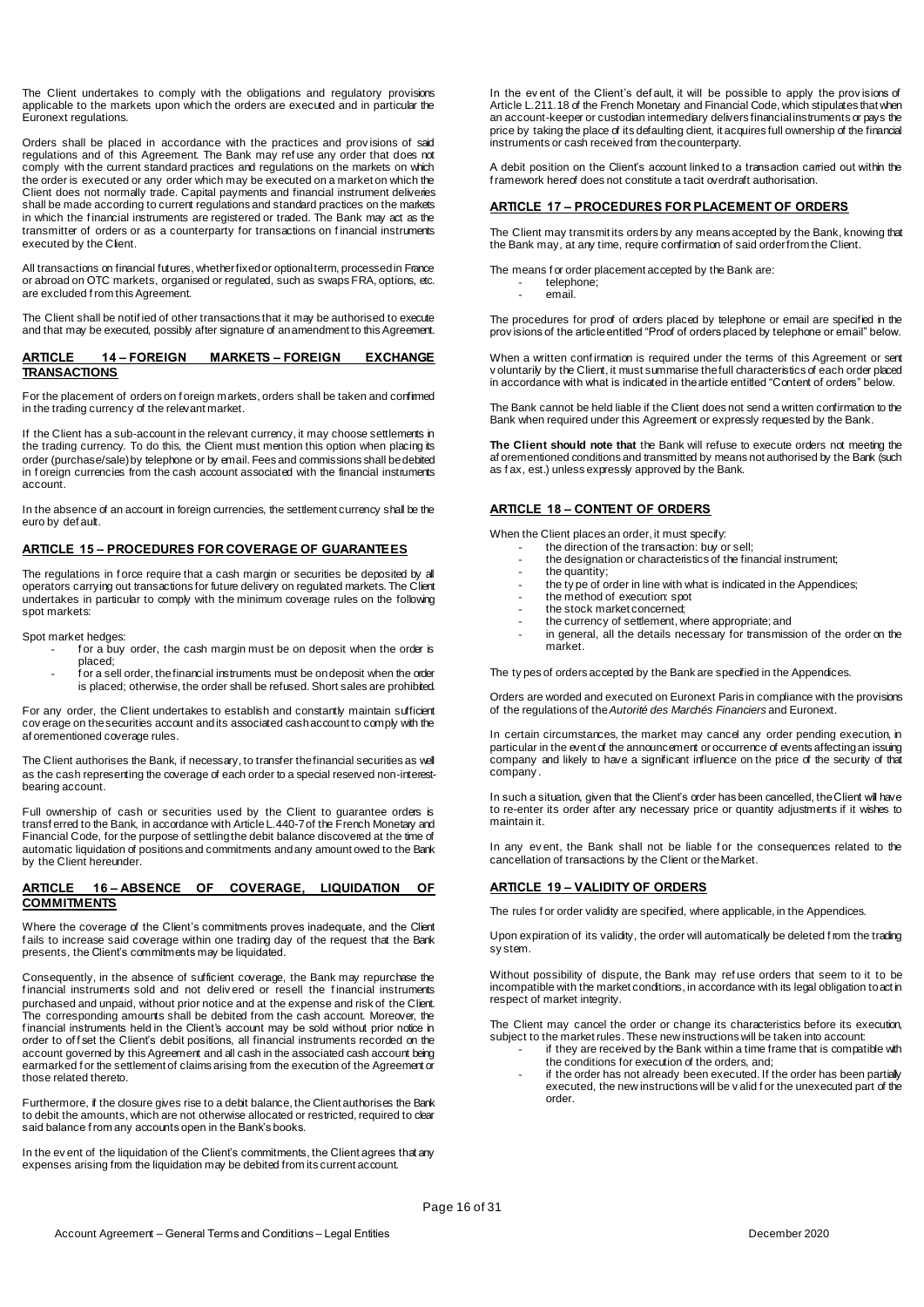The Client undertakes to comply with the obligations and regulatory provisions applicable to the markets upon which the orders are executed and in particular the Euronext regulations.

Orders shall be placed in accordance with the practices and provisions of said regulations and of this Agreement. The Bank may refuse any order that does not comply with the current standard practices and regulations on the markets on which the order is executed or any order which may be executed on a market on which the Client does not normally trade. Capital payments and financial instrument deliveries shall be made according to current regulations and standard practices on the markets in which the financial instruments are registered or traded. The Bank may act as the transmitter of orders or as a counterparty for transactions on financial instruments executed by the Client.

All transactions on financial futures, whether fixed or optional term, processed in France or abroad on OTC markets, organised or regulated, such as swaps FRA, options, etc. are excluded from this Agreement.

The Client shall be notified of other transactions that it may be authorised to execute and that may be executed, possibly after signature of an amendment to this Agreement.

## ARTICLE 14 – FOREIGN MARKETS – FOREIGN EXCHANGE TRANSACTIONS

For the placement of orders on foreign markets, orders shall be taken and confirmed in the trading currency of the relevant market.

If the Client has a sub-account in the relevant currency, it may choose settlements in the trading currency. To do this, the Client must mention this option when placing its order (purchase/sale) by telephone or by email. Fees and commissions shall be debited in foreign currencies from the cash account associated with the financial instruments account.

In the absence of an account in foreign currencies, the settlement currency shall be the euro by default.

## ARTICLE 15 – PROCEDURES FOR COVERAGE OF GUARANTEES

The regulations in force require that a cash margin or securities be deposited by all operators carrying out transactions for future delivery on regulated markets. The Client undertakes in particular to comply with the minimum coverage rules on the following spot markets:

Spot market hedges:

- for a buy order, the cash margin must be on deposit when the order is placed;
- for a sell order, the financial instruments must be on deposit when the order is placed; otherwise, the order shall be refused. Short sales are prohibited.

For any order, the Client undertakes to establish and constantly maintain sufficient coverage on the securities account and its associated cash account to comply with the aforementioned coverage rules.

The Client authorises the Bank, if necessary, to transfer the financial securities as well as the cash representing the coverage of each order to a special reserved non-interest-bearing account.

Full ownership of cash or securities used by the Client to guarantee orders is transferred to the Bank, in accordance with Article L.440-7 of the French Monetary and Financial Code, for the purpose of settling the debit balance discovered at the time of automatic liquidation of positions and commitments and any amount owed to the Bank by the Client hereunder.

## ARTICLE 16 – ABSENCE OF COVERAGE, LIQUIDATION OF COMMITMENTS

Where the coverage of the Client's commitments proves inadequate, and the Client fails to increase said coverage within one trading day of the request that the Bank presents, the Client's commitments may be liquidated.

Consequently, in the absence of sufficient coverage, the Bank may repurchase the financial instruments sold and not delivered or resell the financial instruments purchased and unpaid, without prior notice and at the expense and risk of the Client. The corresponding amounts shall be debited from the cash account. Moreover, the financial instruments held in the Client's account may be sold without prior notice in order to offset the Client's debit positions, all financial instruments recorded on the account governed by this Agreement and all cash in the associated cash account being earmarked for the settlement of claims arising from the execution of the Agreement or those related thereto.

Furthermore, if the closure gives rise to a debit balance, the Client authorises the Bank to debit the amounts, which are not otherwise allocated or restricted, required to clear said balance from any accounts open in the Bank's books.

In the event of the liquidation of the Client's commitments, the Client agrees that any expenses arising from the liquidation may be debited from its current account.

In the event of the Client's default, it will be possible to apply the provisions of Article L.211.18 of the French Monetary and Financial Code, which stipulates that when an account-keeper or custodian intermediary delivers financial instruments or pays the price by taking the place of its defaulting client, it acquires full ownership of the financial instruments or cash received from the counterparty.

A debit position on the Client's account linked to a transaction carried out within the framework hereof does not constitute a tacit overdraft authorisation.

## ARTICLE 17 – PROCEDURES FOR PLACEMENT OF ORDERS

The Client may transmit its orders by any means accepted by the Bank, knowing that the Bank may, at any time, require confirmation of said order from the Client.

The means for order placement accepted by the Bank are:

- telephone;
- email.

The procedures for proof of orders placed by telephone or email are specified in the provisions of the article entitled "Proof of orders placed by telephone or email" below.

When a written confirmation is required under the terms of this Agreement or sent voluntarily by the Client, it must summarise the full characteristics of each order placed in accordance with what is indicated in the article entitled "Content of orders" below.

The Bank cannot be held liable if the Client does not send a written confirmation to the Bank when required under this Agreement or expressly requested by the Bank.

**The Client should note that** the Bank will refuse to execute orders not meeting the aforementioned conditions and transmitted by means not authorised by the Bank (such as fax, est.) unless expressly approved by the Bank.

## ARTICLE 18 – CONTENT OF ORDERS

When the Client places an order, it must specify:

- the direction of the transaction: buy or sell;
- the designation or characteristics of the financial instrument;
- the quantity;
- the type of order in line with what is indicated in the Appendices;
- the method of execution: spot
- the stock market concerned;
- the currency of settlement, where appropriate; and
- in general, all the details necessary for transmission of the order on the market.

The types of orders accepted by the Bank are specified in the Appendices.

Orders are worded and executed on Euronext Paris in compliance with the provisions of the regulations of the *Autorité des Marchés Financiers* and Euronext.

In certain circumstances, the market may cancel any order pending execution, in particular in the event of the announcement or occurrence of events affecting an issuing company and likely to have a significant influence on the price of the security of that company.

In such a situation, given that the Client's order has been cancelled, the Client will have to re-enter its order after any necessary price or quantity adjustments if it wishes to maintain it.

In any event, the Bank shall not be liable for the consequences related to the cancellation of transactions by the Client or the Market.

## ARTICLE 19 – VALIDITY OF ORDERS

The rules for order validity are specified, where applicable, in the Appendices.

Upon expiration of its validity, the order will automatically be deleted from the trading system.

Without possibility of dispute, the Bank may refuse orders that seem to it to be incompatible with the market conditions, in accordance with its legal obligation to act in respect of market integrity.

The Client may cancel the order or change its characteristics before its execution, subject to the market rules. These new instructions will be taken into account:

- if they are received by the Bank within a time frame that is compatible with the conditions for execution of the orders, and;
- if the order has not already been executed. If the order has been partially executed, the new instructions will be valid for the unexecuted part of the order.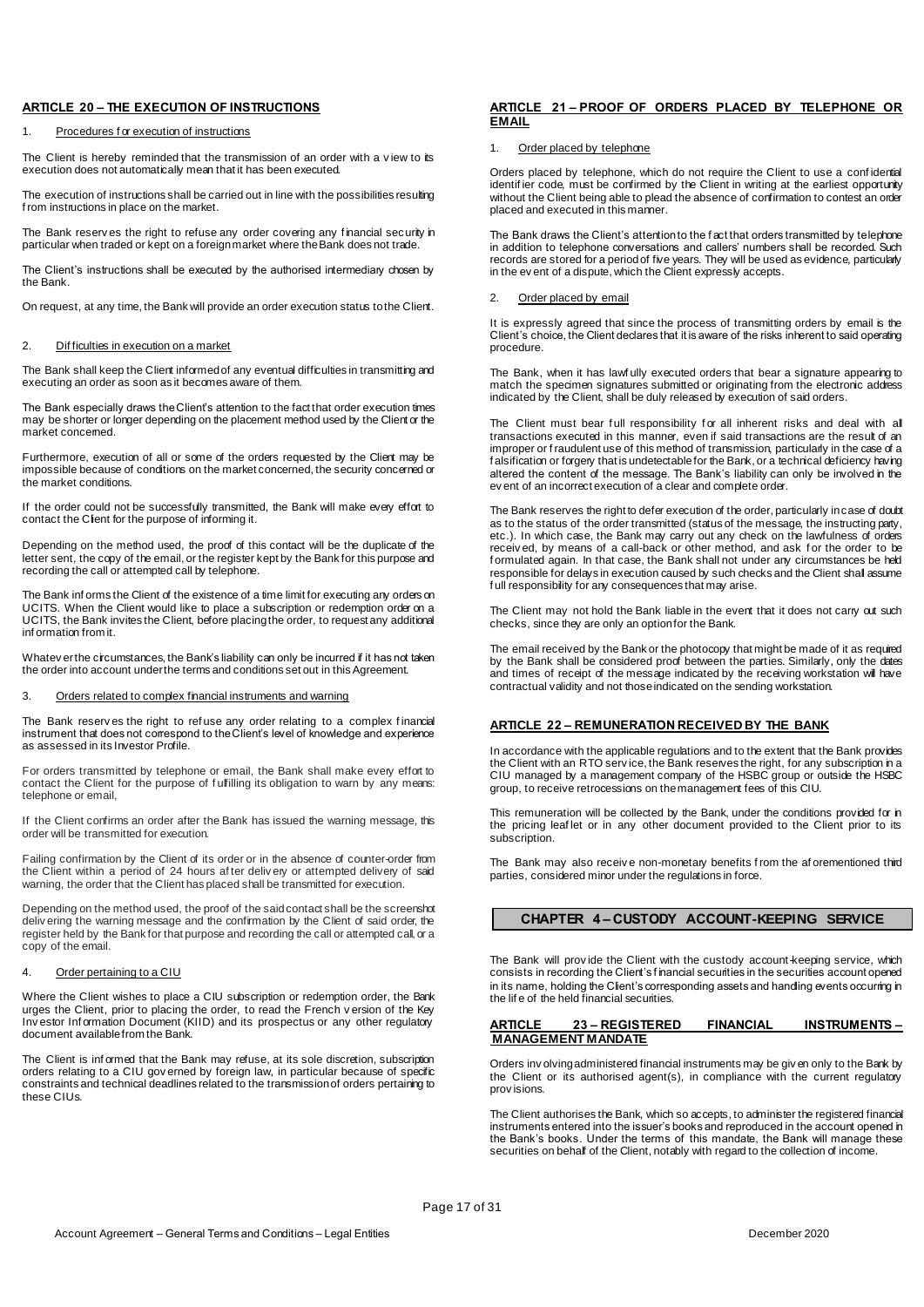## ARTICLE 20 – THE EXECUTION OF INSTRUCTIONS

1. Procedures for execution of instructions

The Client is hereby reminded that the transmission of an order with a view to its execution does not automatically mean that it has been executed.

The execution of instructions shall be carried out in line with the possibilities resulting from instructions in place on the market.

The Bank reserves the right to refuse any order covering any financial security in particular when traded or kept on a foreign market where the Bank does not trade.

The Client's instructions shall be executed by the authorised intermediary chosen by the Bank.

On request, at any time, the Bank will provide an order execution status to the Client.

2. Difficulties in execution on a market

The Bank shall keep the Client informed of any eventual difficulties in transmitting and executing an order as soon as it becomes aware of them.

The Bank especially draws the Client's attention to the fact that order execution times may be shorter or longer depending on the placement method used by the Client or the market concerned.

Furthermore, execution of all or some of the orders requested by the Client may be impossible because of conditions on the market concerned, the security concerned or the market conditions.

If the order could not be successfully transmitted, the Bank will make every effort to contact the Client for the purpose of informing it.

Depending on the method used, the proof of this contact will be the duplicate of the letter sent, the copy of the email, or the register kept by the Bank for this purpose and recording the call or attempted call by telephone.

The Bank informs the Client of the existence of a time limit for executing any orders on UCITS. When the Client would like to place a subscription or redemption order on a UCITS, the Bank invites the Client, before placing the order, to request any additional information from it.

Whatever the circumstances, the Bank's liability can only be incurred if it has not taken the order into account under the terms and conditions set out in this Agreement.

3. Orders related to complex financial instruments and warning

The Bank reserves the right to refuse any order relating to a complex financial instrument that does not correspond to the Client's level of knowledge and experience as assessed in its Investor Profile.

For orders transmitted by telephone or email, the Bank shall make every effort to contact the Client for the purpose of fulfilling its obligation to warn by any means: telephone or email,

If the Client confirms an order after the Bank has issued the warning message, this order will be transmitted for execution.

Failing confirmation by the Client of its order or in the absence of counter-order from the Client within a period of 24 hours after delivery or attempted delivery of said warning, the order that the Client has placed shall be transmitted for execution.

Depending on the method used, the proof of the said contact shall be the screenshot delivering the warning message and the confirmation by the Client of said order, the register held by the Bank for that purpose and recording the call or attempted call, or a copy of the email.

4. Order pertaining to a CIU

Where the Client wishes to place a CIU subscription or redemption order, the Bank urges the Client, prior to placing the order, to read the French version of the Key Investor Information Document (KIID) and its prospectus or any other regulatory document available from the Bank.

The Client is informed that the Bank may refuse, at its sole discretion, subscription orders relating to a CIU governed by foreign law, in particular because of specific constraints and technical deadlines related to the transmission of orders pertaining to these CIUs.

## ARTICLE 21 – PROOF OF ORDERS PLACED BY TELEPHONE OR EMAIL

1. Order placed by telephone

Orders placed by telephone, which do not require the Client to use a confidential identifier code, must be confirmed by the Client in writing at the earliest opportunity without the Client being able to plead the absence of confirmation to contest an order placed and executed in this manner.

The Bank draws the Client's attention to the fact that orders transmitted by telephone in addition to telephone conversations and callers' numbers shall be recorded. Such records are stored for a period of five years. They will be used as evidence, particularly in the event of a dispute, which the Client expressly accepts.

2. Order placed by email

It is expressly agreed that since the process of transmitting orders by email is the Client's choice, the Client declares that it is aware of the risks inherent to said operating procedure.

The Bank, when it has lawfully executed orders that bear a signature appearing to match the specimen signatures submitted or originating from the electronic address indicated by the Client, shall be duly released by execution of said orders.

The Client must bear full responsibility for all inherent risks and deal with all transactions executed in this manner, even if said transactions are the result of an improper or fraudulent use of this method of transmission, particularly in the case of a falsification or forgery that is undetectable for the Bank, or a technical deficiency having altered the content of the message. The Bank's liability can only be involved in the event of an incorrect execution of a clear and complete order.

The Bank reserves the right to defer execution of the order, particularly in case of doubt as to the status of the order transmitted (status of the message, the instructing party, etc.). In which case, the Bank may carry out any check on the lawfulness of orders received, by means of a call-back or other method, and ask for the order to be formulated again. In that case, the Bank shall not under any circumstances be held responsible for delays in execution caused by such checks and the Client shall assume full responsibility for any consequences that may arise.

The Client may not hold the Bank liable in the event that it does not carry out such checks, since they are only an option for the Bank.

The email received by the Bank or the photocopy that might be made of it as required by the Bank shall be considered proof between the parties. Similarly, only the dates and times of receipt of the message indicated by the receiving workstation will have contractual validity and not those indicated on the sending workstation.

## ARTICLE 22 – REMUNERATION RECEIVED BY THE BANK

In accordance with the applicable regulations and to the extent that the Bank provides the Client with an RTO service, the Bank reserves the right, for any subscription in a CIU managed by a management company of the HSBC group or outside the HSBC group, to receive retrocessions on the management fees of this CIU.

This remuneration will be collected by the Bank, under the conditions provided for in the pricing leaflet or in any other document provided to the Client prior to its subscription.

The Bank may also receive non-monetary benefits from the aforementioned third parties, considered minor under the regulations in force.

# CHAPTER 4 – CUSTODY ACCOUNT-KEEPING SERVICE

The Bank will provide the Client with the custody account-keeping service, which consists in recording the Client's financial securities in the securities account opened in its name, holding the Client's corresponding assets and handling events occurring in the life of the held financial securities.

## ARTICLE 23 – REGISTERED FINANCIAL INSTRUMENTS – MANAGEMENT MANDATE

Orders involving administered financial instruments may be given only to the Bank by the Client or its authorised agent(s), in compliance with the current regulatory provisions.

The Client authorises the Bank, which so accepts, to administer the registered financial instruments entered into the issuer's books and reproduced in the account opened in the Bank's books. Under the terms of this mandate, the Bank will manage these securities on behalf of the Client, notably with regard to the collection of income.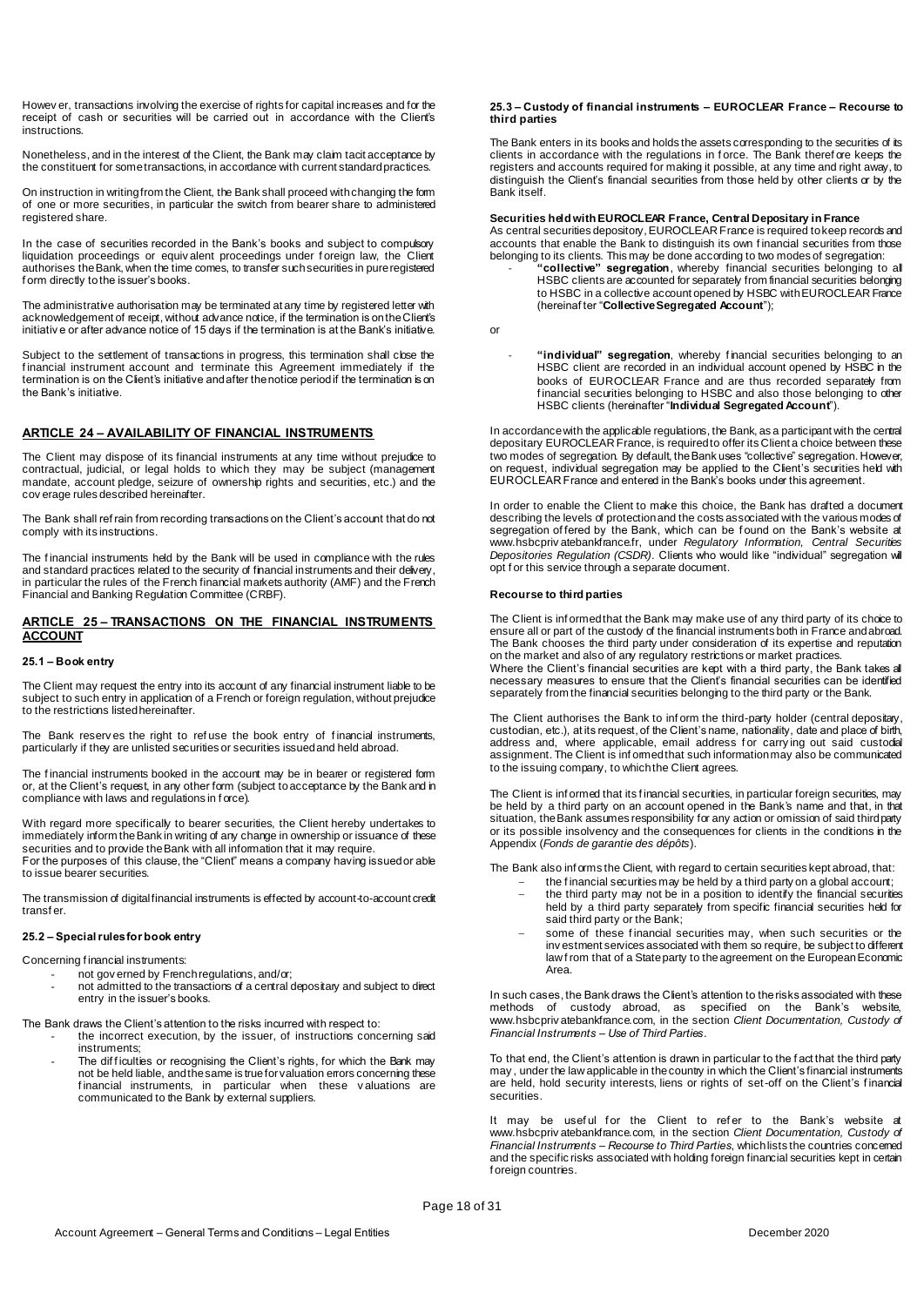However, transactions involving the exercise of rights for capital increases and for the receipt of cash or securities will be carried out in accordance with the Client's instructions.

Nonetheless, and in the interest of the Client, the Bank may claim tacit acceptance by the constituent for some transactions, in accordance with current standard practices.

On instruction in writing from the Client, the Bank shall proceed with changing the form of one or more securities, in particular the switch from bearer share to administered registered share.

In the case of securities recorded in the Bank's books and subject to compulsory liquidation proceedings or equivalent proceedings under foreign law, the Client authorises the Bank, when the time comes, to transfer such securities in pure registered form directly to the issuer's books.

The administrative authorisation may be terminated at any time by registered letter with acknowledgement of receipt, without advance notice, if the termination is on the Client's initiative or after advance notice of 15 days if the termination is at the Bank's initiative.

Subject to the settlement of transactions in progress, this termination shall close the financial instrument account and terminate this Agreement immediately if the termination is on the Client's initiative and after the notice period if the termination is on the Bank's initiative.

## ARTICLE 24 – AVAILABILITY OF FINANCIAL INSTRUMENTS

The Client may dispose of its financial instruments at any time without prejudice to contractual, judicial, or legal holds to which they may be subject (management mandate, account pledge, seizure of ownership rights and securities, etc.) and the coverage rules described hereinafter.

The Bank shall refrain from recording transactions on the Client's account that do not comply with its instructions.

The financial instruments held by the Bank will be used in compliance with the rules and standard practices related to the security of financial instruments and their delivery, in particular the rules of the French financial markets authority (AMF) and the French Financial and Banking Regulation Committee (CRBF).

## ARTICLE 25 – TRANSACTIONS ON THE FINANCIAL INSTRUMENTS ACCOUNT

### 25.1 – Book entry

The Client may request the entry into its account of any financial instrument liable to be subject to such entry in application of a French or foreign regulation, without prejudice to the restrictions listed hereinafter.

The Bank reserves the right to refuse the book entry of financial instruments, particularly if they are unlisted securities or securities issued and held abroad.

The financial instruments booked in the account may be in bearer or registered form or, at the Client's request, in any other form (subject to acceptance by the Bank and in compliance with laws and regulations in force).

With regard more specifically to bearer securities, the Client hereby undertakes to immediately inform the Bank in writing of any change in ownership or issuance of these securities and to provide the Bank with all information that it may require.
For the purposes of this clause, the "Client" means a company having issued or able to issue bearer securities.

The transmission of digital financial instruments is effected by account-to-account credit transfer.

### 25.2 – Special rules for book entry

Concerning financial instruments:

- not governed by French regulations, and/or;
- not admitted to the transactions of a central depositary and subject to direct entry in the issuer's books.

The Bank draws the Client's attention to the risks incurred with respect to:

- the incorrect execution, by the issuer, of instructions concerning said instruments;
- The difficulties or recognising the Client's rights, for which the Bank may not be held liable, and the same is true for valuation errors concerning these financial instruments, in particular when these valuations are communicated to the Bank by external suppliers.

### 25.3 – Custody of financial instruments – EUROCLEAR France – Recourse to third parties

The Bank enters in its books and holds the assets corresponding to the securities of its clients in accordance with the regulations in force. The Bank therefore keeps the registers and accounts required for making it possible, at any time and right away, to distinguish the Client's financial securities from those held by other clients or by the Bank itself.

**Securities held with EUROCLEAR France, Central Depositary in France**
As central securities depository, EUROCLEAR France is required to keep records and accounts that enable the Bank to distinguish its own financial securities from those belonging to its clients. This may be done according to two modes of segregation:

- **"collective" segregation**, whereby financial securities belonging to all HSBC clients are accounted for separately from financial securities belonging to HSBC in a collective account opened by HSBC with EUROCLEAR France (hereinafter "**Collective Segregated Account**");

or

- **"individual" segregation**, whereby financial securities belonging to an HSBC client are recorded in an individual account opened by HSBC in the books of EUROCLEAR France and are thus recorded separately from financial securities belonging to HSBC and also those belonging to other HSBC clients (hereinafter "**Individual Segregated Account**").

In accordance with the applicable regulations, the Bank, as a participant with the central depositary EUROCLEAR France, is required to offer its Client a choice between these two modes of segregation. By default, the Bank uses "collective" segregation. However, on request, individual segregation may be applied to the Client's securities held with EUROCLEAR France and entered in the Bank's books under this agreement.

In order to enable the Client to make this choice, the Bank has drafted a document describing the levels of protection and the costs associated with the various modes of segregation offered by the Bank, which can be found on the Bank's website at www.hsbcprivatebankfrance.fr, under *Regulatory Information, Central Securities Depositories Regulation (CSDR)*. Clients who would like "individual" segregation will opt for this service through a separate document.

**Recourse to third parties**

The Client is informed that the Bank may make use of any third party of its choice to ensure all or part of the custody of the financial instruments both in France and abroad. The Bank chooses the third party under consideration of its expertise and reputation on the market and also of any regulatory restrictions or market practices.
Where the Client's financial securities are kept with a third party, the Bank takes all necessary measures to ensure that the Client's financial securities can be identified separately from the financial securities belonging to the third party or the Bank.

The Client authorises the Bank to inform the third-party holder (central depositary, custodian, etc.), at its request, of the Client's name, nationality, date and place of birth, address and, where applicable, email address for carrying out said custodial assignment. The Client is informed that such information may also be communicated to the issuing company, to which the Client agrees.

The Client is informed that its financial securities, in particular foreign securities, may be held by a third party on an account opened in the Bank's name and that, in that situation, the Bank assumes responsibility for any action or omission of said third party or its possible insolvency and the consequences for clients in the conditions in the Appendix (*Fonds de garantie des dépôts*).

The Bank also informs the Client, with regard to certain securities kept abroad, that:

- the financial securities may be held by a third party on a global account;
- the third party may not be in a position to identify the financial securities held by a third party separately from specific financial securities held for said third party or the Bank;
- some of these financial securities may, when such securities or the investment services associated with them so require, be subject to different law from that of a State party to the agreement on the European Economic Area.

In such cases, the Bank draws the Client's attention to the risks associated with these methods of custody abroad, as specified on the Bank's website, www.hsbcprivatebankfrance.com, in the section *Client Documentation, Custody of Financial Instruments – Use of Third Parties*.

To that end, the Client's attention is drawn in particular to the fact that the third party may, under the law applicable in the country in which the Client's financial instruments are held, hold security interests, liens or rights of set-off on the Client's financial securities.

It may be useful for the Client to refer to the Bank's website at www.hsbcprivatebankfrance.com, in the section *Client Documentation, Custody of Financial Instruments – Recourse to Third Parties*, which lists the countries concerned and the specific risks associated with holding foreign financial securities kept in certain foreign countries.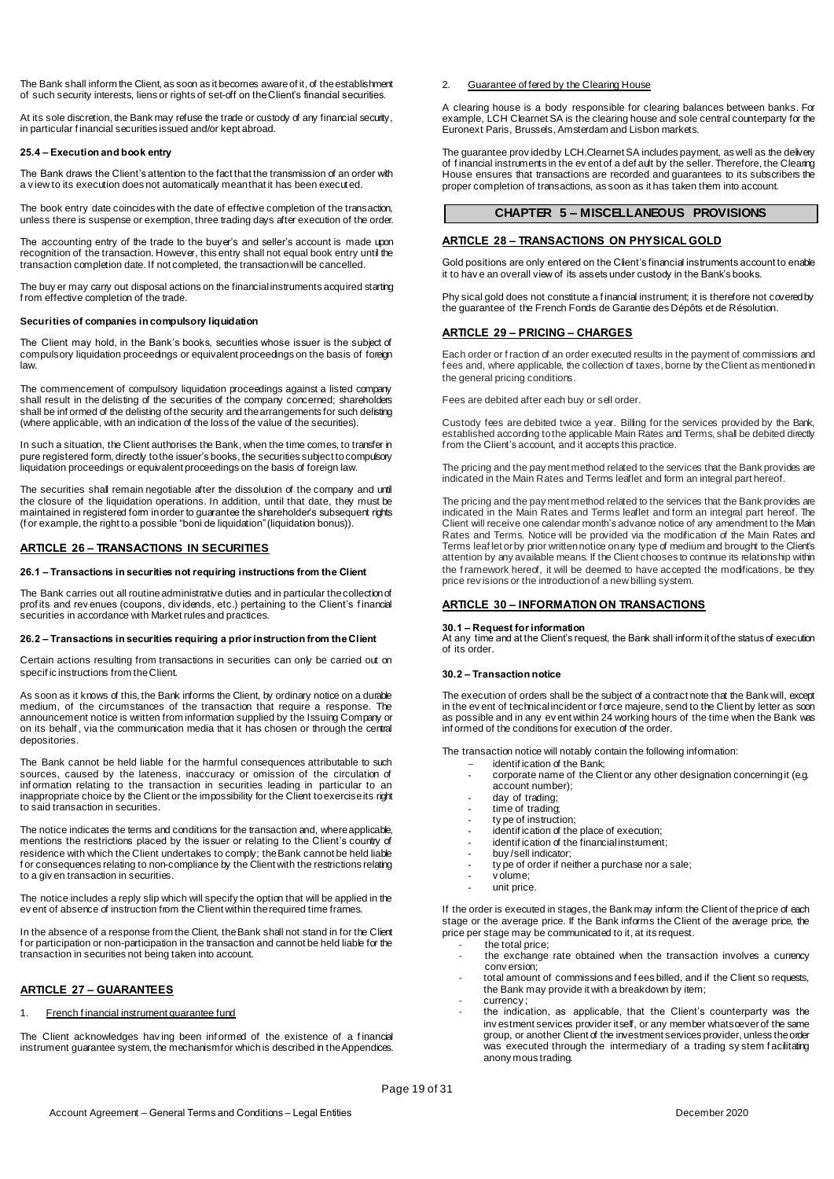The Bank shall inform the Client, as soon as it becomes aware of it, of the establishment of such security interests, liens or rights of set-off on the Client's financial securities.

At its sole discretion, the Bank may refuse the trade or custody of any financial security, in particular financial securities issued and/or kept abroad.

#### 25.4 – Execution and book entry

The Bank draws the Client's attention to the fact that the transmission of an order with a view to its execution does not automatically mean that it has been executed.

The book entry date coincides with the date of effective completion of the transaction, unless there is suspense or exemption, three trading days after execution of the order.

The accounting entry of the trade to the buyer's and seller's account is made upon recognition of the transaction. However, this entry shall not equal book entry until the transaction completion date. If not completed, the transaction will be cancelled.

The buyer may carry out disposal actions on the financial instruments acquired starting from effective completion of the trade.

#### Securities of companies in compulsory liquidation

The Client may hold, in the Bank's books, securities whose issuer is the subject of compulsory liquidation proceedings or equivalent proceedings on the basis of foreign law.

The commencement of compulsory liquidation proceedings against a listed company shall result in the delisting of the securities of the company concerned; shareholders shall be informed of the delisting of the security and the arrangements for such delisting (where applicable, with an indication of the loss of the value of the securities).

In such a situation, the Client authorises the Bank, when the time comes, to transfer in pure registered form, directly to the issuer's books, the securities subject to compulsory liquidation proceedings or equivalent proceedings on the basis of foreign law.

The securities shall remain negotiable after the dissolution of the company and until the closure of the liquidation operations. In addition, until that date, they must be maintained in registered form in order to guarantee the shareholder's subsequent rights (for example, the right to a possible "boni de liquidation" (liquidation bonus)).

## ARTICLE 26 – TRANSACTIONS IN SECURITIES

#### 26.1 – Transactions in securities not requiring instructions from the Client

The Bank carries out all routine administrative duties and in particular the collection of profits and revenues (coupons, dividends, etc.) pertaining to the Client's financial securities in accordance with Market rules and practices.

#### 26.2 – Transactions in securities requiring a prior instruction from the Client

Certain actions resulting from transactions in securities can only be carried out on specific instructions from the Client.

As soon as it knows of this, the Bank informs the Client, by ordinary notice on a durable medium, of the circumstances of the transaction that require a response. The announcement notice is written from information supplied by the Issuing Company or on its behalf, via the communication media that it has chosen or through the central depositories.

The Bank cannot be held liable for the harmful consequences attributable to such sources, caused by the lateness, inaccuracy or omission of the circulation of information relating to the transaction in securities leading in particular to an inappropriate choice by the Client or the impossibility for the Client to exercise its right to said transaction in securities.

The notice indicates the terms and conditions for the transaction and, where applicable, mentions the restrictions placed by the issuer or relating to the Client's country of residence with which the Client undertakes to comply; the Bank cannot be held liable for consequences relating to non-compliance by the Client with the restrictions relating to a given transaction in securities.

The notice includes a reply slip which will specify the option that will be applied in the event of absence of instruction from the Client within the required time frames.

In the absence of a response from the Client, the Bank shall not stand in for the Client for participation or non-participation in the transaction and cannot be held liable for the transaction in securities not being taken into account.

## ARTICLE 27 – GUARANTEES

1. French financial instrument guarantee fund

The Client acknowledges having been informed of the existence of a financial instrument guarantee system, the mechanism for which is described in the Appendices.

2. Guarantee offered by the Clearing House

A clearing house is a body responsible for clearing balances between banks. For example, LCH Clearnet SA is the clearing house and sole central counterparty for the Euronext Paris, Brussels, Amsterdam and Lisbon markets.

The guarantee provided by LCH.Clearnet SA includes payment, as well as the delivery of financial instruments in the event of a default by the seller. Therefore, the Clearing House ensures that transactions are recorded and guarantees to its subscribers the proper completion of transactions, as soon as it has taken them into account.

# CHAPTER 5 – MISCELLANEOUS PROVISIONS

## ARTICLE 28 – TRANSACTIONS ON PHYSICAL GOLD

Gold positions are only entered on the Client's financial instruments account to enable it to have an overall view of its assets under custody in the Bank's books.

Physical gold does not constitute a financial instrument; it is therefore not covered by the guarantee of the French Fonds de Garantie des Dépôts et de Résolution.

## ARTICLE 29 – PRICING – CHARGES

Each order or fraction of an order executed results in the payment of commissions and fees and, where applicable, the collection of taxes, borne by the Client as mentioned in the general pricing conditions.

Fees are debited after each buy or sell order.

Custody fees are debited twice a year. Billing for the services provided by the Bank, established according to the applicable Main Rates and Terms, shall be debited directly from the Client's account, and it accepts this practice.

The pricing and the payment method related to the services that the Bank provides are indicated in the Main Rates and Terms leaflet and form an integral part hereof.

The pricing and the payment method related to the services that the Bank provides are indicated in the Main Rates and Terms leaflet and form an integral part hereof. The Client will receive one calendar month's advance notice of any amendment to the Main Rates and Terms. Notice will be provided via the modification of the Main Rates and Terms leaflet or by prior written notice on any type of medium and brought to the Client's attention by any available means. If the Client chooses to continue its relationship within the framework hereof, it will be deemed to have accepted the modifications, be they price revisions or the introduction of a new billing system.

## ARTICLE 30 – INFORMATION ON TRANSACTIONS

#### 30.1 – Request for information

At any time and at the Client's request, the Bank shall inform it of the status of execution of its order.

#### 30.2 – Transaction notice

The execution of orders shall be the subject of a contract note that the Bank will, except in the event of technical incident or force majeure, send to the Client by letter as soon as possible and in any event within 24 working hours of the time when the Bank was informed of the conditions for execution of the order.

The transaction notice will notably contain the following information:

- identification of the Bank;
- corporate name of the Client or any other designation concerning it (e.g. account number);
- day of trading;
- time of trading;
- type of instruction;
- identification of the place of execution;
- identification of the financial instrument;
- buy/sell indicator;
- type of order if neither a purchase nor a sale;
- volume;
- unit price.

If the order is executed in stages, the Bank may inform the Client of the price of each stage or the average price. If the Bank informs the Client of the average price, the price per stage may be communicated to it, at its request.

- the total price;
- the exchange rate obtained when the transaction involves a currency conversion;
- total amount of commissions and fees billed, and if the Client so requests, the Bank may provide it with a breakdown by item;
- currency;
- the indication, as applicable, that the Client's counterparty was the investment services provider itself, or any member whatsoever of the same group, or another Client of the investment services provider, unless the order was executed through the intermediary of a trading system facilitating anonymous trading.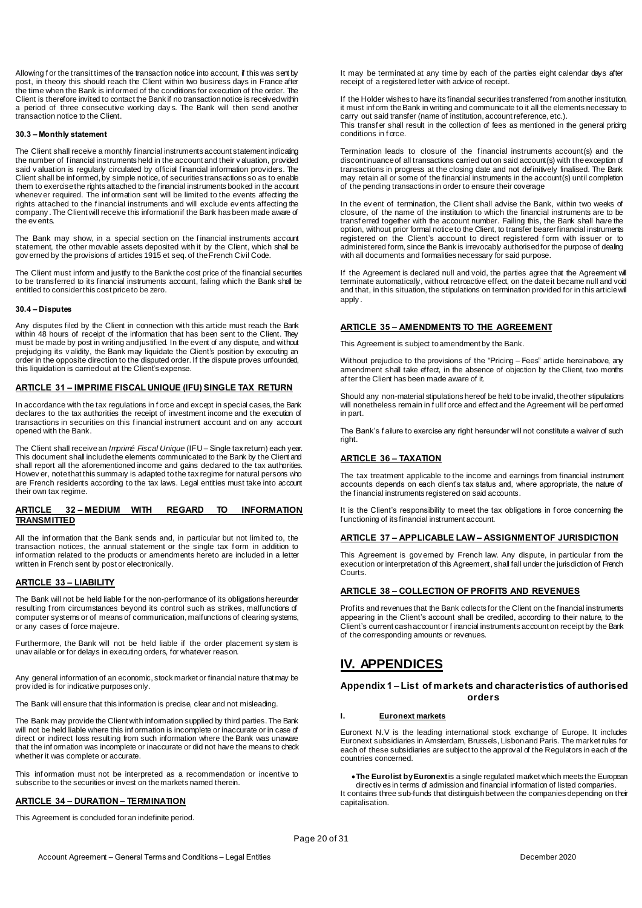Allowing for the transit times of the transaction notice into account, if this was sent by post, in theory this should reach the Client within two business days in France after the time when the Bank is informed of the conditions for execution of the order. The Client is therefore invited to contact the Bank if no transaction notice is received within a period of three consecutive working days. The Bank will then send another transaction notice to the Client.

#### 30.3 – Monthly statement

The Client shall receive a monthly financial instruments account statement indicating the number of financial instruments held in the account and their valuation, provided said valuation is regularly circulated by official financial information providers. The Client shall be informed, by simple notice, of securities transactions so as to enable them to exercise the rights attached to the financial instruments booked in the account whenever required. The information sent will be limited to the events affecting the rights attached to the financial instruments and will exclude events affecting the company. The Client will receive this information if the Bank has been made aware of the events.

The Bank may show, in a special section on the financial instruments account statement, the other movable assets deposited with it by the Client, which shall be governed by the provisions of articles 1915 et seq. of the French Civil Code.

The Client must inform and justify to the Bank the cost price of the financial securities to be transferred to its financial instruments account, failing which the Bank shall be entitled to consider this cost price to be zero.

#### 30.4 – Disputes

Any disputes filed by the Client in connection with this article must reach the Bank within 48 hours of receipt of the information that has been sent to the Client. They must be made by post in writing and justified. In the event of any dispute, and without prejudging its validity, the Bank may liquidate the Client's position by executing an order in the opposite direction to the disputed order. If the dispute proves unfounded, this liquidation is carried out at the Client's expense.

### ARTICLE 31 – IMPRIME FISCAL UNIQUE (IFU) SINGLE TAX RETURN

In accordance with the tax regulations in force and except in special cases, the Bank declares to the tax authorities the receipt of investment income and the execution of transactions in securities on this financial instrument account and on any account opened with the Bank.

The Client shall receive an *Imprimé Fiscal Unique* (IFU – Single tax return) each year. This document shall include the elements communicated to the Bank by the Client and shall report all the aforementioned income and gains declared to the tax authorities. However, note that this summary is adapted to the tax regime for natural persons who are French residents according to the tax laws. Legal entities must take into account their own tax regime.

### ARTICLE 32 – MEDIUM WITH REGARD TO INFORMATION TRANSMITTED

All the information that the Bank sends and, in particular but not limited to, the transaction notices, the annual statement or the single tax form in addition to information related to the products or amendments hereto are included in a letter written in French sent by post or electronically.

### ARTICLE 33 – LIABILITY

The Bank will not be held liable for the non-performance of its obligations hereunder resulting from circumstances beyond its control such as strikes, malfunctions of computer systems or of means of communication, malfunctions of clearing systems, or any cases of force majeure.

Furthermore, the Bank will not be held liable if the order placement system is unavailable or for delays in executing orders, for whatever reason.

Any general information of an economic, stock market or financial nature that may be provided is for indicative purposes only.

The Bank will ensure that this information is precise, clear and not misleading.

The Bank may provide the Client with information supplied by third parties. The Bank will not be held liable where this information is incomplete or inaccurate or in case of direct or indirect loss resulting from such information where the Bank was unaware that the information was incomplete or inaccurate or did not have the means to check whether it was complete or accurate.

This information must not be interpreted as a recommendation or incentive to subscribe to the securities or invest on the markets named therein.

### ARTICLE 34 – DURATION – TERMINATION

This Agreement is concluded for an indefinite period.

It may be terminated at any time by each of the parties eight calendar days after receipt of a registered letter with advice of receipt.

If the Holder wishes to have its financial securities transferred from another institution, it must inform the Bank in writing and communicate to it all the elements necessary to carry out said transfer (name of institution, account reference, etc.).
This transfer shall result in the collection of fees as mentioned in the general pricing conditions in force.

Termination leads to closure of the financial instruments account(s) and the discontinuance of all transactions carried out on said account(s) with the exception of transactions in progress at the closing date and not definitively finalised. The Bank may retain all or some of the financial instruments in the account(s) until completion of the pending transactions in order to ensure their coverage

In the event of termination, the Client shall advise the Bank, within two weeks of closure, of the name of the institution to which the financial instruments are to be transferred together with the account number. Failing this, the Bank shall have the option, without prior notice to the Client, to transfer bearer financial instruments registered on the Client's account to direct registered form with issuer or to administered form, since the Bank is irrevocably authorised for the purpose of dealing with all documents and formalities necessary for said purpose.

If the Agreement is declared null and void, the parties agree that the Agreement will terminate automatically, without retroactive effect, on the date it became null and void and that, in this situation, the stipulations on termination provided for in this article will apply.

### ARTICLE 35 – AMENDMENTS TO THE AGREEMENT

This Agreement is subject to amendment by the Bank.

Without prejudice to the provisions of the "Pricing – Fees" article hereinabove, any amendment shall take effect, in the absence of objection by the Client, two months after the Client has been made aware of it.

Should any non-material stipulations hereof be held to be invalid, the other stipulations will nonetheless remain in full force and effect and the Agreement will be performed in part.

The Bank's failure to exercise any right hereunder will not constitute a waiver of such right.

### ARTICLE 36 – TAXATION

The tax treatment applicable to the income and earnings from financial instrument accounts depends on each client's tax status and, where appropriate, the nature of the financial instruments registered on said accounts.

It is the Client's responsibility to meet the tax obligations in force concerning the functioning of its financial instrument account.

### ARTICLE 37 – APPLICABLE LAW – ASSIGNMENT OF JURISDICTION

This Agreement is governed by French law. Any dispute, in particular from the execution or interpretation of this Agreement, shall fall under the jurisdiction of French Courts.

### ARTICLE 38 – COLLECTION OF PROFITS AND REVENUES

Profits and revenues that the Bank collects for the Client on the financial instruments appearing in the Client's account shall be credited, according to their nature, to the Client's current cash account or financial instruments account on receipt by the Bank of the corresponding amounts or revenues.

# IV. APPENDICES

## Appendix 1 – List of markets and characteristics of authorised orders

#### I. Euronext markets

Euronext N.V is the leading international stock exchange of Europe. It includes Euronext subsidiaries in Amsterdam, Brussels, Lisbon and Paris. The market rules for each of these subsidiaries are subject to the approval of the Regulators in each of the countries concerned.

- **The Eurolist by Euronext** is a single regulated market which meets the European directives in terms of admission and financial information of listed companies.

It contains three sub-funds that distinguish between the companies depending on their capitalisation.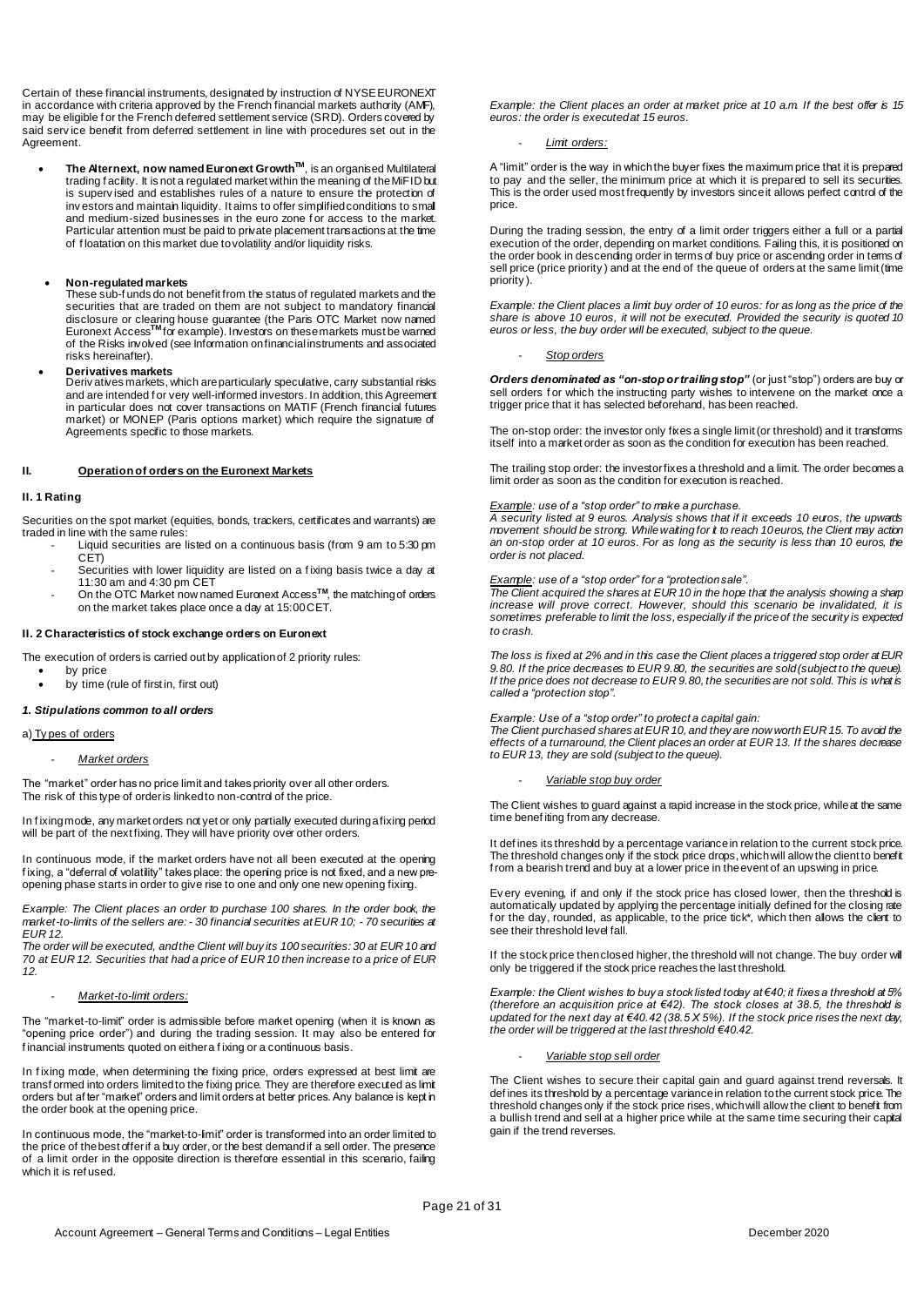Certain of these financial instruments, designated by instruction of NYSE EURONEXT in accordance with criteria approved by the French financial markets authority (AMF), may be eligible for the French deferred settlement service (SRD). Orders covered by said service benefit from deferred settlement in line with procedures set out in the Agreement.

- **The Alternext, now named Euronext Growth™**, is an organised Multilateral trading facility. It is not a regulated market within the meaning of the MiFID but is supervised and establishes rules of a nature to ensure the protection of investors and maintain liquidity. It aims to offer simplified conditions to small and medium-sized businesses in the euro zone for access to the market. Particular attention must be paid to private placement transactions at the time of floatation on this market due to volatility and/or liquidity risks.

- **Non-regulated markets**
  These sub-funds do not benefit from the status of regulated markets and the securities that are traded on them are not subject to mandatory financial disclosure or clearing house guarantee (the Paris OTC Market now named Euronext Access™ for example). Investors on these markets must be warned of the Risks involved (see Information on financial instruments and associated risks hereinafter).

- **Derivatives markets**
  Derivatives markets, which are particularly speculative, carry substantial risks and are intended for very well-informed investors. In addition, this Agreement in particular does not cover transactions on MATIF (French financial futures market) or MONEP (Paris options market) which require the signature of Agreements specific to those markets.

## II. Operation of orders on the Euronext Markets

### II. 1 Rating

Securities on the spot market (equities, bonds, trackers, certificates and warrants) are traded in line with the same rules:

- Liquid securities are listed on a continuous basis (from 9 am to 5:30 pm CET)
- Securities with lower liquidity are listed on a fixing basis twice a day at 11:30 am and 4:30 pm CET
- On the OTC Market now named Euronext Access™, the matching of orders on the market takes place once a day at 15:00 CET.

### II. 2 Characteristics of stock exchange orders on Euronext

The execution of orders is carried out by application of 2 priority rules:

- by price
- by time (rule of first in, first out)

#### *1. Stipulations common to all orders*

a) Types of orders

- *Market orders*

The "market" order has no price limit and takes priority over all other orders. The risk of this type of order is linked to non-control of the price.

In fixing mode, any market orders not yet or only partially executed during a fixing period will be part of the next fixing. They will have priority over other orders.

In continuous mode, if the market orders have not all been executed at the opening fixing, a "deferral of volatility" takes place: the opening price is not fixed, and a new pre-opening phase starts in order to give rise to one and only one new opening fixing.

*Example: The Client places an order to purchase 100 shares. In the order book, the market-to-limits of the sellers are: - 30 financial securities at EUR 10; - 70 securities at EUR 12.*
*The order will be executed, and the Client will buy its 100 securities: 30 at EUR 10 and 70 at EUR 12. Securities that had a price of EUR 10 then increase to a price of EUR 12.*

- *Market-to-limit orders:*

The "market-to-limit" order is admissible before market opening (when it is known as "opening price order") and during the trading session. It may also be entered for financial instruments quoted on either a fixing or a continuous basis.

In fixing mode, when determining the fixing price, orders expressed at best limit are transformed into orders limited to the fixing price. They are therefore executed as limit orders but after "market" orders and limit orders at better prices. Any balance is kept in the order book at the opening price.

In continuous mode, the "market-to-limit" order is transformed into an order limited to the price of the best offer if a buy order, or the best demand if a sell order. The presence of a limit order in the opposite direction is therefore essential in this scenario, failing which it is refused.

*Example: the Client places an order at market price at 10 a.m. If the best offer is 15 euros: the order is executed at 15 euros.*

- *Limit orders:*

A "limit" order is the way in which the buyer fixes the maximum price that it is prepared to pay and the seller, the minimum price at which it is prepared to sell its securities. This is the order used most frequently by investors since it allows perfect control of the price.

During the trading session, the entry of a limit order triggers either a full or a partial execution of the order, depending on market conditions. Failing this, it is positioned on the order book in descending order in terms of buy price or ascending order in terms of sell price (price priority) and at the end of the queue of orders at the same limit (time priority).

*Example: the Client places a limit buy order of 10 euros: for as long as the price of the share is above 10 euros, it will not be executed. Provided the security is quoted 10 euros or less, the buy order will be executed, subject to the queue.*

- *Stop orders*

***Orders denominated as "on-stop or trailing stop"*** (or just "stop") orders are buy or sell orders for which the instructing party wishes to intervene on the market once a trigger price that it has selected beforehand, has been reached.

The on-stop order: the investor only fixes a single limit (or threshold) and it transforms itself into a market order as soon as the condition for execution has been reached.

The trailing stop order: the investor fixes a threshold and a limit. The order becomes a limit order as soon as the condition for execution is reached.

*Example: use of a "stop order" to make a purchase.*
*A security listed at 9 euros. Analysis shows that if it exceeds 10 euros, the upwards movement should be strong. While waiting for it to reach 10 euros, the Client may action an on-stop order at 10 euros. For as long as the security is less than 10 euros, the order is not placed.*

*Example: use of a "stop order" for a "protection sale".*
*The Client acquired the shares at EUR 10 in the hope that the analysis showing a sharp increase will prove correct. However, should this scenario be invalidated, it is sometimes preferable to limit the loss, especially if the price of the security is expected to crash.*

*The loss is fixed at 2% and in this case the Client places a triggered stop order at EUR 9.80. If the price decreases to EUR 9.80, the securities are sold (subject to the queue). If the price does not decrease to EUR 9.80, the securities are not sold. This is what is called a "protection stop".*

*Example: Use of a "stop order" to protect a capital gain:*
*The Client purchased shares at EUR 10, and they are now worth EUR 15. To avoid the effects of a turnaround, the Client places an order at EUR 13. If the shares decrease to EUR 13, they are sold (subject to the queue).*

- *Variable stop buy order*

The Client wishes to guard against a rapid increase in the stock price, while at the same time benefiting from any decrease.

It defines its threshold by a percentage variance in relation to the current stock price. The threshold changes only if the stock price drops, which will allow the client to benefit from a bearish trend and buy at a lower price in the event of an upswing in price.

Every evening, if and only if the stock price has closed lower, then the threshold is automatically updated by applying the percentage initially defined for the closing rate for the day, rounded, as applicable, to the price tick*, which then allows the client to see their threshold level fall.

If the stock price then closed higher, the threshold will not change. The buy order will only be triggered if the stock price reaches the last threshold.

*Example: the Client wishes to buy a stock listed today at €40; it fixes a threshold at 5% (therefore an acquisition price at €42). The stock closes at 38.5, the threshold is updated for the next day at €40.42 (38.5 X 5%). If the stock price rises the next day, the order will be triggered at the last threshold €40.42.*

- *Variable stop sell order*

The Client wishes to secure their capital gain and guard against trend reversals. It defines its threshold by a percentage variance in relation to the current stock price. The threshold changes only if the stock price rises, which will allow the client to benefit from a bullish trend and sell at a higher price while at the same time securing their capital gain if the trend reverses.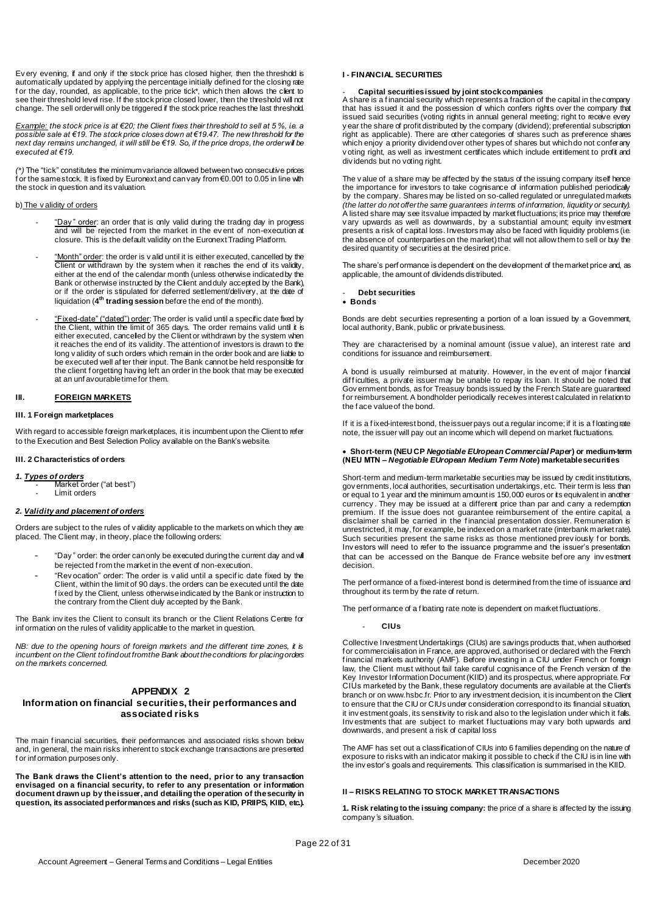Every evening, if and only if the stock price has closed higher, then the threshold is automatically updated by applying the percentage initially defined for the closing rate for the day, rounded, as applicable, to the price tick*, which then allows the client to see their threshold level rise. If the stock price closed lower, then the threshold will not change. The sell order will only be triggered if the stock price reaches the last threshold.

*Example: the stock price is at €20; the Client fixes their threshold to sell at 5 %, i.e. a possible sale at €19. The stock price closes down at €19.47. The new threshold for the next day remains unchanged, it will still be €19. So, if the price drops, the order will be executed at €19.*

*(\*)* The "tick" constitutes the minimum variance allowed between two consecutive prices for the same stock. It is fixed by Euronext and can vary from €0.001 to 0.05 in line with the stock in question and its valuation.

b) The validity of orders

- "Day" order: an order that is only valid during the trading day in progress and will be rejected from the market in the event of non-execution at closure. This is the default validity on the Euronext Trading Platform.
- "Month" order: the order is valid until it is either executed, cancelled by the Client or withdrawn by the system when it reaches the end of its validity, either at the end of the calendar month (unless otherwise indicated by the Bank or otherwise instructed by the Client and duly accepted by the Bank), or if the order is stipulated for deferred settlement/delivery, at the date of liquidation (**4th trading session** before the end of the month).
- "Fixed-date" ("dated") order: The order is valid until a specific date fixed by the Client, within the limit of 365 days. The order remains valid until it is either executed, cancelled by the Client or withdrawn by the system when it reaches the end of its validity. The attention of investors is drawn to the long validity of such orders which remain in the order book and are liable to be executed well after their input. The Bank cannot be held responsible for the client forgetting having left an order in the book that may be executed at an unfavourable time for them.

## III. FOREIGN MARKETS

### III. 1 Foreign marketplaces

With regard to accessible foreign marketplaces, it is incumbent upon the Client to refer to the Execution and Best Selection Policy available on the Bank's website.

### III. 2 Characteristics of orders

***1. Types of orders***

- Market order ("at best")
- Limit orders

***2. Validity and placement of orders***

Orders are subject to the rules of validity applicable to the markets on which they are placed. The Client may, in theory, place the following orders:

- "Day" order: the order can only be executed during the current day and will be rejected from the market in the event of non-execution.
- "Revocation" order: The order is valid until a specific date fixed by the Client, within the limit of 90 days. the orders can be executed until the date fixed by the Client, unless otherwise indicated by the Bank or instruction to the contrary from the Client duly accepted by the Bank.

The Bank invites the Client to consult its branch or the Client Relations Centre for information on the rules of validity applicable to the market in question.

*NB: due to the opening hours of foreign markets and the different time zones, it is incumbent on the Client to find out from the Bank about the conditions for placing orders on the markets concerned.*

# APPENDIX 2
## Information on financial securities, their performances and associated risks

The main financial securities, their performances and associated risks shown below and, in general, the main risks inherent to stock exchange transactions are presented for information purposes only.

**The Bank draws the Client's attention to the need, prior to any transaction envisaged on a financial security, to refer to any presentation or information document drawn up by the issuer, and detailing the operation of the security in question, its associated performances and risks (such as KID, PRIIPS, KIID, etc.).**

## I - FINANCIAL SECURITIES

- **Capital securities issued by joint stock companies**

A share is a financial security which represents a fraction of the capital in the company that has issued it and the possession of which confers rights over the company that issued said securities (voting rights in annual general meeting; right to receive every year the share of profit distributed by the company (dividend); preferential subscription right as applicable). There are other categories of shares such as preference shares which enjoy a priority dividend over other types of shares but which do not confer any voting right, as well as investment certificates which include entitlement to profit and dividends but no voting right.

The value of a share may be affected by the status of the issuing company itself hence the importance for investors to take cognisance of information published periodically by the company. Shares may be listed on so-called regulated or unregulated markets *(the latter do not offer the same guarantees in terms of information, liquidity or security).* A listed share may see its value impacted by market fluctuations; its price may therefore vary upwards as well as downwards, by a substantial amount; equity investment presents a risk of capital loss. Investors may also be faced with liquidity problems (i.e. the absence of counterparties on the market) that will not allow them to sell or buy the desired quantity of securities at the desired price.

The share's performance is dependent on the development of the market price and, as applicable, the amount of dividends distributed.

- **Debt securities**

- **Bonds**

Bonds are debt securities representing a portion of a loan issued by a Government, local authority, Bank, public or private business.

They are characterised by a nominal amount (issue value), an interest rate and conditions for issuance and reimbursement.

A bond is usually reimbursed at maturity. However, in the event of major financial difficulties, a private issuer may be unable to repay its loan. It should be noted that Government bonds, as for Treasury bonds issued by the French State are guaranteed for reimbursement. A bondholder periodically receives interest calculated in relation to the face value of the bond.

If it is a fixed-interest bond, the issuer pays out a regular income; if it is a floating rate note, the issuer will pay out an income which will depend on market fluctuations.

- **Short-term (NEU CP *Negotiable EUropean Commercial Paper*) or medium-term (NEU MTN – *Negotiable EUropean Medium Term Note*) marketable securities**

Short-term and medium-term marketable securities may be issued by credit institutions, governments, local authorities, securitisation undertakings, etc. Their term is less than or equal to 1 year and the minimum amount is 150,000 euros or its equivalent in another currency. They may be issued at a different price than par and carry a redemption premium. If the issue does not guarantee reimbursement of the entire capital, a disclaimer shall be carried in the financial presentation dossier. Remuneration is unrestricted, it may, for example, be indexed on a market rate (interbank market rate). Such securities present the same risks as those mentioned previously for bonds. Investors will need to refer to the issuance programme and the issuer's presentation that can be accessed on the Banque de France website before any investment decision.

The performance of a fixed-interest bond is determined from the time of issuance and throughout its term by the rate of return.

The performance of a floating rate note is dependent on market fluctuations.

- **CIUs**

Collective Investment Undertakings (CIUs) are savings products that, when authorised for commercialisation in France, are approved, authorised or declared with the French financial markets authority (AMF). Before investing in a CIU under French or foreign law, the Client must without fail take careful cognisance of the French version of the Key Investor Information Document (KIID) and its prospectus, where appropriate. For CIUs marketed by the Bank, these regulatory documents are available at the Client's branch or on www.hsbc.fr. Prior to any investment decision, it is incumbent on the Client to ensure that the CIU or CIUs under consideration correspond to its financial situation, it investment goals, its sensitivity to risk and also to the legislation under which it falls. Investments that are subject to market fluctuations may vary both upwards and downwards, and present a risk of capital loss

The AMF has set out a classification of CIUs into 6 families depending on the nature of exposure to risks with an indicator making it possible to check if the CIU is in line with the investor's goals and requirements. This classification is summarised in the KIID.

## II – RISKS RELATING TO STOCK MARKET TRANSACTIONS

**1. Risk relating to the issuing company:** the price of a share is affected by the issuing company's situation.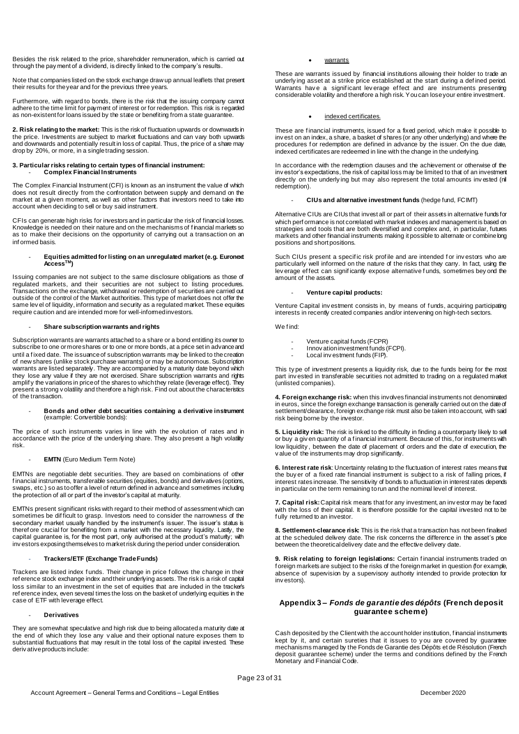Besides the risk related to the price, shareholder remuneration, which is carried out through the payment of a dividend, is directly linked to the company's results.

Note that companies listed on the stock exchange draw up annual leaflets that present their results for the year and for the previous three years.

Furthermore, with regard to bonds, there is the risk that the issuing company cannot adhere to the time limit for payment of interest or for redemption. This risk is regarded as non-existent for loans issued by the state or benefiting from a state guarantee.

**2. Risk relating to the market:** This is the risk of fluctuation upwards or downwards in the price. Investments are subject to market fluctuations and can vary both upwards and downwards and potentially result in loss of capital. Thus, the price of a share may drop by 20%, or more, in a single trading session.

**3. Particular risks relating to certain types of financial instrument:**

- **Complex Financial Instruments**

The Complex Financial Instrument (CFI) is known as an instrument the value of which does not result directly from the confrontation between supply and demand on the market at a given moment, as well as other factors that investors need to take into account when deciding to sell or buy said instrument.

CFIs can generate high risks for investors and in particular the risk of financial losses. Knowledge is needed on their nature and on the mechanisms of financial markets so as to make their decisions on the opportunity of carrying out a transaction on an informed basis.

- **Equities admitted for listing on an unregulated market (e.g. Euronext Access™)**

Issuing companies are not subject to the same disclosure obligations as those of regulated markets, and their securities are not subject to listing procedures. Transactions on the exchange, withdrawal or redemption of securities are carried out outside of the control of the Market authorities. This type of market does not offer the same level of liquidity, information and security as a regulated market. These equities require caution and are intended more for well-informed investors.

- **Share subscription warrants and rights**

Subscription warrants are warrants attached to a share or a bond entitling its owner to subscribe to one or more shares or to one or more bonds, at a price set in advance and until a fixed date. The issuance of subscription warrants may be linked to the creation of new shares (unlike stock purchase warrants) or may be autonomous. Subscription warrants are listed separately. They are accompanied by a maturity date beyond which they lose any value if they are not exercised. Share subscription warrants and rights amplify the variations in price of the shares to which they relate (leverage effect). They present a strong volatility and therefore a high risk. Find out about the characteristics of the transaction.

- **Bonds and other debt securities containing a derivative instrument** (example: Convertible bonds):

The price of such instruments varies in line with the evolution of rates and in accordance with the price of the underlying share. They also present a high volatility risk.

- **EMTN** (Euro Medium Term Note)

EMTNs are negotiable debt securities. They are based on combinations of other financial instruments, transferable securities (equities, bonds) and derivatives (options, swaps, etc.) so as to offer a level of return defined in advance and sometimes including the protection of all or part of the investor's capital at maturity.

EMTNs present significant risks with regard to their method of assessment which can sometimes be difficult to grasp. Investors need to consider the narrowness of the secondary market usually handled by the instrument's issuer. The issuer's status is therefore crucial for benefiting from a market with the necessary liquidity. Lastly, the capital guarantee is, for the most part, only authorised at the product's maturity; with investors exposing themselves to market risk during the period under consideration.

- **Trackers/ETF (Exchange Trade Funds)**

Trackers are listed index funds. Their change in price follows the change in their reference stock exchange index and their underlying assets. The risk is a risk of capital loss similar to an investment in the set of equities that are included in the tracker's reference index, even several times the loss on the basket of underlying equities in the case of ETF with leverage effect.

- **Derivatives**

They are somewhat speculative and high risk due to being allocated a maturity date at the end of which they lose any value and their optional nature exposes them to substantial fluctuations that may result in the total loss of the capital invested. These derivative products include:

- warrants

These are warrants issued by financial institutions allowing their holder to trade an underlying asset at a strike price established at the start during a defined period. Warrants have a significant leverage effect and are instruments presenting considerable volatility and therefore a high risk. You can lose your entire investment.

- indexed certificates.

These are financial instruments, issued for a fixed period, which make it possible to invest on an index, a share, a basket of shares (or any other underlying) and where the procedures for redemption are defined in advance by the issuer. On the due date, indexed certificates are redeemed in line with the change in the underlying.

In accordance with the redemption clauses and the achievement or otherwise of the investor's expectations, the risk of capital loss may be limited to that of an investment directly on the underlying but may also represent the total amounts invested (nil redemption).

- **CIUs and alternative investment funds** (hedge fund, FCIMT)

Alternative CIUs are CIUs that invest all or part of their assets in alternative funds for which performance is not correlated with market indexes and management is based on strategies and tools that are both diversified and complex and, in particular, futures markets and other financial instruments making it possible to alternate or combine long positions and short positions.

Such CIUs present a specific risk profile and are intended for investors who are particularly well informed on the nature of the risks that they carry. In fact, using the leverage effect can significantly expose alternative funds, sometimes beyond the amount of the assets.

- **Venture capital products:**

Venture Capital investment consists in, by means of funds, acquiring participating interests in recently created companies and/or intervening on high-tech sectors.

We find:

- Venture capital funds (FCPR)
- Innovation investment funds (FCPI).
- Local investment funds (FIP).

This type of investment presents a liquidity risk, due to the funds being for the most part invested in transferable securities not admitted to trading on a regulated market (unlisted companies).

**4. Foreign exchange risk:** when this involves financial instruments not denominated in euros, since the foreign exchange transaction is generally carried out on the date of settlement/clearance, foreign exchange risk must also be taken into account, with said risk being borne by the investor.

**5. Liquidity risk:** The risk is linked to the difficulty in finding a counterparty likely to sell or buy a given quantity of a financial instrument. Because of this, for instruments with low liquidity, between the date of placement of orders and the date of execution, the value of the instruments may drop significantly.

**6. Interest rate risk**: Uncertainty relating to the fluctuation of interest rates means that the buyer of a fixed rate financial instrument is subject to a risk of falling prices, if interest rates increase. The sensitivity of bonds to a fluctuation in interest rates depends in particular on the term remaining to run and the nominal level of interest.

**7. Capital risk:** Capital risk means that for any investment, an investor may be faced with the loss of their capital. It is therefore possible for the capital invested not to be fully returned to an investor.

**8. Settlement-clearance risk:** This is the risk that a transaction has not been finalised at the scheduled delivery date. The risk concerns the difference in the asset's price between the theoretical delivery date and the effective delivery date.

**9. Risk relating to foreign legislations:** Certain financial instruments traded on foreign markets are subject to the risks of the foreign market in question (for example, absence of supervision by a supervisory authority intended to provide protection for investors).

## Appendix 3 – *Fonds de garantie des dépôts* (French deposit guarantee scheme)

Cash deposited by the Client with the account holder institution, financial instruments kept by it, and certain sureties that it issues to you are covered by guarantee mechanisms managed by the Fonds de Garantie des Dépôts et de Résolution (French deposit guarantee scheme) under the terms and conditions defined by the French Monetary and Financial Code.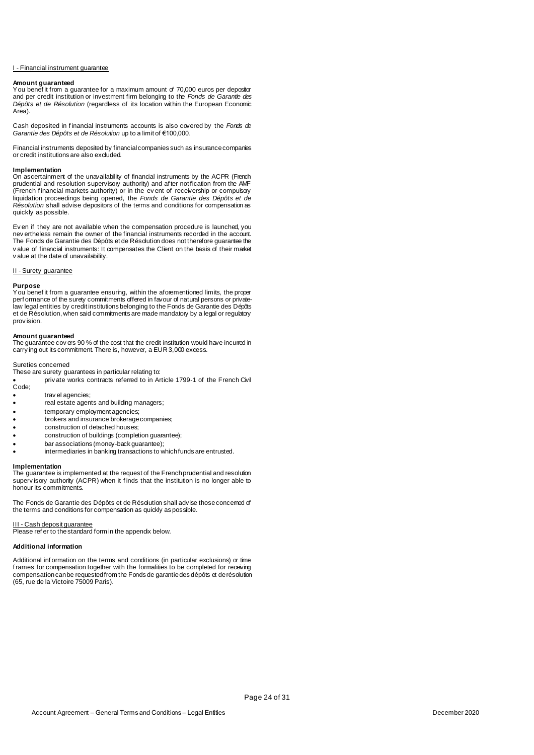I - Financial instrument guarantee

**Amount guaranteed**

You benefit from a guarantee for a maximum amount of 70,000 euros per depositor and per credit institution or investment firm belonging to the *Fonds de Garantie des Dépôts et de Résolution* (regardless of its location within the European Economic Area).

Cash deposited in financial instruments accounts is also covered by the *Fonds de Garantie des Dépôts et de Résolution* up to a limit of €100,000.

Financial instruments deposited by financial companies such as insurance companies or credit institutions are also excluded.

**Implementation**

On ascertainment of the unavailability of financial instruments by the ACPR (French prudential and resolution supervisory authority) and after notification from the AMF (French financial markets authority) or in the event of receivership or compulsory liquidation proceedings being opened, the *Fonds de Garantie des Dépôts et de Résolution* shall advise depositors of the terms and conditions for compensation as quickly as possible.

Even if they are not available when the compensation procedure is launched, you nevertheless remain the owner of the financial instruments recorded in the account. The Fonds de Garantie des Dépôts et de Résolution does not therefore guarantee the value of financial instruments: It compensates the Client on the basis of their market value at the date of unavailability.

II - Surety guarantee

**Purpose**

You benefit from a guarantee ensuring, within the aforementioned limits, the proper performance of the surety commitments offered in favour of natural persons or private-law legal entities by credit institutions belonging to the Fonds de Garantie des Dépôts et de Résolution, when said commitments are made mandatory by a legal or regulatory provision.

**Amount guaranteed**

The guarantee covers 90 % of the cost that the credit institution would have incurred in carrying out its commitment. There is, however, a EUR 3,000 excess.

Sureties concerned

These are surety guarantees in particular relating to:

- private works contracts referred to in Article 1799-1 of the French Civil Code;
- travel agencies;
- real estate agents and building managers;
- temporary employment agencies;
- brokers and insurance brokerage companies;
- construction of detached houses;
- construction of buildings (completion guarantee);
- bar associations (money-back guarantee);
- intermediaries in banking transactions to which funds are entrusted.

**Implementation**

The guarantee is implemented at the request of the French prudential and resolution supervisory authority (ACPR) when it finds that the institution is no longer able to honour its commitments.

The Fonds de Garantie des Dépôts et de Résolution shall advise those concerned of the terms and conditions for compensation as quickly as possible.

III - Cash deposit guarantee

Please refer to the standard form in the appendix below.

**Additional information**

Additional information on the terms and conditions (in particular exclusions) or time frames for compensation together with the formalities to be completed for receiving compensation can be requested from the Fonds de garantie des dépôts et de résolution (65, rue de la Victoire 75009 Paris).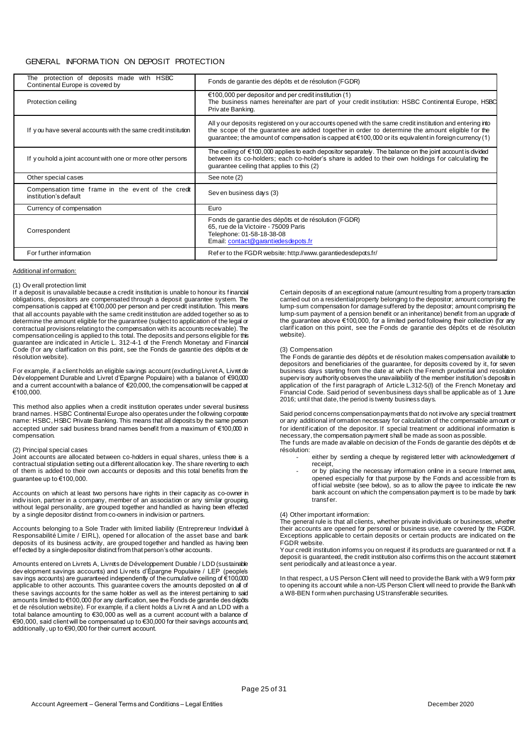## GENERAL INFORMATION ON DEPOSIT PROTECTION

| The protection of deposits made with HSBC Continental Europe is covered by | Fonds de garantie des dépôts et de résolution (FGDR) |
|---|---|
| Protection ceiling | €100,000 per depositor and per credit institution (1) The business names hereinafter are part of your credit institution: HSBC Continental Europe, HSBC Private Banking. |
| If you have several accounts with the same credit institution | All your deposits registered on your accounts opened with the same credit institution and entering into the scope of the guarantee are added together in order to determine the amount eligible for the guarantee; the amount of compensation is capped at €100,000 or its equivalent in foreign currency (1) |
| If you hold a joint account with one or more other persons | The ceiling of €100,000 applies to each depositor separately. The balance on the joint account is divided between its co-holders; each co-holder's share is added to their own holdings for calculating the guarantee ceiling that applies to this (2) |
| Other special cases | See note (2) |
| Compensation time frame in the event of the credit institution's default | Seven business days (3) |
| Currency of compensation | Euro |
| Correspondent | Fonds de garantie des dépôts et de résolution (FGDR) 65, rue de la Victoire - 75009 Paris Telephone: 01-58-18-38-08 Email: contact@garantiedesdepots.fr |
| For further information | Refer to the FGDR website: http://www.garantiedesdepots.fr/ |

Additional information:

(1) Overall protection limit
If a deposit is unavailable because a credit institution is unable to honour its financial obligations, depositors are compensated through a deposit guarantee system. The compensation is capped at €100,000 per person and per credit institution. This means that all accounts payable with the same credit institution are added together so as to determine the amount eligible for the guarantee (subject to application of the legal or contractual provisions relating to the compensation with its accounts receivable). The compensation ceiling is applied to this total. The deposits and persons eligible for this guarantee are indicated in Article L. 312-4-1 of the French Monetary and Financial Code (for any clarification on this point, see the Fonds de garantie des dépôts et de résolution website).

For example, if a client holds an eligible savings account (excluding Livret A, Livret de Développement Durable and Livret d'Epargne Populaire) with a balance of €90,000 and a current account with a balance of €20,000, the compensation will be capped at €100,000.

This method also applies when a credit institution operates under several business brand names. HSBC Continental Europe also operates under the following corporate name: HSBC, HSBC Private Banking. This means that all deposits by the same person accepted under said business brand names benefit from a maximum of €100,000 in compensation.

(2) Principal special cases
Joint accounts are allocated between co-holders in equal shares, unless there is a contractual stipulation setting out a different allocation key. The share reverting to each of them is added to their own accounts or deposits and this total benefits from the guarantee up to €100,000.

Accounts on which at least two persons have rights in their capacity as co-owner in indivision, partner in a company, member of an association or any similar grouping, without legal personality, are grouped together and handled as having been effected by a single depositor distinct from co-owners in indivision or partners.

Accounts belonging to a Sole Trader with limited liability (Entrepreneur Individuel à Responsabilité Limite / EIRL), opened for allocation of the asset base and bank deposits of its business activity, are grouped together and handled as having been effected by a single depositor distinct from that person's other accounts.

Amounts entered on Livrets A, Livrets de Développement Durable / LDD (sustainable development savings accounts) and Livrets d'Épargne Populaire / LEP (people's savings accounts) are guaranteed independently of the cumulative ceiling of €100,000 applicable to other accounts. This guarantee covers the amounts deposited on all of these savings accounts for the same holder as well as the interest pertaining to said amounts limited to €100,000 (for any clarification, see the Fonds de garantie des dépôts et de résolution website). For example, if a client holds a Livret A and an LDD with a total balance amounting to €30,000 as well as a current account with a balance of €90,000, said client will be compensated up to €30,000 for their savings accounts and, additionally, up to €90,000 for their current account.

Certain deposits of an exceptional nature (amount resulting from a property transaction carried out on a residential property belonging to the depositor; amount comprising the lump-sum compensation for damage suffered by the depositor; amount comprising the lump-sum payment of a pension benefit or an inheritance) benefit from an upgrade of the guarantee above €100,000, for a limited period following their collection (for any clarification on this point, see the Fonds de garantie des dépôts et de résolution website).

(3) Compensation
The Fonds de garantie des dépôts et de résolution makes compensation available to depositors and beneficiaries of the guarantee, for deposits covered by it, for seven business days starting from the date at which the French prudential and resolution supervisory authority observes the unavailability of the member institution's deposits in application of the first paragraph of Article L.312-5(I) of the French Monetary and Financial Code. Said period of seven business days shall be applicable as of 1 June 2016; until that date, the period is twenty business days.

Said period concerns compensation payments that do not involve any special treatment or any additional information necessary for calculation of the compensable amount or for identification of the depositor. If special treatment or additional information is necessary, the compensation payment shall be made as soon as possible.
The funds are made available on decision of the Fonds de garantie des dépôts et de résolution:

- either by sending a cheque by registered letter with acknowledgement of receipt,
- or by placing the necessary information online in a secure Internet area, opened especially for that purpose by the Fonds and accessible from its official website (see below), so as to allow the payee to indicate the new bank account on which the compensation payment is to be made by bank transfer.

(4) Other important information:
The general rule is that all clients, whether private individuals or businesses, whether their accounts are opened for personal or business use, are covered by the FGDR. Exceptions applicable to certain deposits or certain products are indicated on the FGDR website.
Your credit institution informs you on request if its products are guaranteed or not. If a deposit is guaranteed, the credit institution also confirms this on the account statement sent periodically and at least once a year.

In that respect, a US Person Client will need to provide the Bank with a W9 form prior to opening its account while a non-US Person Client will need to provide the Bank with a W8-BEN form when purchasing US transferable securities.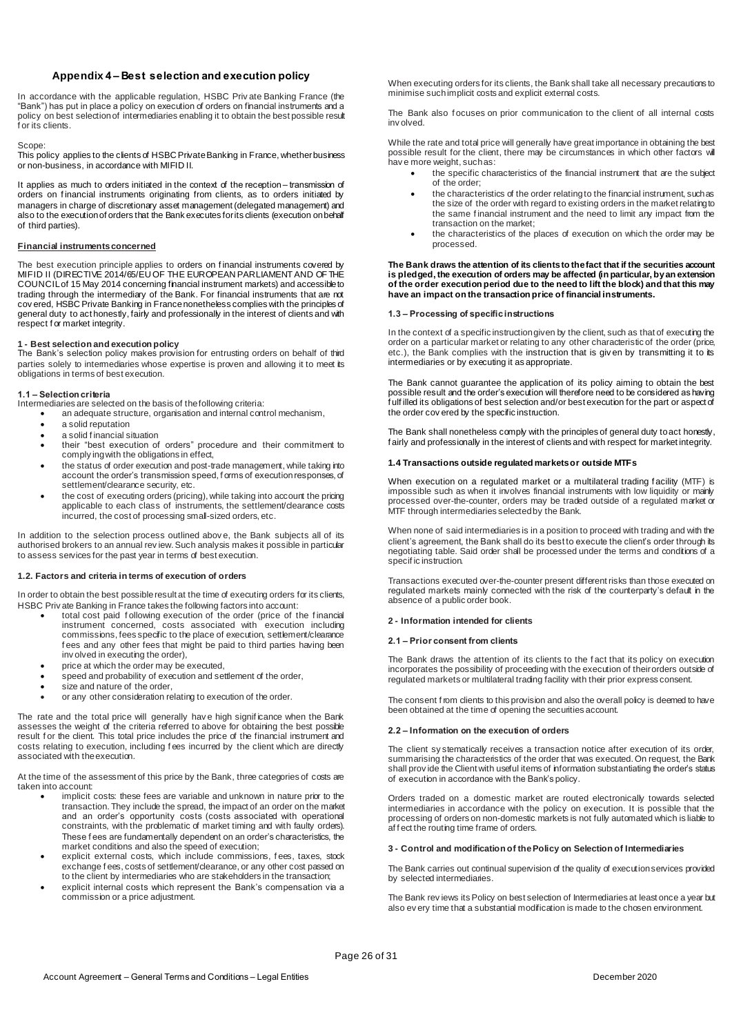## Appendix 4 – Best selection and execution policy

In accordance with the applicable regulation, HSBC Private Banking France (the "Bank") has put in place a policy on execution of orders on financial instruments and a policy on best selection of intermediaries enabling it to obtain the best possible result for its clients.

Scope:
This policy applies to the clients of HSBC Private Banking in France, whether business or non-business, in accordance with MIFID II.

It applies as much to orders initiated in the context of the reception – transmission of orders on financial instruments originating from clients, as to orders initiated by managers in charge of discretionary asset management (delegated management) and also to the execution of orders that the Bank executes for its clients (execution on behalf of third parties).

**Financial instruments concerned**

The best execution principle applies to orders on financial instruments covered by MIFID II (DIRECTIVE 2014/65/EU OF THE EUROPEAN PARLIAMENT AND OF THE COUNCIL of 15 May 2014 concerning financial instrument markets) and accessible to trading through the intermediary of the Bank. For financial instruments that are not covered, HSBC Private Banking in France nonetheless complies with the principles of general duty to act honestly, fairly and professionally in the interest of clients and with respect for market integrity.

### 1 - Best selection and execution policy

The Bank's selection policy makes provision for entrusting orders on behalf of third parties solely to intermediaries whose expertise is proven and allowing it to meet its obligations in terms of best execution.

#### 1.1 – Selection criteria

Intermediaries are selected on the basis of the following criteria:

- an adequate structure, organisation and internal control mechanism,
- a solid reputation
- a solid financial situation
- their "best execution of orders" procedure and their commitment to comply ing with the obligations in effect,
- the status of order execution and post-trade management, while taking into account the order's transmission speed, forms of execution responses, of settlement/clearance security, etc.
- the cost of executing orders (pricing), while taking into account the pricing applicable to each class of instruments, the settlement/clearance costs incurred, the cost of processing small-sized orders, etc.

In addition to the selection process outlined above, the Bank subjects all of its authorised brokers to an annual review. Such analysis makes it possible in particular to assess services for the past year in terms of best execution.

#### 1.2. Factors and criteria in terms of execution of orders

In order to obtain the best possible result at the time of executing orders for its clients, HSBC Private Banking in France takes the following factors into account:

- total cost paid following execution of the order (price of the financial instrument concerned, costs associated with execution including commissions, fees specific to the place of execution, settlement/clearance fees and any other fees that might be paid to third parties having been involved in executing the order),
- price at which the order may be executed,
- speed and probability of execution and settlement of the order,
- size and nature of the order,
- or any other consideration relating to execution of the order.

The rate and the total price will generally have high significance when the Bank assesses the weight of the criteria referred to above for obtaining the best possible result for the client. This total price includes the price of the financial instrument and costs relating to execution, including fees incurred by the client which are directly associated with the execution.

At the time of the assessment of this price by the Bank, three categories of costs are taken into account:

- implicit costs: these fees are variable and unknown in nature prior to the transaction. They include the spread, the impact of an order on the market and an order's opportunity costs (costs associated with operational constraints, with the problematic of market timing and with faulty orders). These fees are fundamentally dependent on an order's characteristics, the market conditions and also the speed of execution;
- explicit external costs, which include commissions, fees, taxes, stock exchange fees, costs of settlement/clearance, or any other cost passed on to the client by intermediaries who are stakeholders in the transaction;
- explicit internal costs which represent the Bank's compensation via a commission or a price adjustment.

When executing orders for its clients, the Bank shall take all necessary precautions to minimise such implicit costs and explicit external costs.

The Bank also focuses on prior communication to the client of all internal costs involved.

While the rate and total price will generally have great importance in obtaining the best possible result for the client, there may be circumstances in which other factors will have more weight, such as:

- the specific characteristics of the financial instrument that are the subject of the order;
- the characteristics of the order relating to the financial instrument, such as the size of the order with regard to existing orders in the market relating to the same financial instrument and the need to limit any impact from the transaction on the market;
- the characteristics of the places of execution on which the order may be processed.

**The Bank draws the attention of its clients to the fact that if the securities account is pledged, the execution of orders may be affected (in particular, by an extension of the order execution period due to the need to lift the block) and that this may have an impact on the transaction price of financial instruments.**

#### 1.3 – Processing of specific instructions

In the context of a specific instruction given by the client, such as that of executing the order on a particular market or relating to any other characteristic of the order (price, etc.), the Bank complies with the instruction that is given by transmitting it to its intermediaries or by executing it as appropriate.

The Bank cannot guarantee the application of its policy aiming to obtain the best possible result and the order's execution will therefore need to be considered as having fulfilled its obligations of best selection and/or best execution for the part or aspect of the order covered by the specific instruction.

The Bank shall nonetheless comply with the principles of general duty to act honestly, fairly and professionally in the interest of clients and with respect for market integrity.

#### 1.4 Transactions outside regulated markets or outside MTFs

When execution on a regulated market or a multilateral trading facility (MTF) is impossible such as when it involves financial instruments with low liquidity or mainly processed over-the-counter, orders may be traded outside of a regulated market or MTF through intermediaries selected by the Bank.

When none of said intermediaries is in a position to proceed with trading and with the client's agreement, the Bank shall do its best to execute the client's order through its negotiating table. Said order shall be processed under the terms and conditions of a specific instruction.

Transactions executed over-the-counter present different risks than those executed on regulated markets mainly connected with the risk of the counterparty's default in the absence of a public order book.

### 2 - Information intended for clients

#### 2.1 – Prior consent from clients

The Bank draws the attention of its clients to the fact that its policy on execution incorporates the possibility of proceeding with the execution of their orders outside of regulated markets or multilateral trading facility with their prior express consent.

The consent from clients to this provision and also the overall policy is deemed to have been obtained at the time of opening the securities account.

#### 2.2 – Information on the execution of orders

The client systematically receives a transaction notice after execution of its order, summarising the characteristics of the order that was executed. On request, the Bank shall provide the Client with useful items of information substantiating the order's status of execution in accordance with the Bank's policy.

Orders traded on a domestic market are routed electronically towards selected intermediaries in accordance with the policy on execution. It is possible that the processing of orders on non-domestic markets is not fully automated which is liable to affect the routing time frame of orders.

### 3 - Control and modification of the Policy on Selection of Intermediaries

The Bank carries out continual supervision of the quality of execution services provided by selected intermediaries.

The Bank reviews its Policy on best selection of Intermediaries at least once a year but also every time that a substantial modification is made to the chosen environment.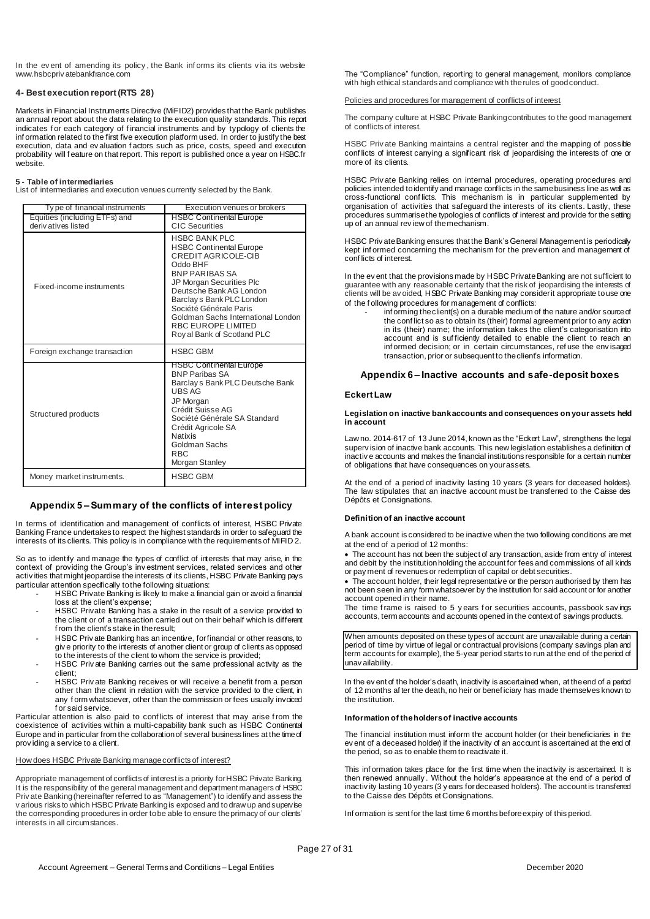In the event of amending its policy, the Bank informs its clients via its website www.hsbcprivatebankfrance.com

### 4- Best execution report (RTS 28)

Markets in Financial Instruments Directive (MiFID2) provides that the Bank publishes an annual report about the data relating to the execution quality standards. This report indicates for each category of financial instruments and by typology of clients the information related to the first five execution platform used. In order to justify the best execution, data and evaluation factors such as price, costs, speed and execution probability will feature on that report. This report is published once a year on HSBC.fr website.

### 5 - Table of intermediaries

List of intermediaries and execution venues currently selected by the Bank.

| Type of financial instruments | Execution venues or brokers |
|---|---|
| Equities (including ETFs) and derivatives listed | HSBC Continental Europe<br>CIC Securities |
| Fixed-income instruments | HSBC BANK PLC<br>HSBC Continental Europe<br>CREDIT AGRICOLE-CIB<br>Oddo BHF<br>BNP PARIBAS SA<br>JP Morgan Securities Plc<br>Deutsche Bank AG London<br>Barclays Bank PLC London<br>Société Générale Paris<br>Goldman Sachs International London<br>RBC EUROPE LIMITED<br>Royal Bank of Scotland PLC |
| Foreign exchange transaction | HSBC GBM |
| Structured products | HSBC Continental Europe<br>BNP Paribas SA<br>Barclays Bank PLC Deutsche Bank<br>UBS AG<br>JP Morgan<br>Crédit Suisse AG<br>Société Générale SA Standard<br>Crédit Agricole SA<br>Natixis<br>Goldman Sachs<br>RBC<br>Morgan Stanley |
| Money market instruments. | HSBC GBM |

## Appendix 5 – Summary of the conflicts of interest policy

In terms of identification and management of conflicts of interest, HSBC Private Banking France undertakes to respect the highest standards in order to safeguard the interests of its clients. This policy is in compliance with the requirements of MIFID 2.

So as to identify and manage the types of conflict of interests that may arise, in the context of providing the Group's investment services, related services and other activities that might jeopardise the interests of its clients, HSBC Private Banking pays particular attention specifically to the following situations:

- HSBC Private Banking is likely to make a financial gain or avoid a financial loss at the client's expense;
- HSBC Private Banking has a stake in the result of a service provided to the client or of a transaction carried out on their behalf which is different from the client's stake in the result;
- HSBC Private Banking has an incentive, for financial or other reasons, to give priority to the interests of another client or group of clients as opposed to the interests of the client to whom the service is provided;
- HSBC Private Banking carries out the same professional activity as the client;
- HSBC Private Banking receives or will receive a benefit from a person other than the client in relation with the service provided to the client, in any form whatsoever, other than the commission or fees usually invoiced for said service.

Particular attention is also paid to conflicts of interest that may arise from the coexistence of activities within a multi-capability bank such as HSBC Continental Europe and in particular from the collaboration of several business lines at the time of providing a service to a client.

How does HSBC Private Banking manage conflicts of interest?

Appropriate management of conflicts of interest is a priority for HSBC Private Banking. It is the responsibility of the general management and department managers of HSBC Private Banking (hereinafter referred to as "Management") to identify and assess the various risks to which HSBC Private Banking is exposed and to draw up and supervise the corresponding procedures in order to be able to ensure the primacy of our clients' interests in all circumstances.

The "Compliance" function, reporting to general management, monitors compliance with high ethical standards and compliance with the rules of good conduct.

Policies and procedures for management of conflicts of interest

The company culture at HSBC Private Banking contributes to the good management of conflicts of interest.

HSBC Private Banking maintains a central register and the mapping of possible conflicts of interest carrying a significant risk of jeopardising the interests of one or more of its clients.

HSBC Private Banking relies on internal procedures, operating procedures and policies intended to identify and manage conflicts in the same business line as well as cross-functional conflicts. This mechanism is in particular supplemented by organisation of activities that safeguard the interests of its clients. Lastly, these procedures summarise the typologies of conflicts of interest and provide for the setting up of an annual review of the mechanism.

HSBC Private Banking ensures that the Bank's General Management is periodically kept informed concerning the mechanism for the prevention and management of conflicts of interest.

In the event that the provisions made by HSBC Private Banking are not sufficient to guarantee with any reasonable certainty that the risk of jeopardising the interests of clients will be avoided, HSBC Private Banking may consider it appropriate to use one of the following procedures for management of conflicts:

- informing the client(s) on a durable medium of the nature and/or source of the conflict so as to obtain its (their) formal agreement prior to any action in its (their) name; the information takes the client's categorisation into account and is sufficiently detailed to enable the client to reach an informed decision; or in certain circumstances, refuse the envisaged transaction, prior or subsequent to the client's information.

## Appendix 6 – Inactive accounts and safe-deposit boxes

### Eckert Law

#### Legislation on inactive bank accounts and consequences on your assets held in account

Law no. 2014-617 of 13 June 2014, known as the "Eckert Law", strengthens the legal supervision of inactive bank accounts. This new legislation establishes a definition of inactive accounts and makes the financial institutions responsible for a certain number of obligations that have consequences on your assets.

At the end of a period of inactivity lasting 10 years (3 years for deceased holders). The law stipulates that an inactive account must be transferred to the Caisse des Dépôts et Consignations.

#### Definition of an inactive account

A bank account is considered to be inactive when the two following conditions are met at the end of a period of 12 months:

- The account has not been the subject of any transaction, aside from entry of interest and debit by the institution holding the account for fees and commissions of all kinds or payment of revenues or redemption of capital or debt securities.
- The account holder, their legal representative or the person authorised by them has not been seen in any form whatsoever by the institution for said account or for another account opened in their name.

The time frame is raised to 5 years for securities accounts, passbook savings accounts, term accounts and accounts opened in the context of savings products.

When amounts deposited on these types of account are unavailable during a certain period of time by virtue of legal or contractual provisions (company savings plan and term accounts for example), the 5-year period starts to run at the end of the period of unavailability.

In the event of the holder's death, inactivity is ascertained when, at the end of a period of 12 months after the death, no heir or beneficiary has made themselves known to the institution.

#### Information of the holders of inactive accounts

The financial institution must inform the account holder (or their beneficiaries in the event of a deceased holder) if the inactivity of an account is ascertained at the end of the period, so as to enable them to reactivate it.

This information takes place for the first time when the inactivity is ascertained. It is then renewed annually. Without the holder's appearance at the end of a period of inactivity lasting 10 years (3 years for deceased holders). The account is transferred to the Caisse des Dépôts et Consignations.

Information is sent for the last time 6 months before expiry of this period.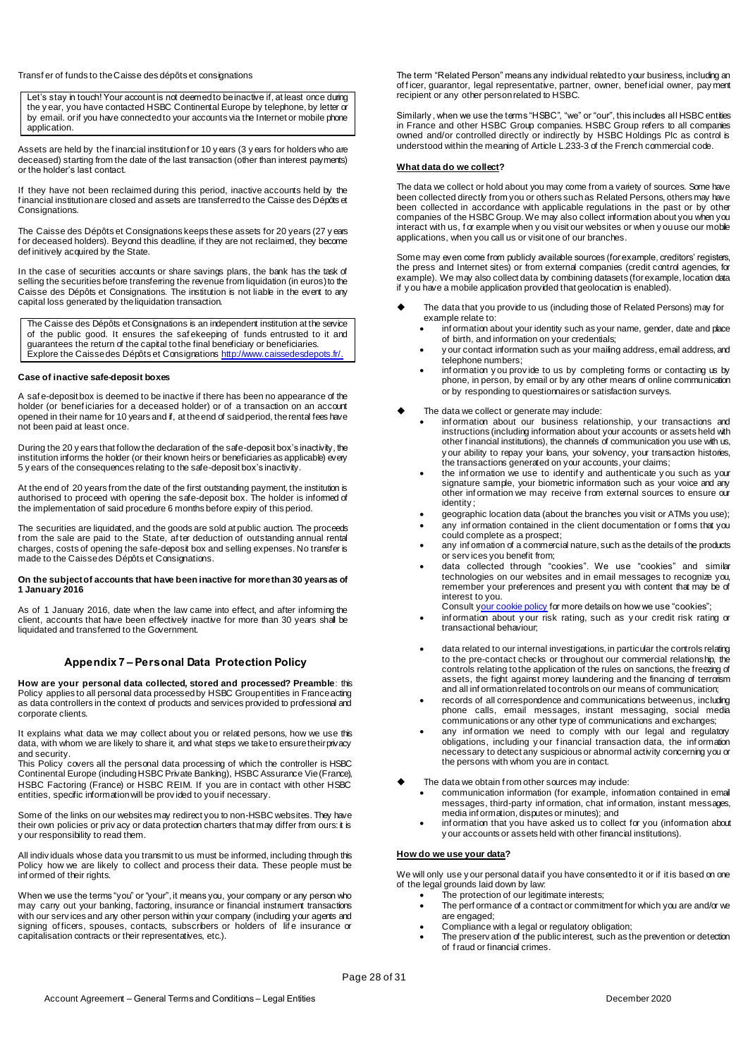Transfer of funds to the Caisse des dépôts et consignations

> Let's stay in touch! Your account is not deemed to be inactive if, at least once during the year, you have contacted HSBC Continental Europe by telephone, by letter or by email. or if you have connected to your accounts via the Internet or mobile phone application.

Assets are held by the financial institution for 10 years (3 years for holders who are deceased) starting from the date of the last transaction (other than interest payments) or the holder's last contact.

If they have not been reclaimed during this period, inactive accounts held by the financial institution are closed and assets are transferred to the Caisse des Dépôts et Consignations.

The Caisse des Dépôts et Consignations keeps these assets for 20 years (27 years for deceased holders). Beyond this deadline, if they are not reclaimed, they become definitively acquired by the State.

In the case of securities accounts or share savings plans, the bank has the task of selling the securities before transferring the revenue from liquidation (in euros) to the Caisse des Dépôts et Consignations. The institution is not liable in the event to any capital loss generated by the liquidation transaction.

> The Caisse des Dépôts et Consignations is an independent institution at the service of the public good. It ensures the safekeeping of funds entrusted to it and guarantees the return of the capital to the final beneficiary or beneficiaries. Explore the Caisse des Dépôts et Consignations http://www.caissedesdepots.fr/.

**Case of inactive safe-deposit boxes**

A safe-deposit box is deemed to be inactive if there has been no appearance of the holder (or beneficiaries for a deceased holder) or of a transaction on an account opened in their name for 10 years and if, at the end of said period, the rental fees have not been paid at least once.

During the 20 years that follow the declaration of the safe-deposit box's inactivity, the institution informs the holder (or their known heirs or beneficiaries as applicable) every 5 years of the consequences relating to the safe-deposit box's inactivity.

At the end of 20 years from the date of the first outstanding payment, the institution is authorised to proceed with opening the safe-deposit box. The holder is informed of the implementation of said procedure 6 months before expiry of this period.

The securities are liquidated, and the goods are sold at public auction. The proceeds from the sale are paid to the State, after deduction of outstanding annual rental charges, costs of opening the safe-deposit box and selling expenses. No transfer is made to the Caisse des Dépôts et Consignations.

**On the subject of accounts that have been inactive for more than 30 years as of 1 January 2016**

As of 1 January 2016, date when the law came into effect, and after informing the client, accounts that have been effectively inactive for more than 30 years shall be liquidated and transferred to the Government.

## Appendix 7 – Personal Data Protection Policy

**How are your personal data collected, stored and processed? Preamble**: this Policy applies to all personal data processed by HSBC Group entities in France acting as data controllers in the context of products and services provided to professional and corporate clients.

It explains what data we may collect about you or related persons, how we use this data, with whom we are likely to share it, and what steps we take to ensure their privacy and security.
This Policy covers all the personal data processing of which the controller is HSBC Continental Europe (including HSBC Private Banking), HSBC Assurance Vie (France), HSBC Factoring (France) or HSBC REIM. If you are in contact with other HSBC entities, specific information will be provided to you if necessary.

Some of the links on our websites may redirect you to non-HSBC websites. They have their own policies or privacy or data protection charters that may differ from ours: it is your responsibility to read them.

All individuals whose data you transmit to us must be informed, including through this Policy how we are likely to collect and process their data. These people must be informed of their rights.

When we use the terms "you" or "your", it means you, your company or any person who may carry out your banking, factoring, insurance or financial instrument transactions with our services and any other person within your company (including your agents and signing officers, spouses, contacts, subscribers or holders of life insurance or capitalisation contracts or their representatives, etc.).

The term "Related Person" means any individual related to your business, including an officer, guarantor, legal representative, partner, owner, beneficial owner, payment recipient or any other person related to HSBC.

Similarly, when we use the terms "HSBC", "we" or "our", this includes all HSBC entities in France and other HSBC Group companies. HSBC Group refers to all companies owned and/or controlled directly or indirectly by HSBC Holdings Plc as control is understood within the meaning of Article L.233-3 of the French commercial code.

**What data do we collect?**

The data we collect or hold about you may come from a variety of sources. Some have been collected directly from you or others such as Related Persons, others may have been collected in accordance with applicable regulations in the past or by other companies of the HSBC Group. We may also collect information about you when you interact with us, for example when you visit our websites or when you use our mobile applications, when you call us or visit one of our branches.

Some may even come from publicly available sources (for example, creditors' registers, the press and Internet sites) or from external companies (credit control agencies, for example). We may also collect data by combining datasets (for example, location data if you have a mobile application provided that geolocation is enabled).

- The data that you provide to us (including those of Related Persons) may for example relate to:
  - information about your identity such as your name, gender, date and place of birth, and information on your credentials;
  - your contact information such as your mailing address, email address, and telephone numbers;
  - information you provide to us by completing forms or contacting us by phone, in person, by email or by any other means of online communication or by responding to questionnaires or satisfaction surveys.
- The data we collect or generate may include:
  - information about our business relationship, your transactions and instructions (including information about your accounts or assets held with other financial institutions), the channels of communication you use with us, your ability to repay your loans, your solvency, your transaction histories, the transactions generated on your accounts, your claims;
  - the information we use to identify and authenticate you such as your signature sample, your biometric information such as your voice and any other information we may receive from external sources to ensure our identity;
  - geographic location data (about the branches you visit or ATMs you use);
  - any information contained in the client documentation or forms that you could complete as a prospect;
  - any information of a commercial nature, such as the details of the products or services you benefit from;
  - data collected through "cookies". We use "cookies" and similar technologies on our websites and in email messages to recognize you, remember your preferences and present you with content that may be of interest to you.
    Consult your cookie policy for more details on how we use "cookies";
  - information about your risk rating, such as your credit risk rating or transactional behaviour;
  - data related to our internal investigations, in particular the controls relating to the pre-contact checks or throughout our commercial relationship, the controls relating to the application of the rules on sanctions, the freezing of assets, the fight against money laundering and the financing of terrorism and all information related to controls on our means of communication;
  - records of all correspondence and communications between us, including phone calls, email messages, instant messaging, social media communications or any other type of communications and exchanges;
  - any information we need to comply with our legal and regulatory obligations, including your financial transaction data, the information necessary to detect any suspicious or abnormal activity concerning you or the persons with whom you are in contact.
- The data we obtain from other sources may include:
  - communication information (for example, information contained in email messages, third-party information, chat information, instant messages, media information, disputes or minutes); and
  - information that you have asked us to collect for you (information about your accounts or assets held with other financial institutions).

**How do we use your data?**

We will only use your personal data if you have consented to it or if it is based on one of the legal grounds laid down by law:

- The protection of our legitimate interests;
- The performance of a contract or commitment for which you are and/or we are engaged;
- Compliance with a legal or regulatory obligation;
- The preservation of the public interest, such as the prevention or detection of fraud or financial crimes.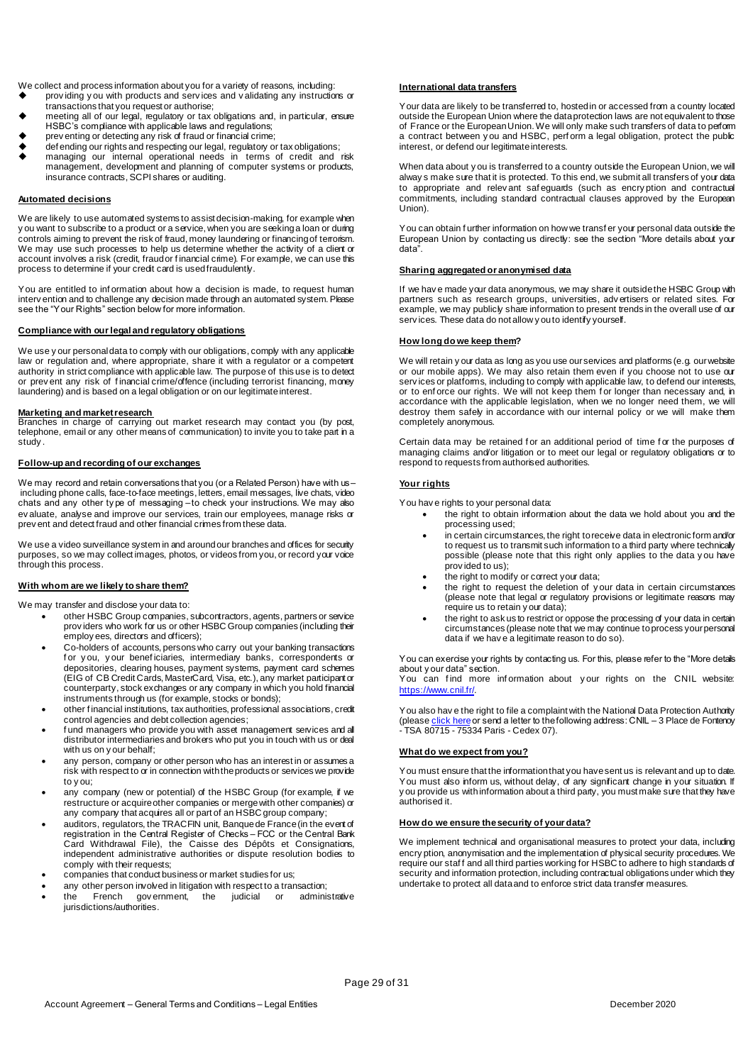We collect and process information about you for a variety of reasons, including:

- providing you with products and services and validating any instructions or transactions that you request or authorise;
- meeting all of our legal, regulatory or tax obligations and, in particular, ensure HSBC's compliance with applicable laws and regulations;
- preventing or detecting any risk of fraud or financial crime;
- defending our rights and respecting our legal, regulatory or tax obligations;
- managing our internal operational needs in terms of credit and risk management, development and planning of computer systems or products, insurance contracts, SCPI shares or auditing.

**Automated decisions**

We are likely to use automated systems to assist decision-making, for example when you want to subscribe to a product or a service, when you are seeking a loan or during controls aiming to prevent the risk of fraud, money laundering or financing of terrorism. We may use such processes to help us determine whether the activity of a client or account involves a risk (credit, fraud or financial crime). For example, we can use this process to determine if your credit card is used fraudulently.

You are entitled to information about how a decision is made, to request human intervention and to challenge any decision made through an automated system. Please see the "Your Rights" section below for more information.

**Compliance with our legal and regulatory obligations**

We use your personal data to comply with our obligations, comply with any applicable law or regulation and, where appropriate, share it with a regulator or a competent authority in strict compliance with applicable law. The purpose of this use is to detect or prevent any risk of financial crime/offence (including terrorist financing, money laundering) and is based on a legal obligation or on our legitimate interest.

**Marketing and market research**

Branches in charge of carrying out market research may contact you (by post, telephone, email or any other means of communication) to invite you to take part in a study.

**Follow-up and recording of our exchanges**

We may record and retain conversations that you (or a Related Person) have with us – including phone calls, face-to-face meetings, letters, email messages, live chats, video chats and any other type of messaging – to check your instructions. We may also evaluate, analyse and improve our services, train our employees, manage risks or prevent and detect fraud and other financial crimes from these data.

We use a video surveillance system in and around our branches and offices for security purposes, so we may collect images, photos, or videos from you, or record your voice through this process.

**With whom are we likely to share them?**

We may transfer and disclose your data to:

- other HSBC Group companies, subcontractors, agents, partners or service providers who work for us or other HSBC Group companies (including their employees, directors and officers);
- Co-holders of accounts, persons who carry out your banking transactions for you, your beneficiaries, intermediary banks, correspondents or depositories, clearing houses, payment systems, payment card schemes (EIG of CB Credit Cards, MasterCard, Visa, etc.), any market participant or counterparty, stock exchanges or any company in which you hold financial instruments through us (for example, stocks or bonds);
- other financial institutions, tax authorities, professional associations, credit control agencies and debt collection agencies;
- fund managers who provide you with asset management services and all distributor intermediaries and brokers who put you in touch with us or deal with us on your behalf;
- any person, company or other person who has an interest in or assumes a risk with respect to or in connection with the products or services we provide to you;
- any company (new or potential) of the HSBC Group (for example, if we restructure or acquire other companies or merge with other companies) or any company that acquires all or part of an HSBC group company;
- auditors, regulators, the TRACFIN unit, Banque de France (in the event of registration in the Central Register of Checks – FCC or the Central Bank Card Withdrawal File), the Caisse des Dépôts et Consignations, independent administrative authorities or dispute resolution bodies to comply with their requests;
- companies that conduct business or market studies for us;
- any other person involved in litigation with respect to a transaction;
- the French government, the judicial or administrative jurisdictions/authorities.

**International data transfers**

Your data are likely to be transferred to, hosted in or accessed from a country located outside the European Union where the data protection laws are not equivalent to those of France or the European Union. We will only make such transfers of data to perform a contract between you and HSBC, perform a legal obligation, protect the public interest, or defend our legitimate interests.

When data about you is transferred to a country outside the European Union, we will always make sure that it is protected. To this end, we submit all transfers of your data to appropriate and relevant safeguards (such as encryption and contractual commitments, including standard contractual clauses approved by the European Union).

You can obtain further information on how we transfer your personal data outside the European Union by contacting us directly: see the section "More details about your data".

**Sharing aggregated or anonymised data**

If we have made your data anonymous, we may share it outside the HSBC Group with partners such as research groups, universities, advertisers or related sites. For example, we may publicly share information to present trends in the overall use of our services. These data do not allow you to identify yourself.

**How long do we keep them?**

We will retain your data as long as you use our services and platforms (e.g. our website or our mobile apps). We may also retain them even if you choose not to use our services or platforms, including to comply with applicable law, to defend our interests, or to enforce our rights. We will not keep them for longer than necessary and, in accordance with the applicable legislation, when we no longer need them, we will destroy them safely in accordance with our internal policy or we will make them completely anonymous.

Certain data may be retained for an additional period of time for the purposes of managing claims and/or litigation or to meet our legal or regulatory obligations or to respond to requests from authorised authorities.

**Your rights**

You have rights to your personal data:

- the right to obtain information about the data we hold about you and the processing used;
- in certain circumstances, the right to receive data in electronic form and/or to request us to transmit such information to a third party where technically possible (please note that this right only applies to the data you have provided to us);
- the right to modify or correct your data;
- the right to request the deletion of your data in certain circumstances (please note that legal or regulatory provisions or legitimate reasons may require us to retain your data);
- the right to ask us to restrict or oppose the processing of your data in certain circumstances (please note that we may continue to process your personal data if we have a legitimate reason to do so).

You can exercise your rights by contacting us. For this, please refer to the "More details about your data" section.
You can find more information about your rights on the CNIL website: https://www.cnil.fr/.

You also have the right to file a complaint with the National Data Protection Authority (please click here or send a letter to the following address: CNIL – 3 Place de Fontenoy - TSA 80715 - 75334 Paris - Cedex 07).

**What do we expect from you?**

You must ensure that the information that you have sent us is relevant and up to date. You must also inform us, without delay, of any significant change in your situation. If you provide us with information about a third party, you must make sure that they have authorised it.

**How do we ensure the security of your data?**

We implement technical and organisational measures to protect your data, including encryption, anonymisation and the implementation of physical security procedures. We require our staff and all third parties working for HSBC to adhere to high standards of security and information protection, including contractual obligations under which they undertake to protect all data and to enforce strict data transfer measures.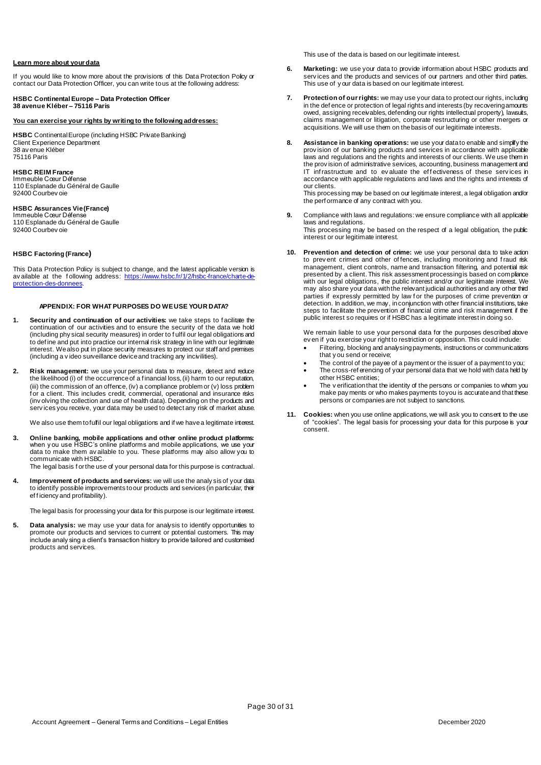**Learn more about your data**

If you would like to know more about the provisions of this Data Protection Policy or contact our Data Protection Officer, you can write to us at the following address:

**HSBC Continental Europe – Data Protection Officer**
**38 avenue Kléber – 75116 Paris**

**You can exercise your rights by writing to the following addresses:**

**HSBC** Continental Europe (including HSBC Private Banking)
Client Experience Department
38 avenue Kléber
75116 Paris

**HSBC REIM France**
Immeuble Cœur Défense
110 Esplanade du Général de Gaulle
92400 Courbevoie

**HSBC Assurances Vie (France)**
Immeuble Cœur Défense
110 Esplanade du Général de Gaulle
92400 Courbevoie

**HSBC Factoring (France)**

This Data Protection Policy is subject to change, and the latest applicable version is available at the following address: https://www.hsbc.fr/1/2/hsbc-france/charte-de-protection-des-donnees.

**APPENDIX: FOR WHAT PURPOSES DO WE USE YOUR DATA?**

1. **Security and continuation of our activities:** we take steps to facilitate the continuation of our activities and to ensure the security of the data we hold (including physical security measures) in order to fulfil our legal obligations and to define and put into practice our internal risk strategy in line with our legitimate interest. We also put in place security measures to protect our staff and premises (including a video surveillance device and tracking any incivilities).

2. **Risk management:** we use your personal data to measure, detect and reduce the likelihood (i) of the occurrence of a financial loss, (ii) harm to our reputation, (iii) the commission of an offence, (iv) a compliance problem or (v) loss problem for a client. This includes credit, commercial, operational and insurance risks (involving the collection and use of health data). Depending on the products and services you receive, your data may be used to detect any risk of market abuse.

   We also use them to fulfil our legal obligations and if we have a legitimate interest.

3. **Online banking, mobile applications and other online product platforms:** when you use HSBC's online platforms and mobile applications, we use your data to make them available to you. These platforms may also allow you to communicate with HSBC.
   The legal basis for the use of your personal data for this purpose is contractual.

4. **Improvement of products and services:** we will use the analysis of your data to identify possible improvements to our products and services (in particular, their efficiency and profitability).

   The legal basis for processing your data for this purpose is our legitimate interest.

5. **Data analysis:** we may use your data for analysis to identify opportunities to promote our products and services to current or potential customers. This may include analysing a client's transaction history to provide tailored and customised products and services.

   This use of the data is based on our legitimate interest.

6. **Marketing:** we use your data to provide information about HSBC products and services and the products and services of our partners and other third parties. This use of your data is based on our legitimate interest.

7. **Protection of our rights:** we may use your data to protect our rights, including in the defence or protection of legal rights and interests (by recovering amounts owed, assigning receivables, defending our rights intellectual property), lawsuits, claims management or litigation, corporate restructuring or other mergers or acquisitions. We will use them on the basis of our legitimate interests.

8. **Assistance in banking operations:** we use your data to enable and simplify the provision of our banking products and services in accordance with applicable laws and regulations and the rights and interests of our clients. We use them in the provision of administrative services, accounting, business management and IT infrastructure and to evaluate the effectiveness of these services in accordance with applicable regulations and laws and the rights and interests of our clients.
   This processing may be based on our legitimate interest, a legal obligation and/or the performance of any contract with you.

9. Compliance with laws and regulations: we ensure compliance with all applicable laws and regulations.
   This processing may be based on the respect of a legal obligation, the public interest or our legitimate interest.

10. **Prevention and detection of crime:** we use your personal data to take action to prevent crimes and other offences, including monitoring and fraud risk management, client controls, name and transaction filtering, and potential risk presented by a client. This risk assessment processing is based on compliance with our legal obligations, the public interest and/or our legitimate interest. We may also share your data with the relevant judicial authorities and any other third parties if expressly permitted by law for the purposes of crime prevention or detection. In addition, we may, in conjunction with other financial institutions, take steps to facilitate the prevention of financial crime and risk management if the public interest so requires or if HSBC has a legitimate interest in doing so.

    We remain liable to use your personal data for the purposes described above even if you exercise your right to restriction or opposition. This could include:
    - Filtering, blocking and analysing payments, instructions or communications that you send or receive;
    - The control of the payee of a payment or the issuer of a payment to you;
    - The cross-referencing of your personal data that we hold with data held by other HSBC entities;
    - The verification that the identity of the persons or companies to whom you make payments or who makes payments to you is accurate and that these persons or companies are not subject to sanctions.

11. **Cookies:** when you use online applications, we will ask you to consent to the use of "cookies". The legal basis for processing your data for this purpose is your consent.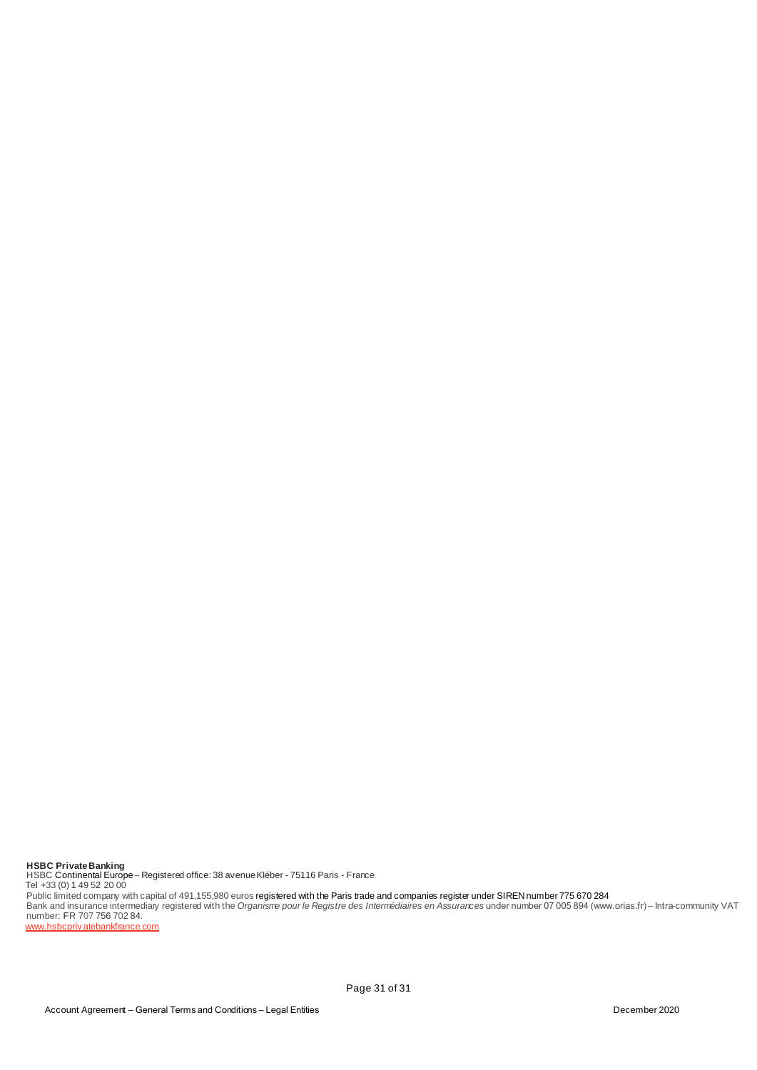**HSBC Private Banking**
HSBC Continental Europe – Registered office: 38 avenue Kléber - 75116 Paris - France
Tel +33 (0) 1 49 52 20 00
Public limited company with capital of 491,155,980 euros registered with the Paris trade and companies register under SIREN number 775 670 284
Bank and insurance intermediary registered with the *Organisme pour le Registre des Intermédiaires en Assurances* under number 07 005 894 (www.orias.fr) – Intra-community VAT number: FR 707 756 702 84.
www.hsbcprivatebankfrance.com